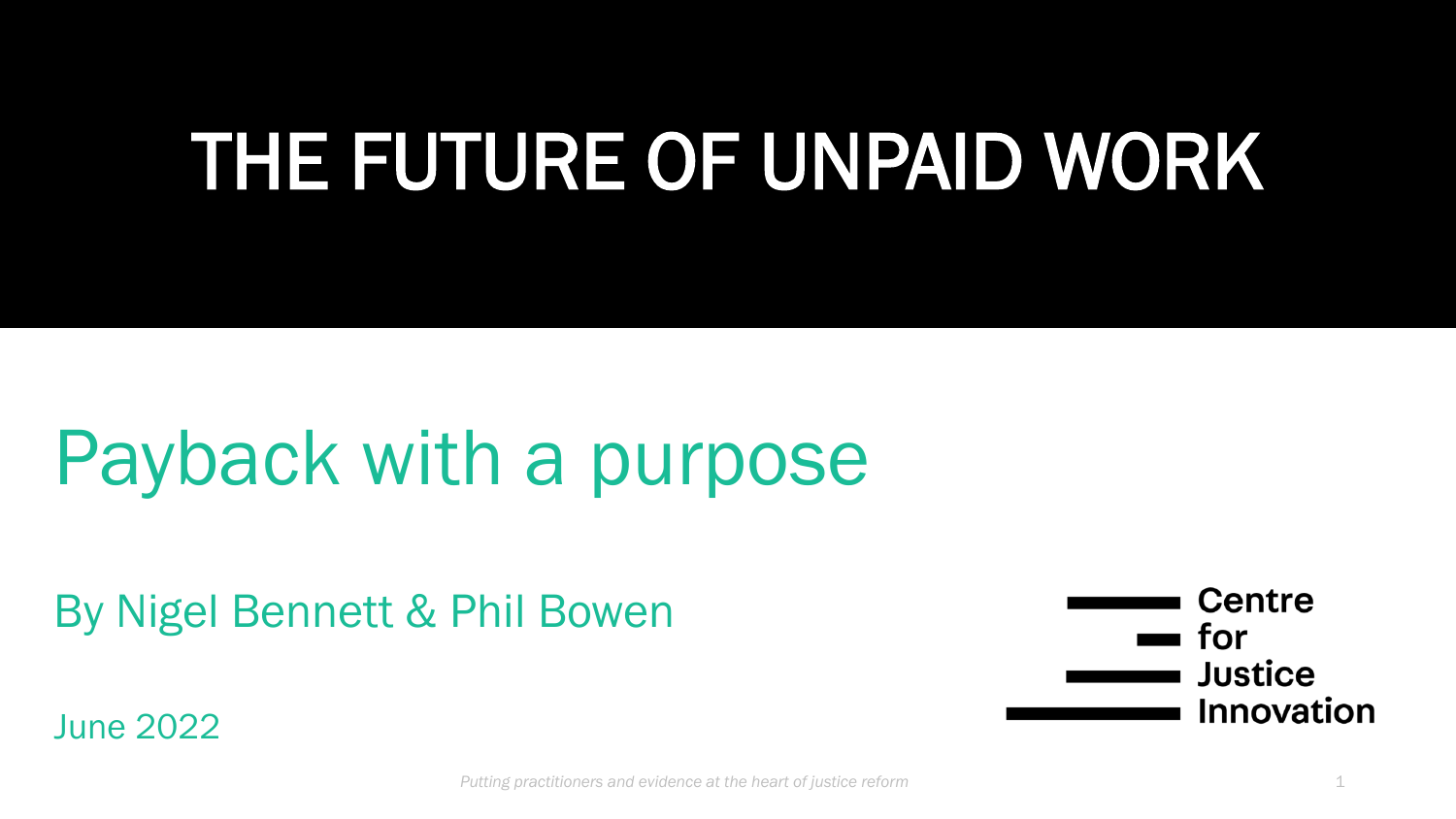# THE FUTURE OF UNPAID WORK

## Payback with a purpose

By Nigel Bennett & Phil Bowen

June 2022

Centre for Justice Innovation

*Putting practitioners and evidence at the heart of justice reform*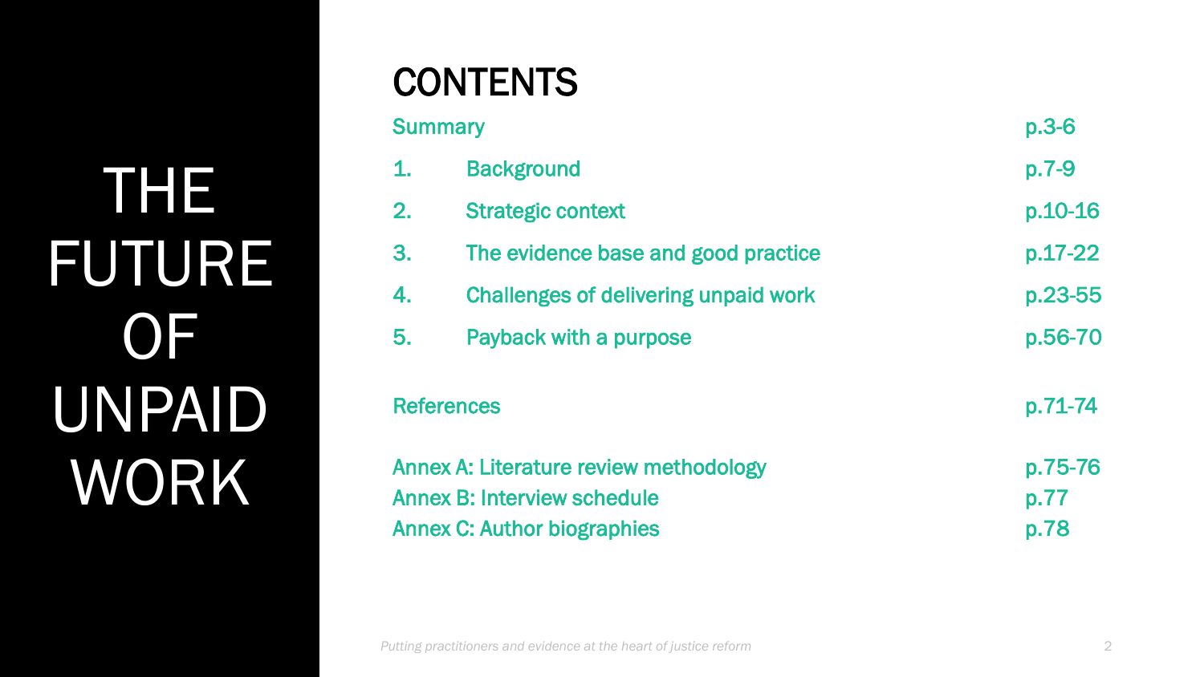# THE FUTURE OF UNPAID WORK

## CONTENTS

| | | |
|---|---|---|
| Summary | | p.3-6 |
| 1. | Background | p.7-9 |
| 2. | Strategic context | p.10-16 |
| 3. | The evidence base and good practice | p.17-22 |
| 4. | Challenges of delivering unpaid work | p.23-55 |
| 5. | Payback with a purpose | p.56-70 |
| References | | p.71-74 |
| Annex A: Literature review methodology | | p.75-76 |
| Annex B: Interview schedule | | p.77 |
| Annex C: Author biographies | | p.78 |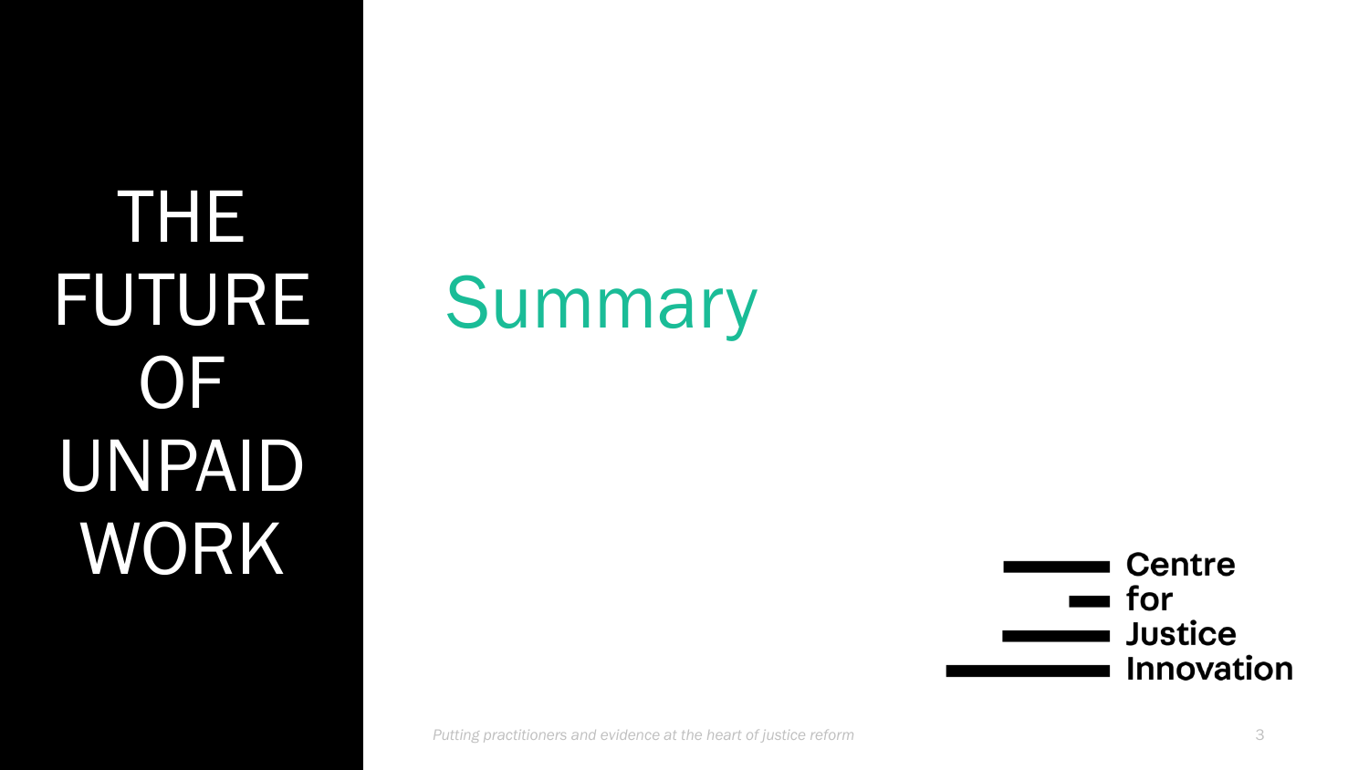THE FUTURE OF UNPAID WORK

# Summary

Centre for Justice Innovation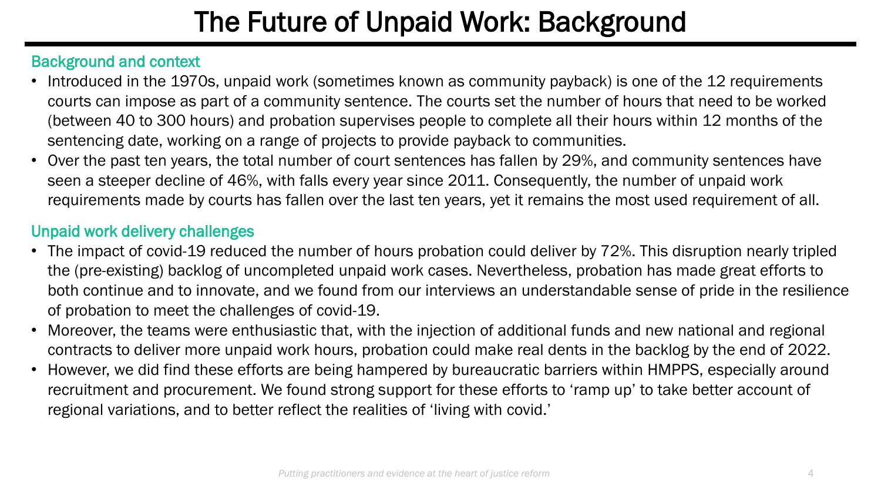# The Future of Unpaid Work: Background

## Background and context

- Introduced in the 1970s, unpaid work (sometimes known as community payback) is one of the 12 requirements courts can impose as part of a community sentence. The courts set the number of hours that need to be worked (between 40 to 300 hours) and probation supervises people to complete all their hours within 12 months of the sentencing date, working on a range of projects to provide payback to communities.
- Over the past ten years, the total number of court sentences has fallen by 29%, and community sentences have seen a steeper decline of 46%, with falls every year since 2011. Consequently, the number of unpaid work requirements made by courts has fallen over the last ten years, yet it remains the most used requirement of all.

## Unpaid work delivery challenges

- The impact of covid-19 reduced the number of hours probation could deliver by 72%. This disruption nearly tripled the (pre-existing) backlog of uncompleted unpaid work cases. Nevertheless, probation has made great efforts to both continue and to innovate, and we found from our interviews an understandable sense of pride in the resilience of probation to meet the challenges of covid-19.
- Moreover, the teams were enthusiastic that, with the injection of additional funds and new national and regional contracts to deliver more unpaid work hours, probation could make real dents in the backlog by the end of 2022.
- However, we did find these efforts are being hampered by bureaucratic barriers within HMPPS, especially around recruitment and procurement. We found strong support for these efforts to 'ramp up' to take better account of regional variations, and to better reflect the realities of 'living with covid.'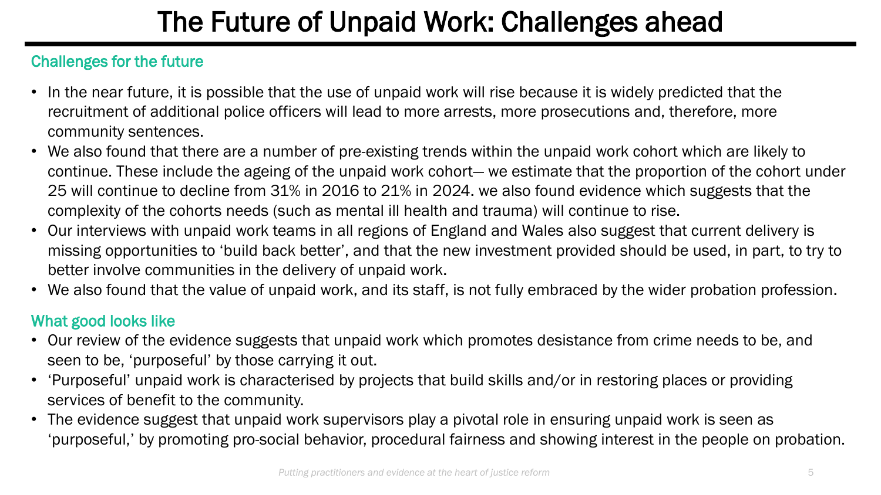# The Future of Unpaid Work: Challenges ahead

## Challenges for the future

- In the near future, it is possible that the use of unpaid work will rise because it is widely predicted that the recruitment of additional police officers will lead to more arrests, more prosecutions and, therefore, more community sentences.
- We also found that there are a number of pre-existing trends within the unpaid work cohort which are likely to continue. These include the ageing of the unpaid work cohort— we estimate that the proportion of the cohort under 25 will continue to decline from 31% in 2016 to 21% in 2024. we also found evidence which suggests that the complexity of the cohorts needs (such as mental ill health and trauma) will continue to rise.
- Our interviews with unpaid work teams in all regions of England and Wales also suggest that current delivery is missing opportunities to 'build back better', and that the new investment provided should be used, in part, to try to better involve communities in the delivery of unpaid work.
- We also found that the value of unpaid work, and its staff, is not fully embraced by the wider probation profession.

## What good looks like

- Our review of the evidence suggests that unpaid work which promotes desistance from crime needs to be, and seen to be, 'purposeful' by those carrying it out.
- 'Purposeful' unpaid work is characterised by projects that build skills and/or in restoring places or providing services of benefit to the community.
- The evidence suggest that unpaid work supervisors play a pivotal role in ensuring unpaid work is seen as 'purposeful,' by promoting pro-social behavior, procedural fairness and showing interest in the people on probation.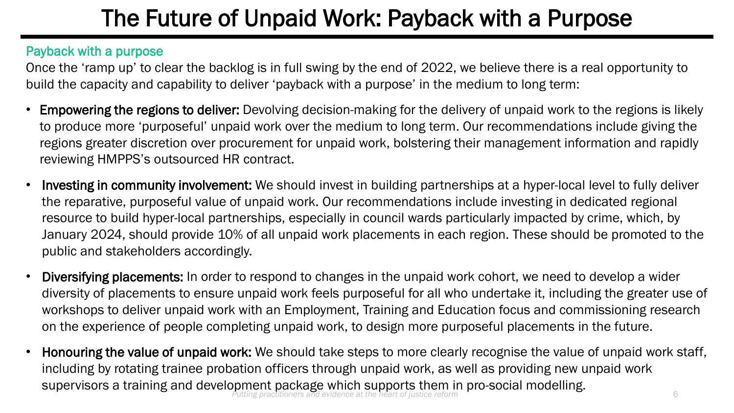# The Future of Unpaid Work: Payback with a Purpose

## Payback with a purpose

Once the 'ramp up' to clear the backlog is in full swing by the end of 2022, we believe there is a real opportunity to build the capacity and capability to deliver 'payback with a purpose' in the medium to long term:

- **Empowering the regions to deliver:** Devolving decision-making for the delivery of unpaid work to the regions is likely to produce more 'purposeful' unpaid work over the medium to long term. Our recommendations include giving the regions greater discretion over procurement for unpaid work, bolstering their management information and rapidly reviewing HMPPS's outsourced HR contract.
- **Investing in community involvement:** We should invest in building partnerships at a hyper-local level to fully deliver the reparative, purposeful value of unpaid work. Our recommendations include investing in dedicated regional resource to build hyper-local partnerships, especially in council wards particularly impacted by crime, which, by January 2024, should provide 10% of all unpaid work placements in each region. These should be promoted to the public and stakeholders accordingly.
- **Diversifying placements:** In order to respond to changes in the unpaid work cohort, we need to develop a wider diversity of placements to ensure unpaid work feels purposeful for all who undertake it, including the greater use of workshops to deliver unpaid work with an Employment, Training and Education focus and commissioning research on the experience of people completing unpaid work, to design more purposeful placements in the future.
- **Honouring the value of unpaid work:** We should take steps to more clearly recognise the value of unpaid work staff, including by rotating trainee probation officers through unpaid work, as well as providing new unpaid work supervisors a training and development package which supports them in pro-social modelling.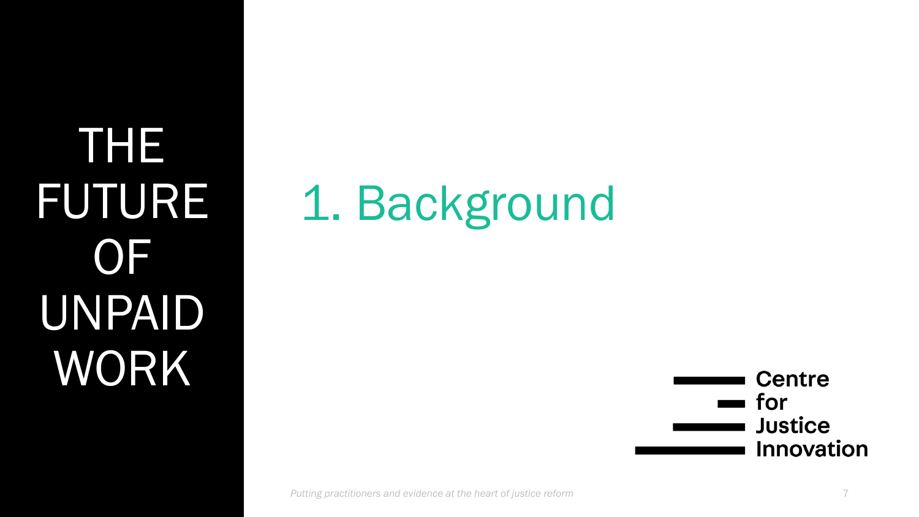THE FUTURE OF UNPAID WORK

# 1. Background

Centre for Justice Innovation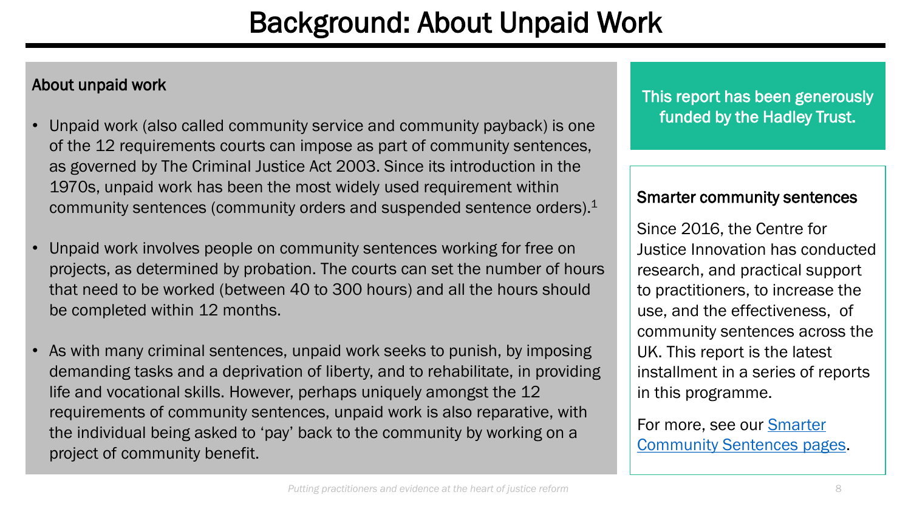# Background: About Unpaid Work

### About unpaid work

- Unpaid work (also called community service and community payback) is one of the 12 requirements courts can impose as part of community sentences, as governed by The Criminal Justice Act 2003. Since its introduction in the 1970s, unpaid work has been the most widely used requirement within community sentences (community orders and suspended sentence orders).[1]
- Unpaid work involves people on community sentences working for free on projects, as determined by probation. The courts can set the number of hours that need to be worked (between 40 to 300 hours) and all the hours should be completed within 12 months.
- As with many criminal sentences, unpaid work seeks to punish, by imposing demanding tasks and a deprivation of liberty, and to rehabilitate, in providing life and vocational skills. However, perhaps uniquely amongst the 12 requirements of community sentences, unpaid work is also reparative, with the individual being asked to 'pay' back to the community by working on a project of community benefit.

This report has been generously funded by the Hadley Trust.

### Smarter community sentences

Since 2016, the Centre for Justice Innovation has conducted research, and practical support to practitioners, to increase the use, and the effectiveness, of community sentences across the UK. This report is the latest installment in a series of reports in this programme.

For more, see our Smarter Community Sentences pages.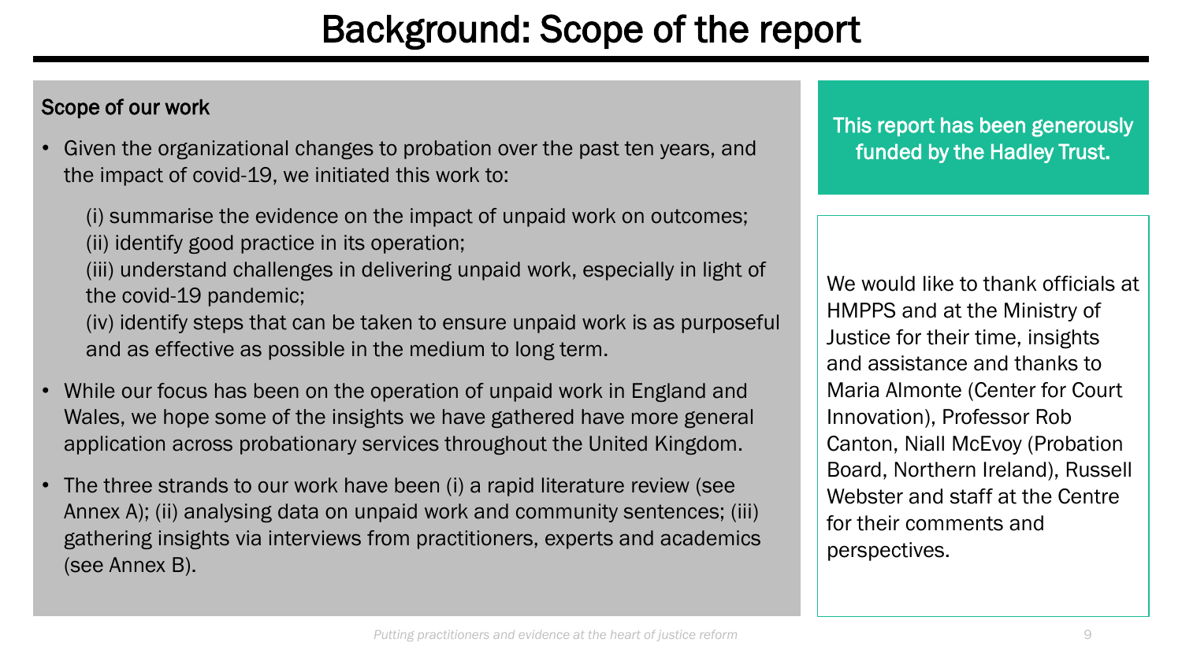# Background: Scope of the report

## Scope of our work

- Given the organizational changes to probation over the past ten years, and the impact of covid-19, we initiated this work to:

  (i) summarise the evidence on the impact of unpaid work on outcomes;
  (ii) identify good practice in its operation;
  (iii) understand challenges in delivering unpaid work, especially in light of the covid-19 pandemic;
  (iv) identify steps that can be taken to ensure unpaid work is as purposeful and as effective as possible in the medium to long term.

- While our focus has been on the operation of unpaid work in England and Wales, we hope some of the insights we have gathered have more general application across probationary services throughout the United Kingdom.

- The three strands to our work have been (i) a rapid literature review (see Annex A); (ii) analysing data on unpaid work and community sentences; (iii) gathering insights via interviews from practitioners, experts and academics (see Annex B).

**This report has been generously funded by the Hadley Trust.**

We would like to thank officials at HMPPS and at the Ministry of Justice for their time, insights and assistance and thanks to Maria Almonte (Center for Court Innovation), Professor Rob Canton, Niall McEvoy (Probation Board, Northern Ireland), Russell Webster and staff at the Centre for their comments and perspectives.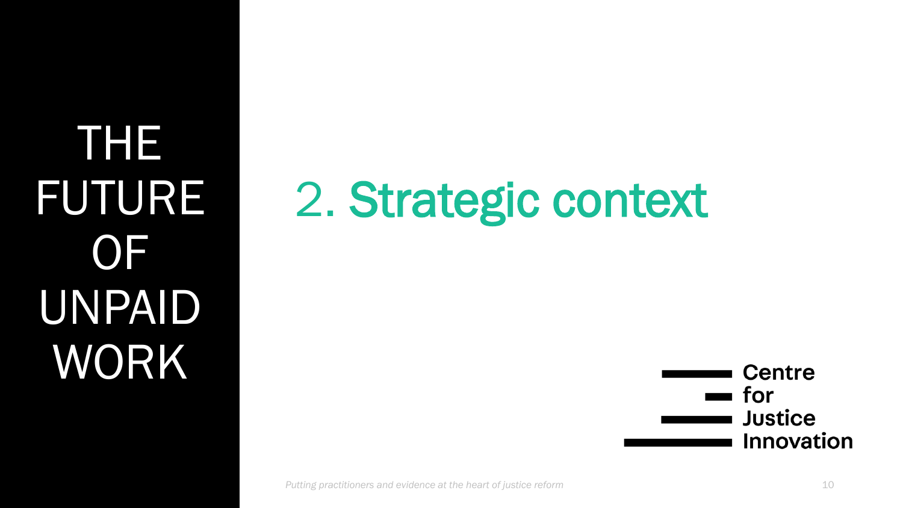THE FUTURE OF UNPAID WORK

# 2. Strategic context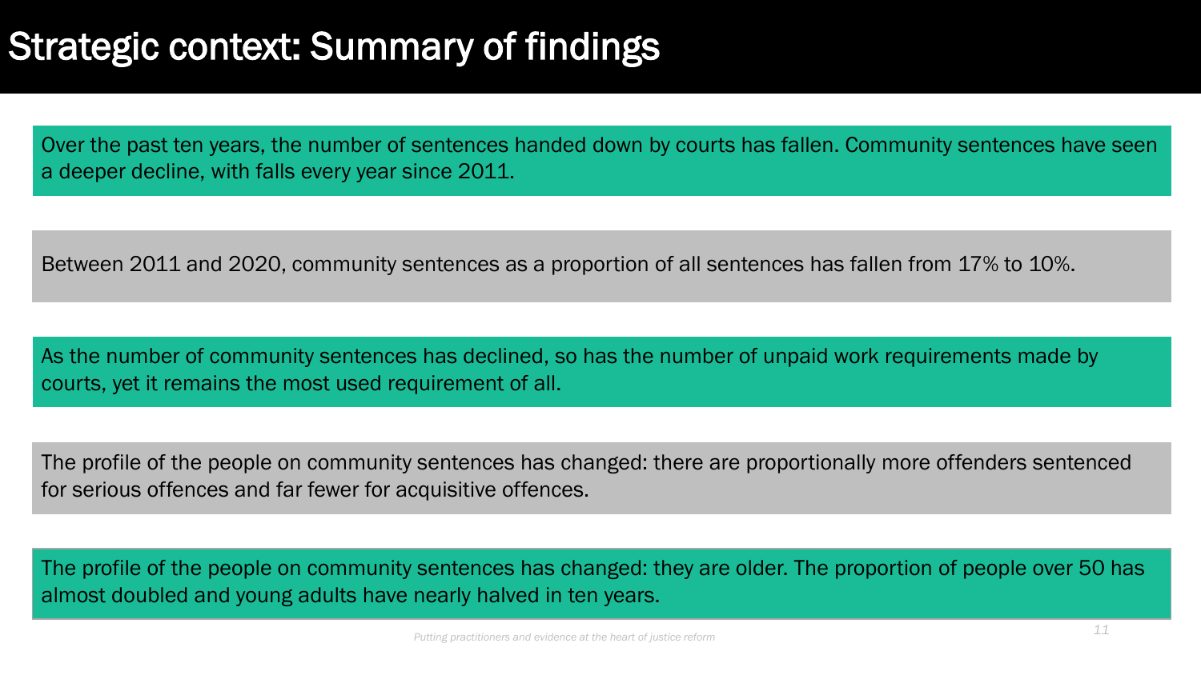# Strategic context: Summary of findings

Over the past ten years, the number of sentences handed down by courts has fallen. Community sentences have seen a deeper decline, with falls every year since 2011.

Between 2011 and 2020, community sentences as a proportion of all sentences has fallen from 17% to 10%.

As the number of community sentences has declined, so has the number of unpaid work requirements made by courts, yet it remains the most used requirement of all.

The profile of the people on community sentences has changed: there are proportionally more offenders sentenced for serious offences and far fewer for acquisitive offences.

The profile of the people on community sentences has changed: they are older. The proportion of people over 50 has almost doubled and young adults have nearly halved in ten years.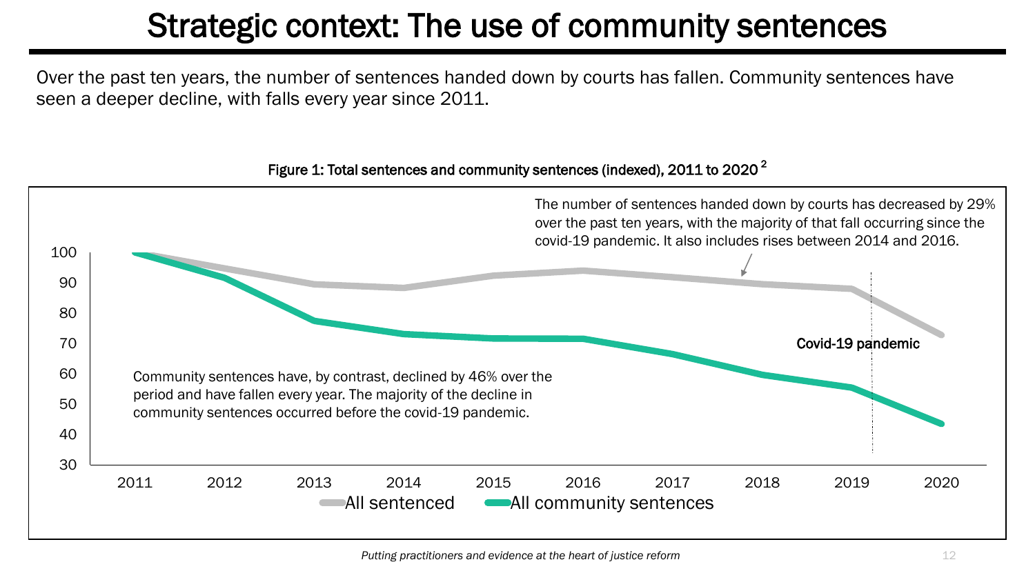# Strategic context: The use of community sentences

Over the past ten years, the number of sentences handed down by courts has fallen. Community sentences have seen a deeper decline, with falls every year since 2011.

Figure 1: Total sentences and community sentences (indexed), 2011 to 2020 [2]

The number of sentences handed down by courts has decreased by 29% over the past ten years, with the majority of that fall occurring since the covid-19 pandemic. It also includes rises between 2014 and 2016.

Community sentences have, by contrast, declined by 46% over the period and have fallen every year. The majority of the decline in community sentences occurred before the covid-19 pandemic.

Covid-19 pandemic

All sentenced | All community sentences

*Putting practitioners and evidence at the heart of justice reform*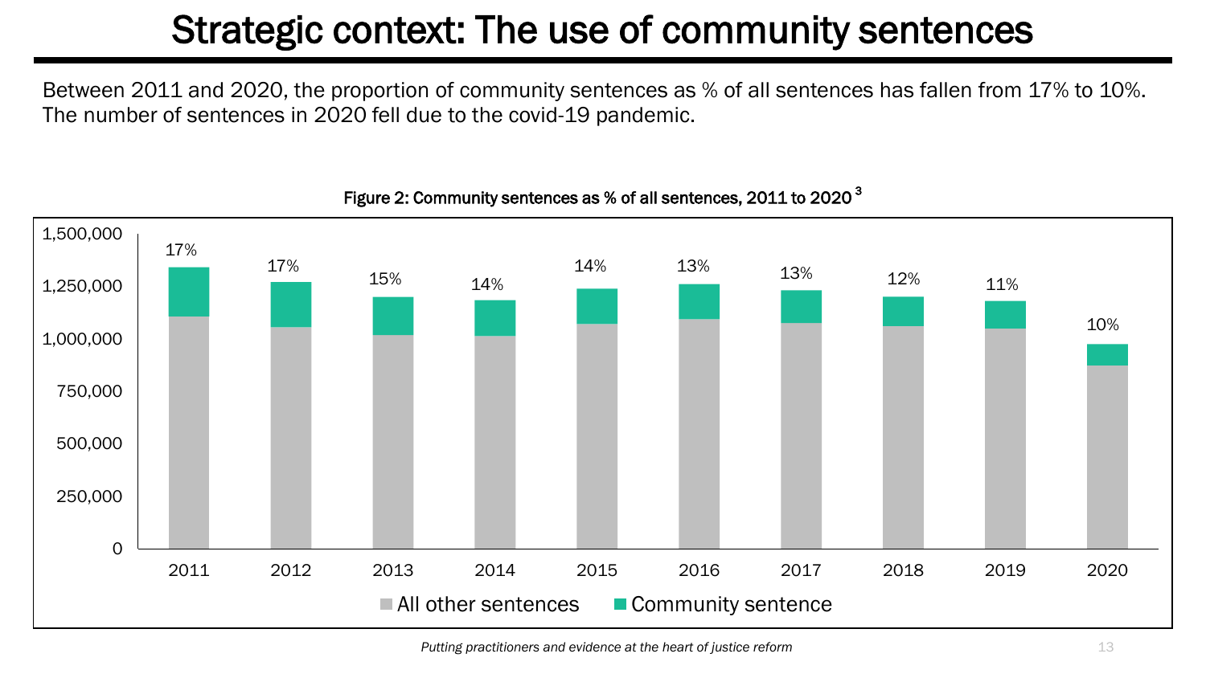# Strategic context: The use of community sentences

Between 2011 and 2020, the proportion of community sentences as % of all sentences has fallen from 17% to 10%. The number of sentences in 2020 fell due to the covid-19 pandemic.

Figure 2: Community sentences as % of all sentences, 2011 to 2020 [3]

| Year | Community sentences as % of all sentences |
|---|---|
| 2011 | 17% |
| 2012 | 17% |
| 2013 | 15% |
| 2014 | 14% |
| 2015 | 14% |
| 2016 | 13% |
| 2017 | 13% |
| 2018 | 12% |
| 2019 | 11% |
| 2020 | 10% |

Legend: All other sentences; Community sentence

*Putting practitioners and evidence at the heart of justice reform*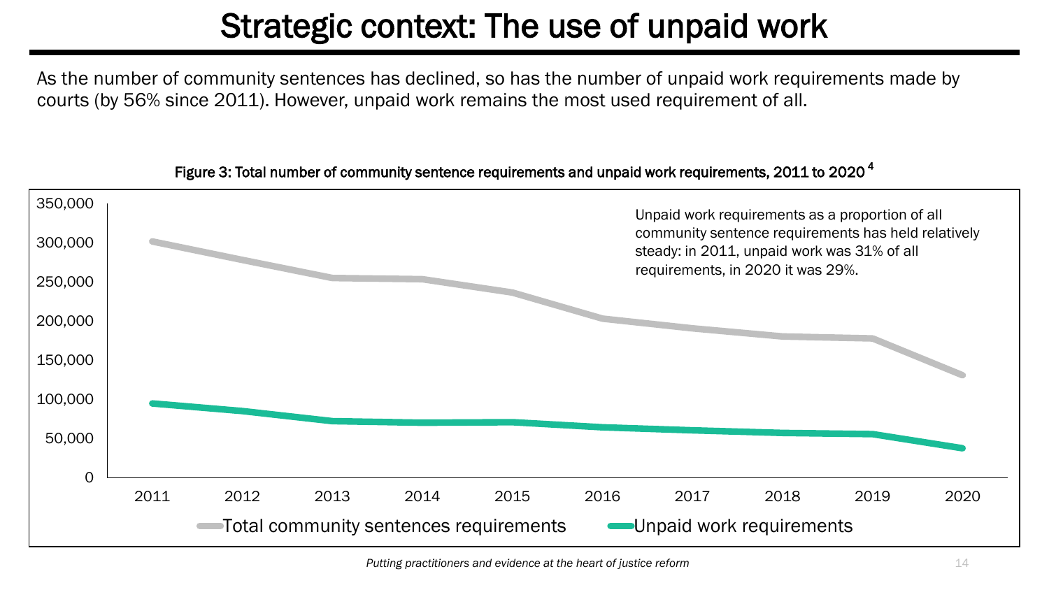# Strategic context: The use of unpaid work

As the number of community sentences has declined, so has the number of unpaid work requirements made by courts (by 56% since 2011). However, unpaid work remains the most used requirement of all.

Figure 3: Total number of community sentence requirements and unpaid work requirements, 2011 to 2020 [4]

Unpaid work requirements as a proportion of all community sentence requirements has held relatively steady: in 2011, unpaid work was 31% of all requirements, in 2020 it was 29%.

*Putting practitioners and evidence at the heart of justice reform*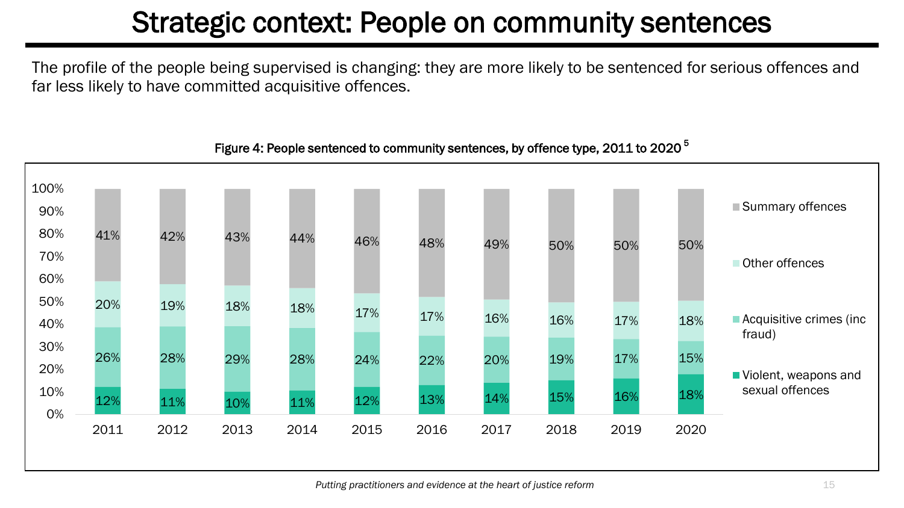# Strategic context: People on community sentences

The profile of the people being supervised is changing: they are more likely to be sentenced for serious offences and far less likely to have committed acquisitive offences.

Figure 4: People sentenced to community sentences, by offence type, 2011 to 2020 [5]

| Offence type | 2011 | 2012 | 2013 | 2014 | 2015 | 2016 | 2017 | 2018 | 2019 | 2020 |
|---|---|---|---|---|---|---|---|---|---|---|
| Summary offences | 41% | 42% | 43% | 44% | 46% | 48% | 49% | 50% | 50% | 50% |
| Other offences | 20% | 19% | 18% | 18% | 17% | 17% | 16% | 16% | 17% | 18% |
| Acquisitive crimes (inc fraud) | 26% | 28% | 29% | 28% | 24% | 22% | 20% | 19% | 17% | 15% |
| Violent, weapons and sexual offences | 12% | 11% | 10% | 11% | 12% | 13% | 14% | 15% | 16% | 18% |

*Putting practitioners and evidence at the heart of justice reform*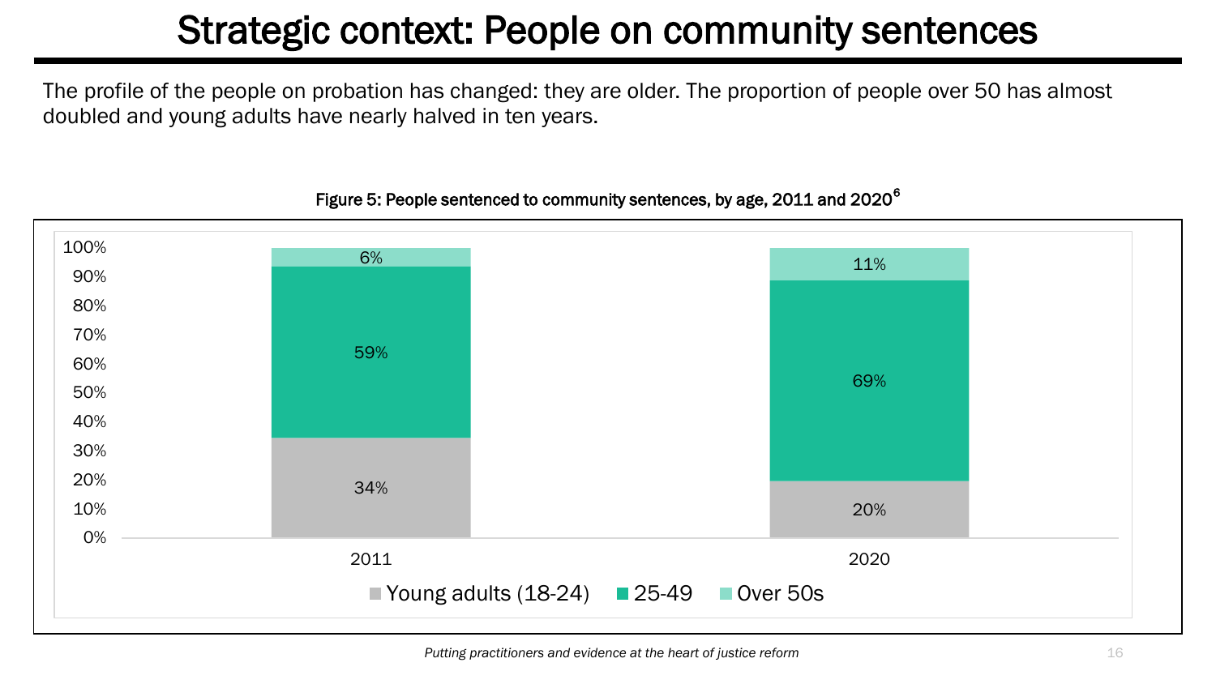# Strategic context: People on community sentences

The profile of the people on probation has changed: they are older. The proportion of people over 50 has almost doubled and young adults have nearly halved in ten years.

Figure 5: People sentenced to community sentences, by age, 2011 and 2020[6]

| Age group | 2011 | 2020 |
|---|---|---|
| Young adults (18-24) | 34% | 20% |
| 25-49 | 59% | 69% |
| Over 50s | 6% | 11% |

*Putting practitioners and evidence at the heart of justice reform*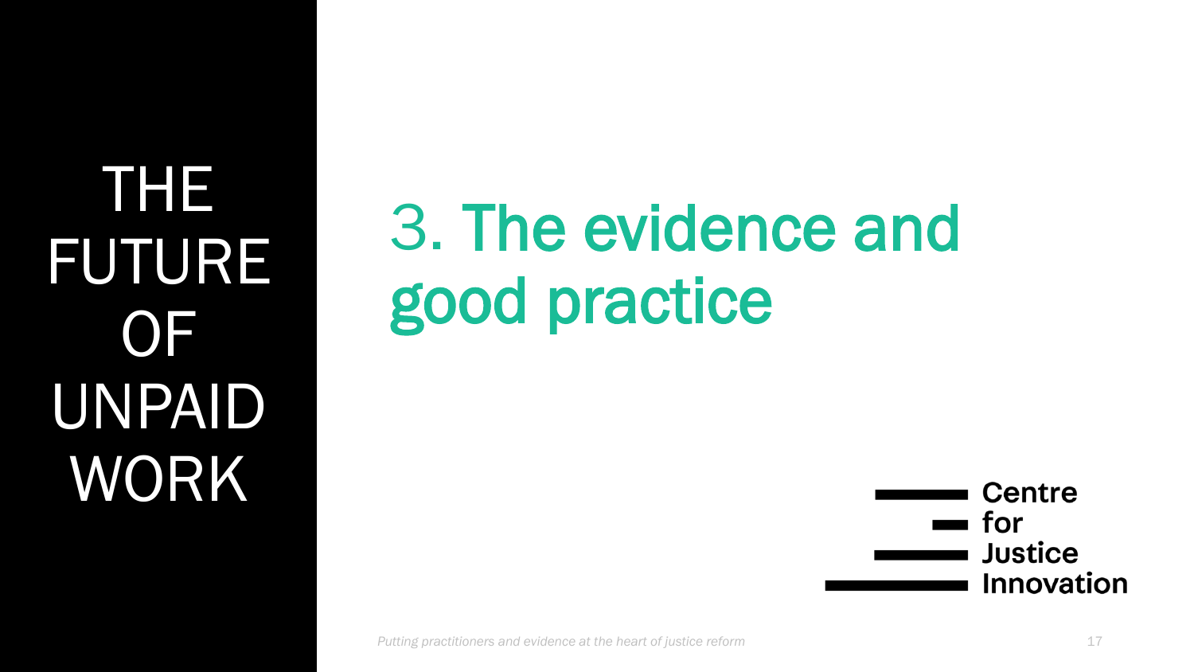# 3. The evidence and good practice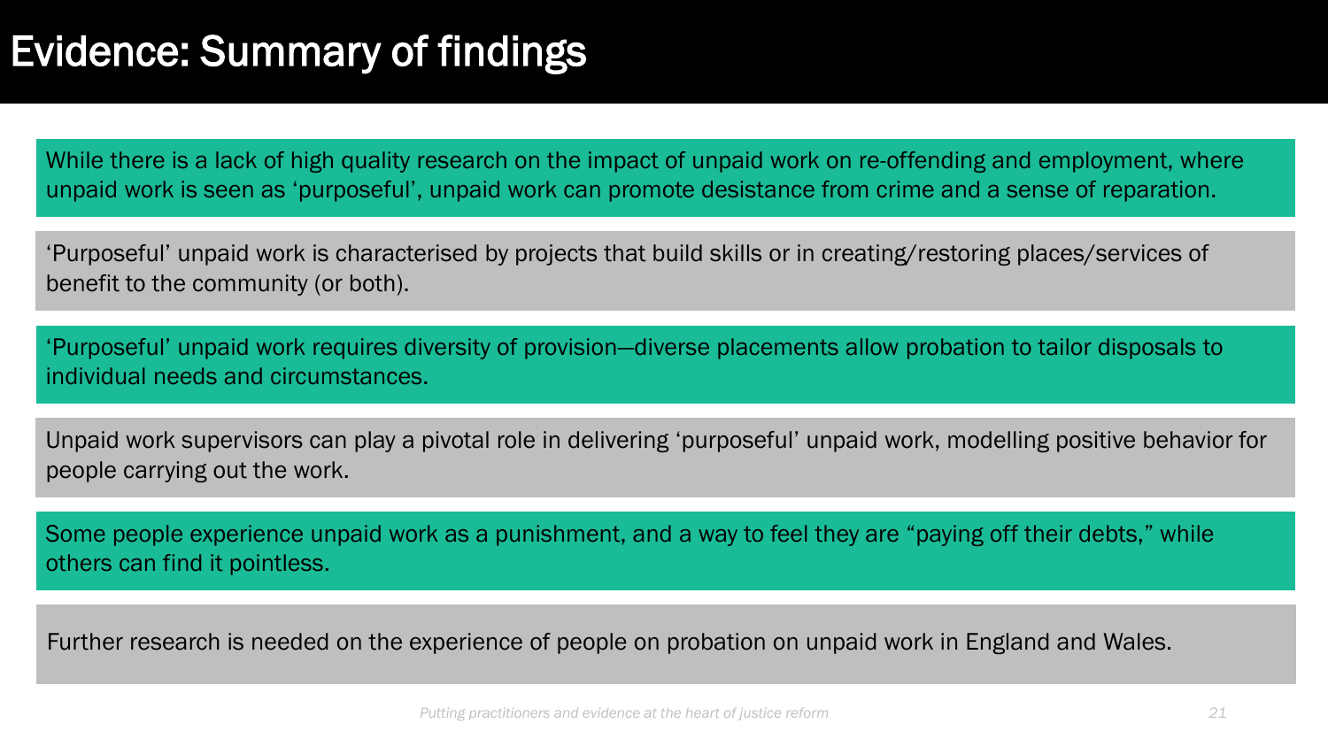# Evidence: Summary of findings

While there is a lack of high quality research on the impact of unpaid work on re-offending and employment, where unpaid work is seen as 'purposeful', unpaid work can promote desistance from crime and a sense of reparation.

'Purposeful' unpaid work is characterised by projects that build skills or in creating/restoring places/services of benefit to the community (or both).

'Purposeful' unpaid work requires diversity of provision—diverse placements allow probation to tailor disposals to individual needs and circumstances.

Unpaid work supervisors can play a pivotal role in delivering 'purposeful' unpaid work, modelling positive behavior for people carrying out the work.

Some people experience unpaid work as a punishment, and a way to feel they are "paying off their debts," while others can find it pointless.

Further research is needed on the experience of people on probation on unpaid work in England and Wales.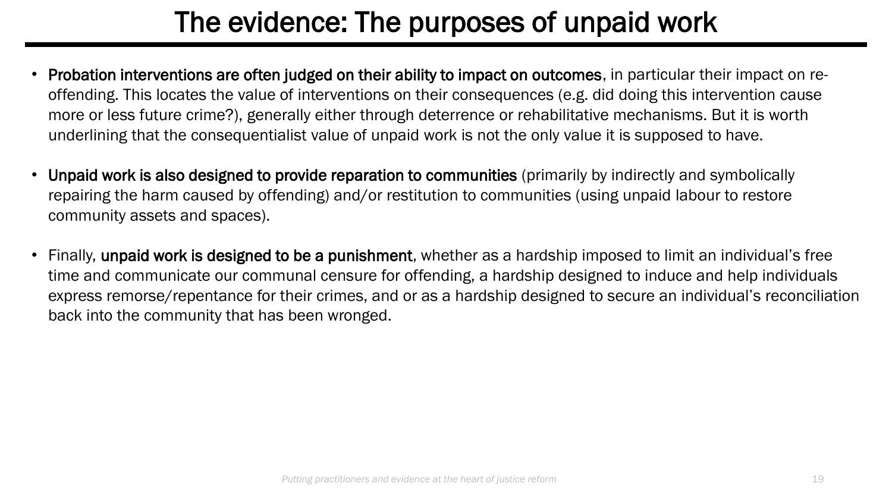# The evidence: The purposes of unpaid work

- **Probation interventions are often judged on their ability to impact on outcomes**, in particular their impact on re-offending. This locates the value of interventions on their consequences (e.g. did doing this intervention cause more or less future crime?), generally either through deterrence or rehabilitative mechanisms. But it is worth underlining that the consequentialist value of unpaid work is not the only value it is supposed to have.

- **Unpaid work is also designed to provide reparation to communities** (primarily by indirectly and symbolically repairing the harm caused by offending) and/or restitution to communities (using unpaid labour to restore community assets and spaces).

- Finally, **unpaid work is designed to be a punishment**, whether as a hardship imposed to limit an individual's free time and communicate our communal censure for offending, a hardship designed to induce and help individuals express remorse/repentance for their crimes, and or as a hardship designed to secure an individual's reconciliation back into the community that has been wronged.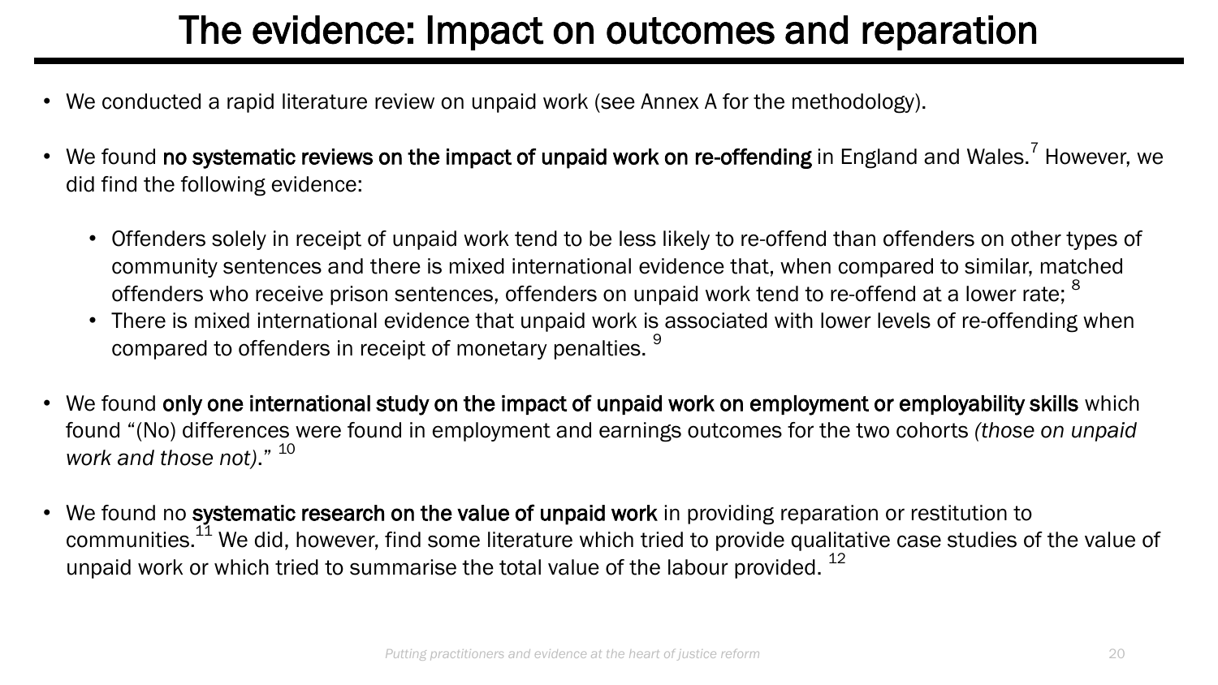# The evidence: Impact on outcomes and reparation

- We conducted a rapid literature review on unpaid work (see Annex A for the methodology).

- We found **no systematic reviews on the impact of unpaid work on re-offending** in England and Wales.[7] However, we did find the following evidence:

  - Offenders solely in receipt of unpaid work tend to be less likely to re-offend than offenders on other types of community sentences and there is mixed international evidence that, when compared to similar, matched offenders who receive prison sentences, offenders on unpaid work tend to re-offend at a lower rate; [8]
  - There is mixed international evidence that unpaid work is associated with lower levels of re-offending when compared to offenders in receipt of monetary penalties. [9]

- We found **only one international study on the impact of unpaid work on employment or employability skills** which found "(No) differences were found in employment and earnings outcomes for the two cohorts *(those on unpaid work and those not)*." [10]

- We found no **systematic research on the value of unpaid work** in providing reparation or restitution to communities.[11] We did, however, find some literature which tried to provide qualitative case studies of the value of unpaid work or which tried to summarise the total value of the labour provided. [12]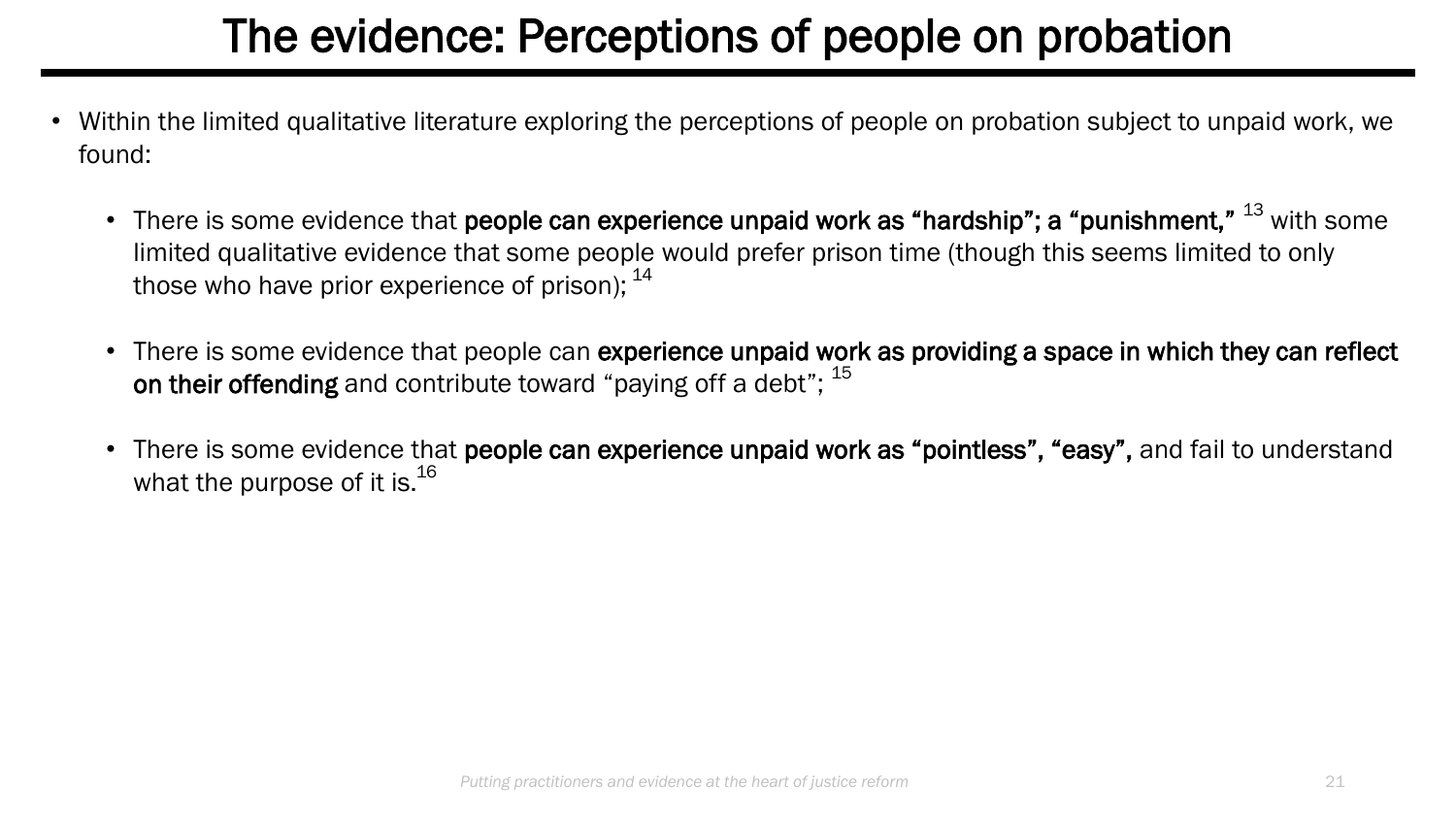# The evidence: Perceptions of people on probation

- Within the limited qualitative literature exploring the perceptions of people on probation subject to unpaid work, we found:

  - There is some evidence that **people can experience unpaid work as "hardship"; a "punishment,"** [13] with some limited qualitative evidence that some people would prefer prison time (though this seems limited to only those who have prior experience of prison); [14]

  - There is some evidence that people can **experience unpaid work as providing a space in which they can reflect on their offending** and contribute toward "paying off a debt"; [15]

  - There is some evidence that **people can experience unpaid work as "pointless", "easy",** and fail to understand what the purpose of it is.[16]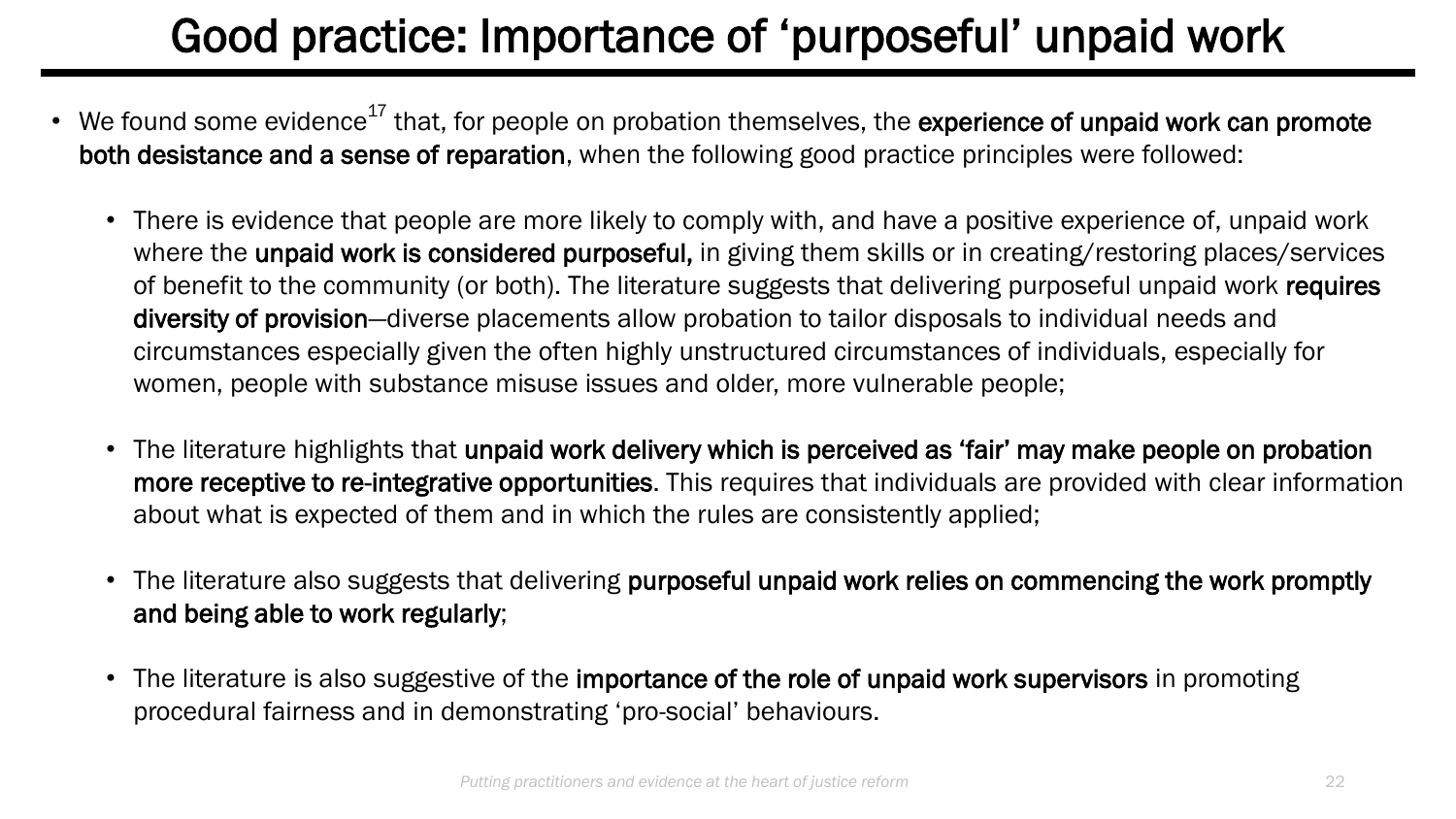# Good practice: Importance of 'purposeful' unpaid work

- We found some evidence[17] that, for people on probation themselves, the **experience of unpaid work can promote both desistance and a sense of reparation**, when the following good practice principles were followed:

  - There is evidence that people are more likely to comply with, and have a positive experience of, unpaid work where the **unpaid work is considered purposeful,** in giving them skills or in creating/restoring places/services of benefit to the community (or both). The literature suggests that delivering purposeful unpaid work **requires diversity of provision**—diverse placements allow probation to tailor disposals to individual needs and circumstances especially given the often highly unstructured circumstances of individuals, especially for women, people with substance misuse issues and older, more vulnerable people;

  - The literature highlights that **unpaid work delivery which is perceived as 'fair' may make people on probation more receptive to re-integrative opportunities.** This requires that individuals are provided with clear information about what is expected of them and in which the rules are consistently applied;

  - The literature also suggests that delivering **purposeful unpaid work relies on commencing the work promptly and being able to work regularly**;

  - The literature is also suggestive of the **importance of the role of unpaid work supervisors** in promoting procedural fairness and in demonstrating 'pro-social' behaviours.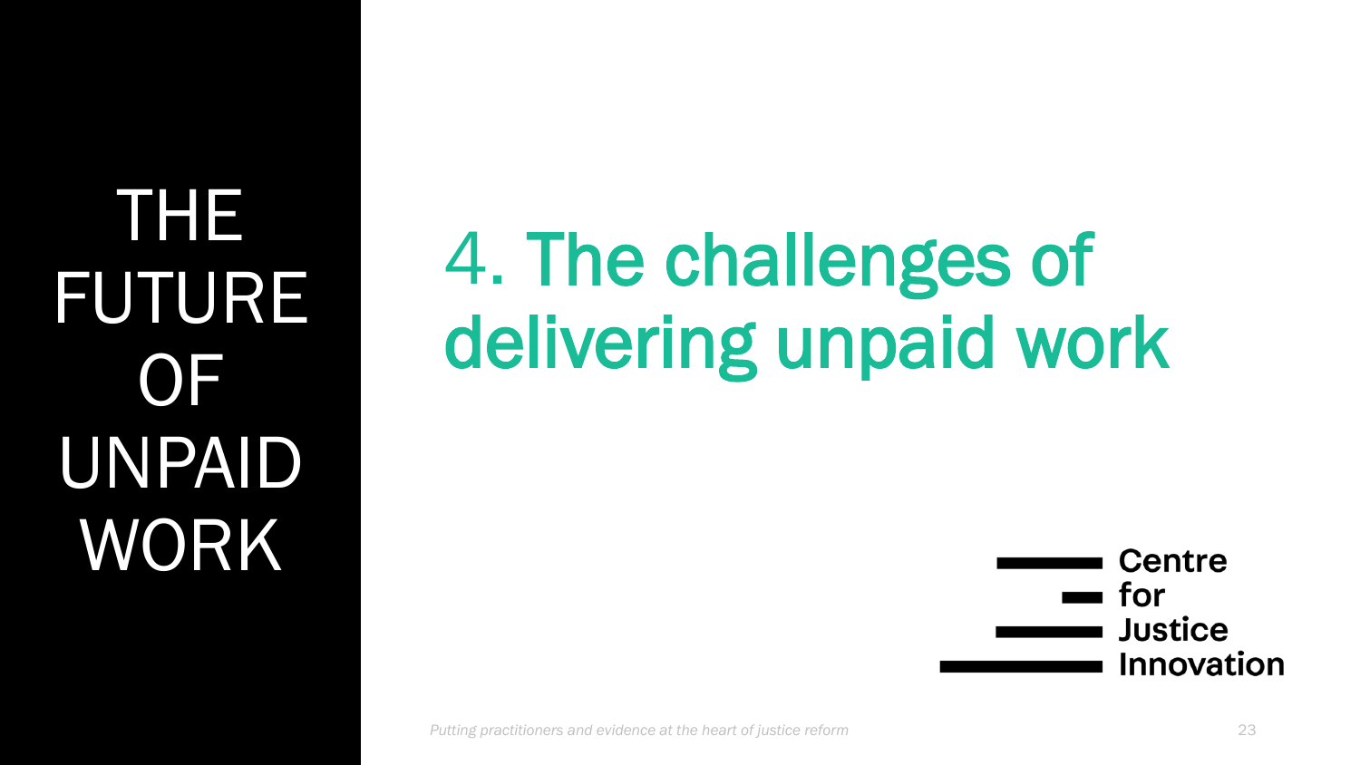# 4. The challenges of delivering unpaid work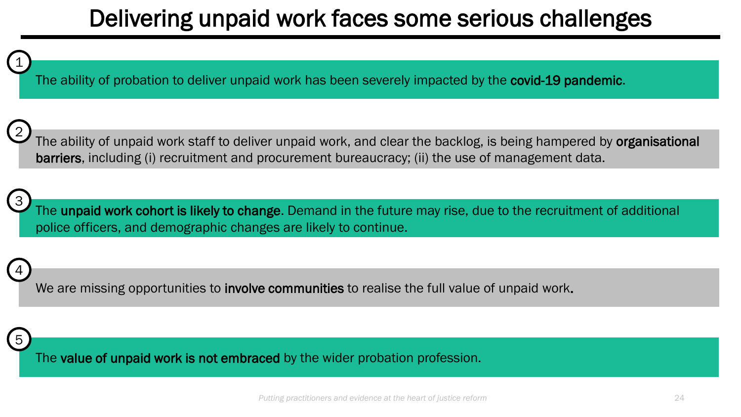# Delivering unpaid work faces some serious challenges

1. The ability of probation to deliver unpaid work has been severely impacted by the **covid-19 pandemic**.

2. The ability of unpaid work staff to deliver unpaid work, and clear the backlog, is being hampered by **organisational barriers**, including (i) recruitment and procurement bureaucracy; (ii) the use of management data.

3. The **unpaid work cohort is likely to change**. Demand in the future may rise, due to the recruitment of additional police officers, and demographic changes are likely to continue.

4. We are missing opportunities to **involve communities** to realise the full value of unpaid work**.**

5. The **value of unpaid work is not embraced** by the wider probation profession.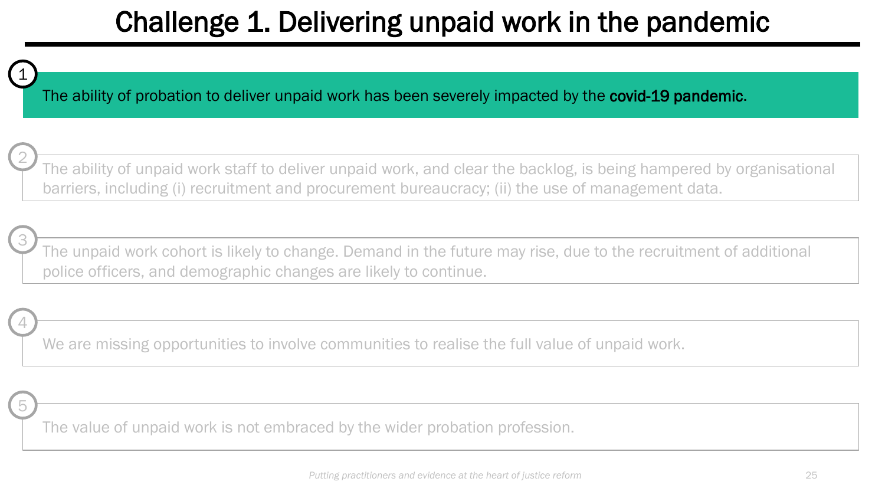# Challenge 1. Delivering unpaid work in the pandemic

1. The ability of probation to deliver unpaid work has been severely impacted by the **covid-19 pandemic**.

2. The ability of unpaid work staff to deliver unpaid work, and clear the backlog, is being hampered by organisational barriers, including (i) recruitment and procurement bureaucracy; (ii) the use of management data.

3. The unpaid work cohort is likely to change. Demand in the future may rise, due to the recruitment of additional police officers, and demographic changes are likely to continue.

4. We are missing opportunities to involve communities to realise the full value of unpaid work.

5. The value of unpaid work is not embraced by the wider probation profession.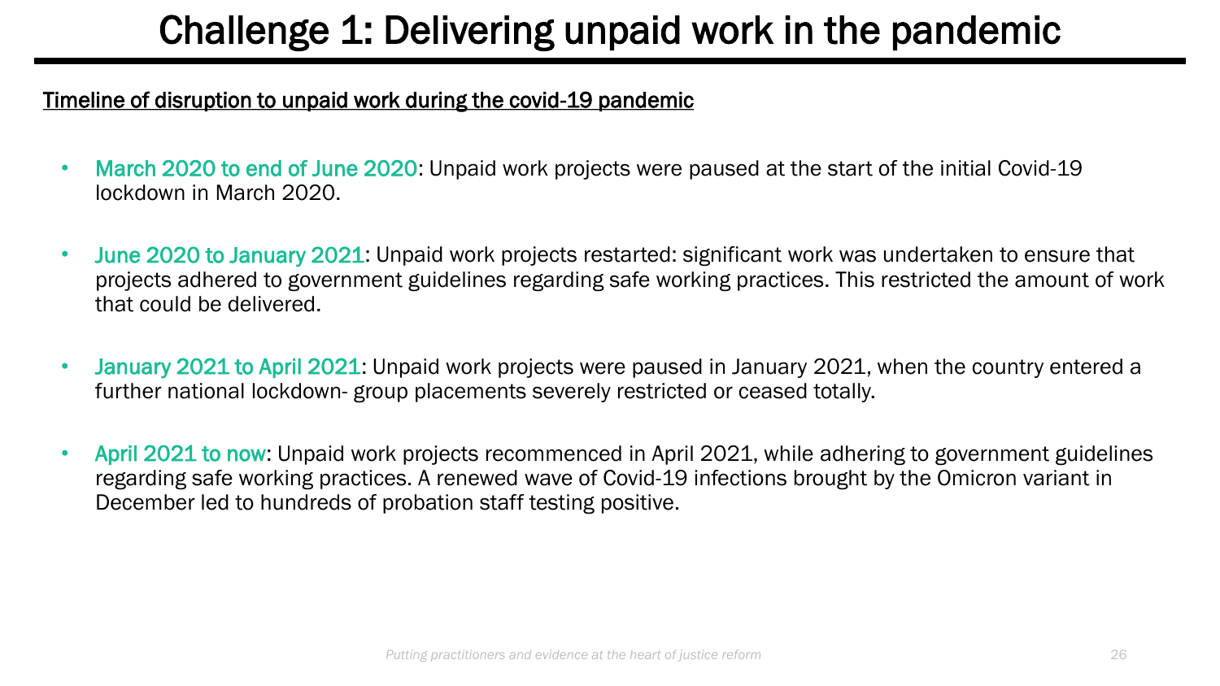# Challenge 1: Delivering unpaid work in the pandemic

<u>Timeline of disruption to unpaid work during the covid-19 pandemic</u>

- March 2020 to end of June 2020: Unpaid work projects were paused at the start of the initial Covid-19 lockdown in March 2020.
- June 2020 to January 2021: Unpaid work projects restarted: significant work was undertaken to ensure that projects adhered to government guidelines regarding safe working practices. This restricted the amount of work that could be delivered.
- January 2021 to April 2021: Unpaid work projects were paused in January 2021, when the country entered a further national lockdown- group placements severely restricted or ceased totally.
- April 2021 to now: Unpaid work projects recommenced in April 2021, while adhering to government guidelines regarding safe working practices. A renewed wave of Covid-19 infections brought by the Omicron variant in December led to hundreds of probation staff testing positive.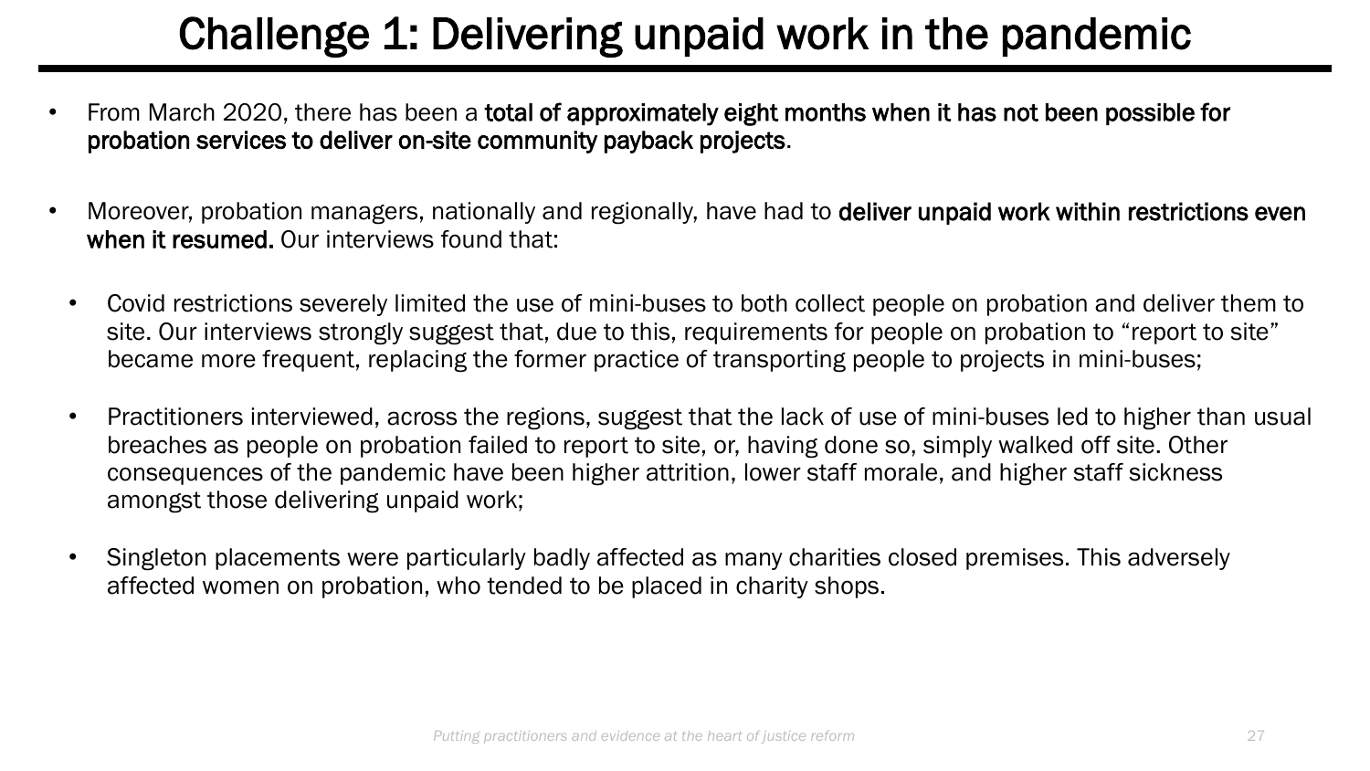# Challenge 1: Delivering unpaid work in the pandemic

- From March 2020, there has been a **total of approximately eight months when it has not been possible for probation services to deliver on-site community payback projects**.

- Moreover, probation managers, nationally and regionally, have had to **deliver unpaid work within restrictions even when it resumed.** Our interviews found that:

  - Covid restrictions severely limited the use of mini-buses to both collect people on probation and deliver them to site. Our interviews strongly suggest that, due to this, requirements for people on probation to "report to site" became more frequent, replacing the former practice of transporting people to projects in mini-buses;

  - Practitioners interviewed, across the regions, suggest that the lack of use of mini-buses led to higher than usual breaches as people on probation failed to report to site, or, having done so, simply walked off site. Other consequences of the pandemic have been higher attrition, lower staff morale, and higher staff sickness amongst those delivering unpaid work;

  - Singleton placements were particularly badly affected as many charities closed premises. This adversely affected women on probation, who tended to be placed in charity shops.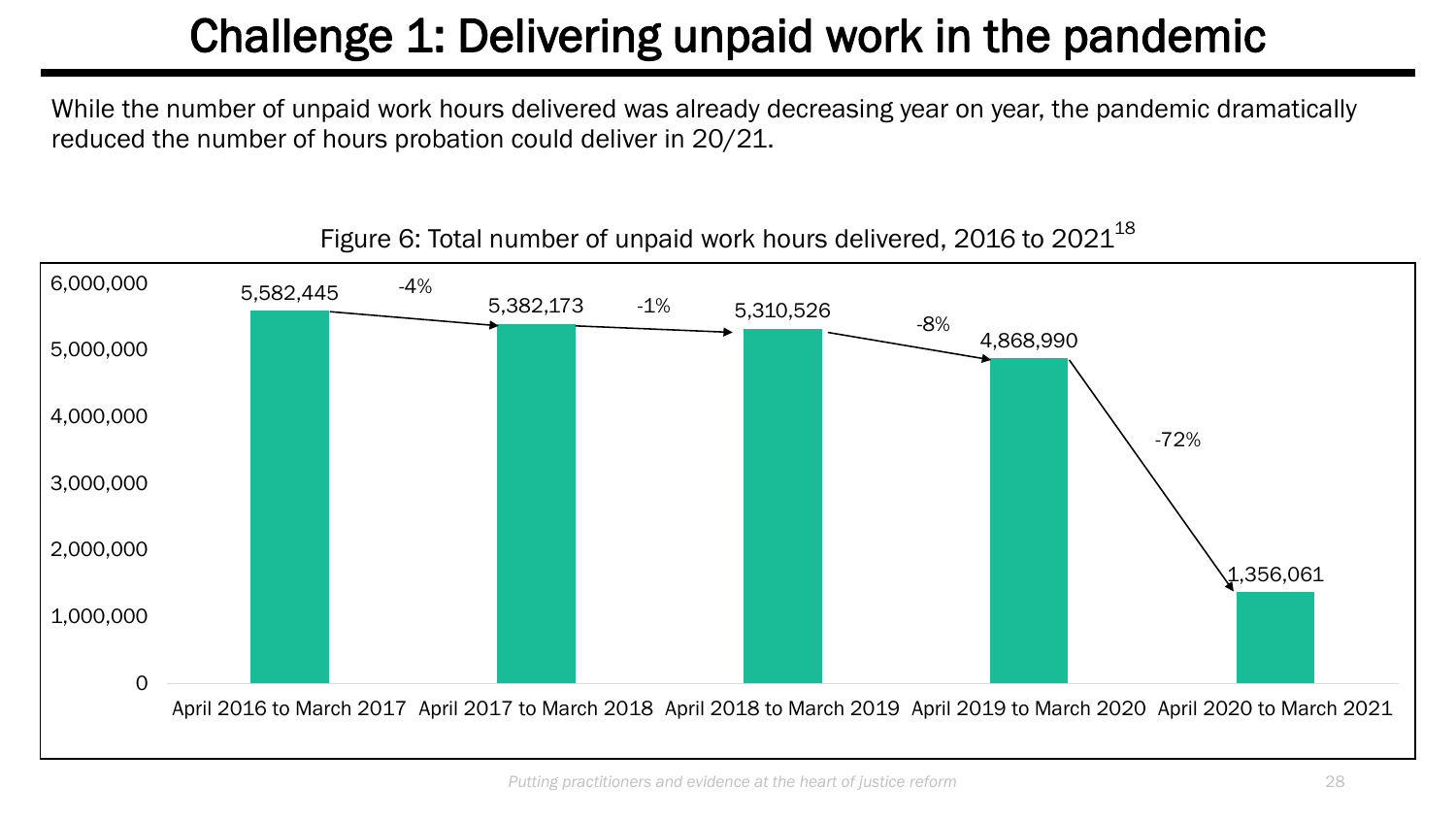# Challenge 1: Delivering unpaid work in the pandemic

While the number of unpaid work hours delivered was already decreasing year on year, the pandemic dramatically reduced the number of hours probation could deliver in 20/21.

Figure 6: Total number of unpaid work hours delivered, 2016 to 2021[18]

| Period | Unpaid work hours delivered | Change from previous year |
|---|---|---|
| April 2016 to March 2017 | 5,582,445 | |
| April 2017 to March 2018 | 5,382,173 | -4% |
| April 2018 to March 2019 | 5,310,526 | -1% |
| April 2019 to March 2020 | 4,868,990 | -8% |
| April 2020 to March 2021 | 1,356,061 | -72% |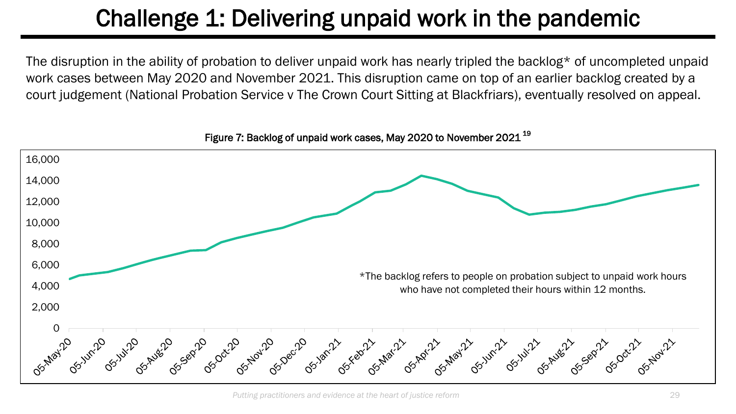# Challenge 1: Delivering unpaid work in the pandemic

The disruption in the ability of probation to deliver unpaid work has nearly tripled the backlog* of uncompleted unpaid work cases between May 2020 and November 2021. This disruption came on top of an earlier backlog created by a court judgement (National Probation Service v The Crown Court Sitting at Blackfriars), eventually resolved on appeal.

Figure 7: Backlog of unpaid work cases, May 2020 to November 2021 [19]

*The backlog refers to people on probation subject to unpaid work hours who have not completed their hours within 12 months.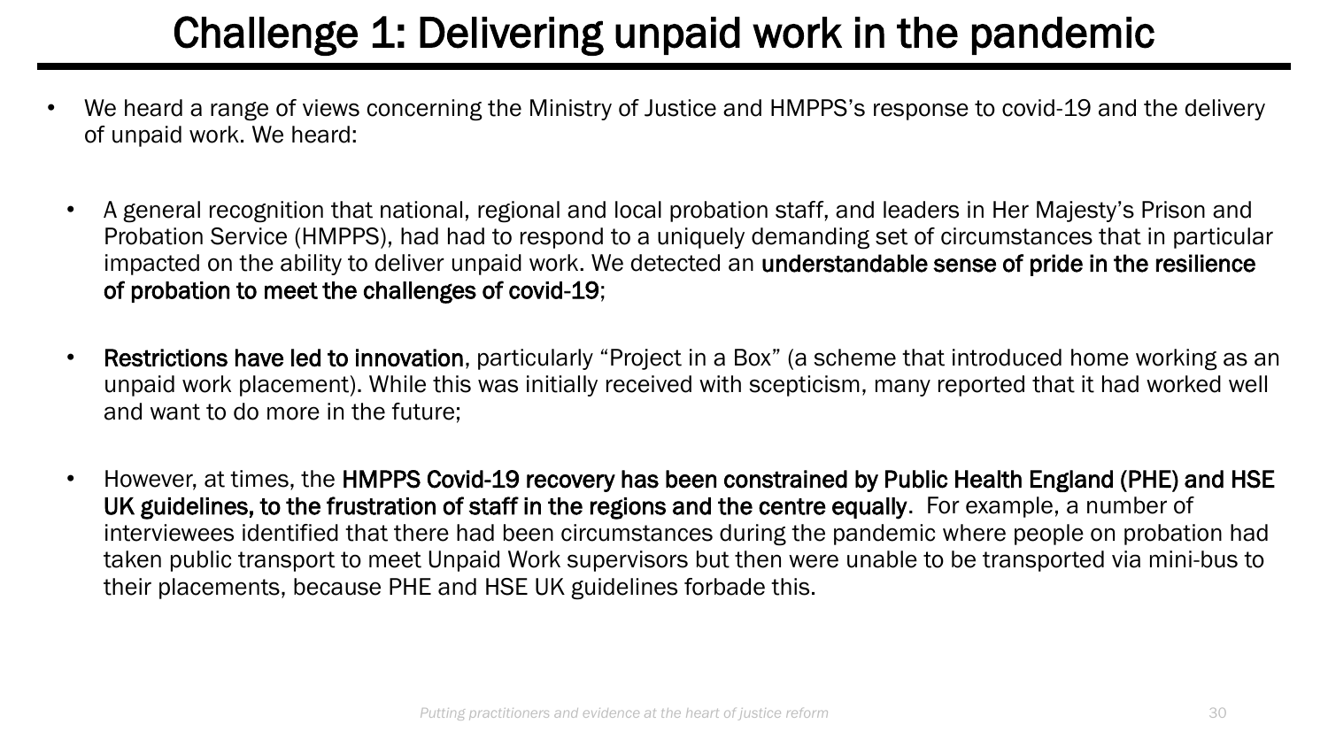# Challenge 1: Delivering unpaid work in the pandemic

- We heard a range of views concerning the Ministry of Justice and HMPPS's response to covid-19 and the delivery of unpaid work. We heard:

  - A general recognition that national, regional and local probation staff, and leaders in Her Majesty's Prison and Probation Service (HMPPS), had had to respond to a uniquely demanding set of circumstances that in particular impacted on the ability to deliver unpaid work. We detected an **understandable sense of pride in the resilience of probation to meet the challenges of covid-19**;

  - **Restrictions have led to innovation**, particularly "Project in a Box" (a scheme that introduced home working as an unpaid work placement). While this was initially received with scepticism, many reported that it had worked well and want to do more in the future;

  - However, at times, the **HMPPS Covid-19 recovery has been constrained by Public Health England (PHE) and HSE UK guidelines, to the frustration of staff in the regions and the centre equally**. For example, a number of interviewees identified that there had been circumstances during the pandemic where people on probation had taken public transport to meet Unpaid Work supervisors but then were unable to be transported via mini-bus to their placements, because PHE and HSE UK guidelines forbade this.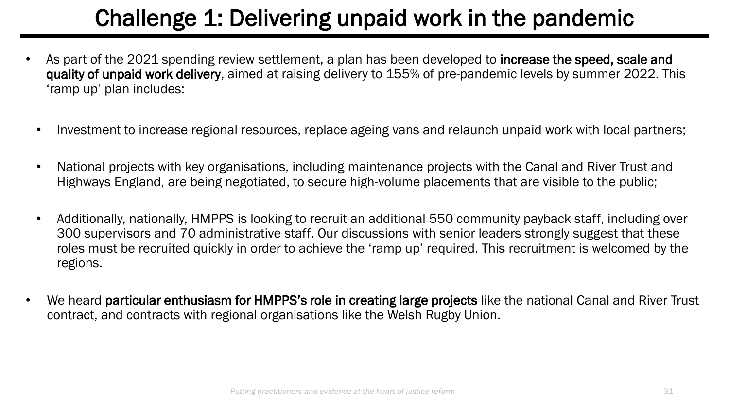# Challenge 1: Delivering unpaid work in the pandemic

- As part of the 2021 spending review settlement, a plan has been developed to **increase the speed, scale and quality of unpaid work delivery**, aimed at raising delivery to 155% of pre-pandemic levels by summer 2022. This 'ramp up' plan includes:
  - Investment to increase regional resources, replace ageing vans and relaunch unpaid work with local partners;
  - National projects with key organisations, including maintenance projects with the Canal and River Trust and Highways England, are being negotiated, to secure high-volume placements that are visible to the public;
  - Additionally, nationally, HMPPS is looking to recruit an additional 550 community payback staff, including over 300 supervisors and 70 administrative staff. Our discussions with senior leaders strongly suggest that these roles must be recruited quickly in order to achieve the 'ramp up' required. This recruitment is welcomed by the regions.
- We heard **particular enthusiasm for HMPPS's role in creating large projects** like the national Canal and River Trust contract, and contracts with regional organisations like the Welsh Rugby Union.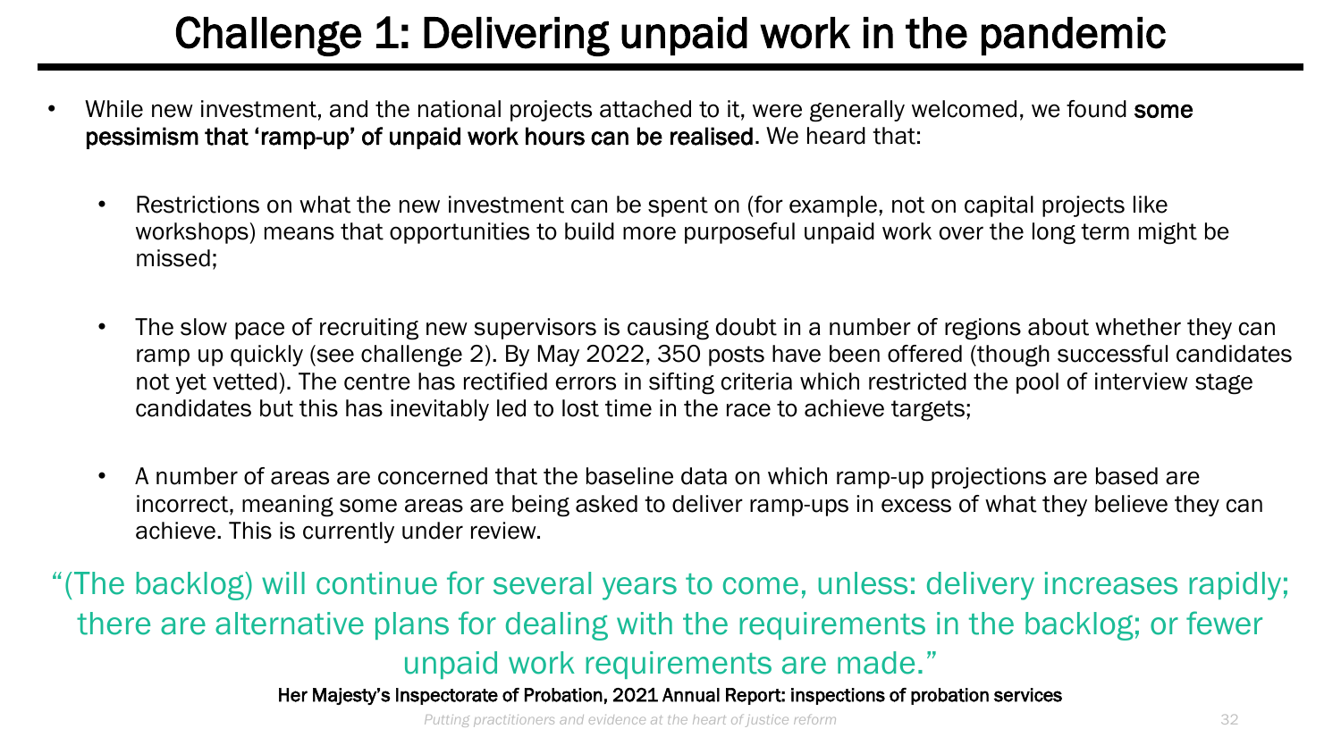# Challenge 1: Delivering unpaid work in the pandemic

- While new investment, and the national projects attached to it, were generally welcomed, we found **some pessimism that 'ramp-up' of unpaid work hours can be realised**. We heard that:
  - Restrictions on what the new investment can be spent on (for example, not on capital projects like workshops) means that opportunities to build more purposeful unpaid work over the long term might be missed;
  - The slow pace of recruiting new supervisors is causing doubt in a number of regions about whether they can ramp up quickly (see challenge 2). By May 2022, 350 posts have been offered (though successful candidates not yet vetted). The centre has rectified errors in sifting criteria which restricted the pool of interview stage candidates but this has inevitably led to lost time in the race to achieve targets;
  - A number of areas are concerned that the baseline data on which ramp-up projections are based are incorrect, meaning some areas are being asked to deliver ramp-ups in excess of what they believe they can achieve. This is currently under review.

"(The backlog) will continue for several years to come, unless: delivery increases rapidly; there are alternative plans for dealing with the requirements in the backlog; or fewer unpaid work requirements are made."

**Her Majesty's Inspectorate of Probation, 2021 Annual Report: inspections of probation services**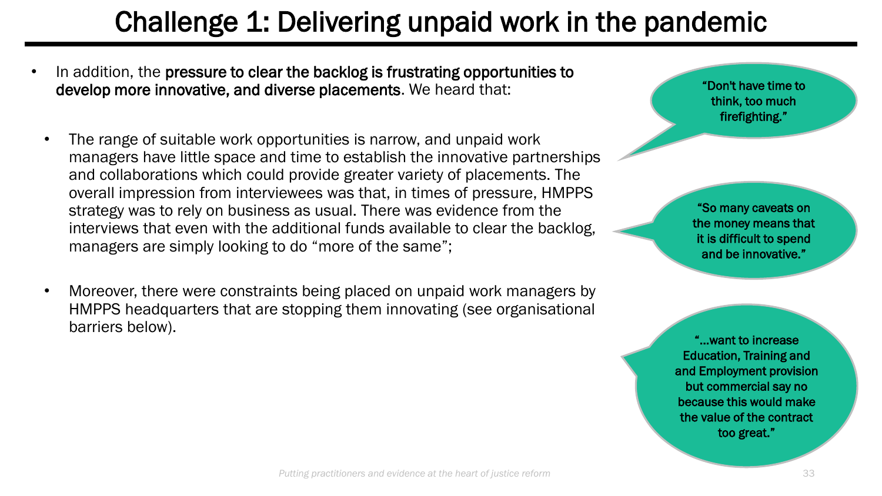# Challenge 1: Delivering unpaid work in the pandemic

- In addition, the **pressure to clear the backlog is frustrating opportunities to develop more innovative, and diverse placements**. We heard that:
  - The range of suitable work opportunities is narrow, and unpaid work managers have little space and time to establish the innovative partnerships and collaborations which could provide greater variety of placements. The overall impression from interviewees was that, in times of pressure, HMPPS strategy was to rely on business as usual. There was evidence from the interviews that even with the additional funds available to clear the backlog, managers are simply looking to do "more of the same";
  - Moreover, there were constraints being placed on unpaid work managers by HMPPS headquarters that are stopping them innovating (see organisational barriers below).

"Don't have time to think, too much firefighting."

"So many caveats on the money means that it is difficult to spend and be innovative."

"…want to increase Education, Training and and Employment provision but commercial say no because this would make the value of the contract too great."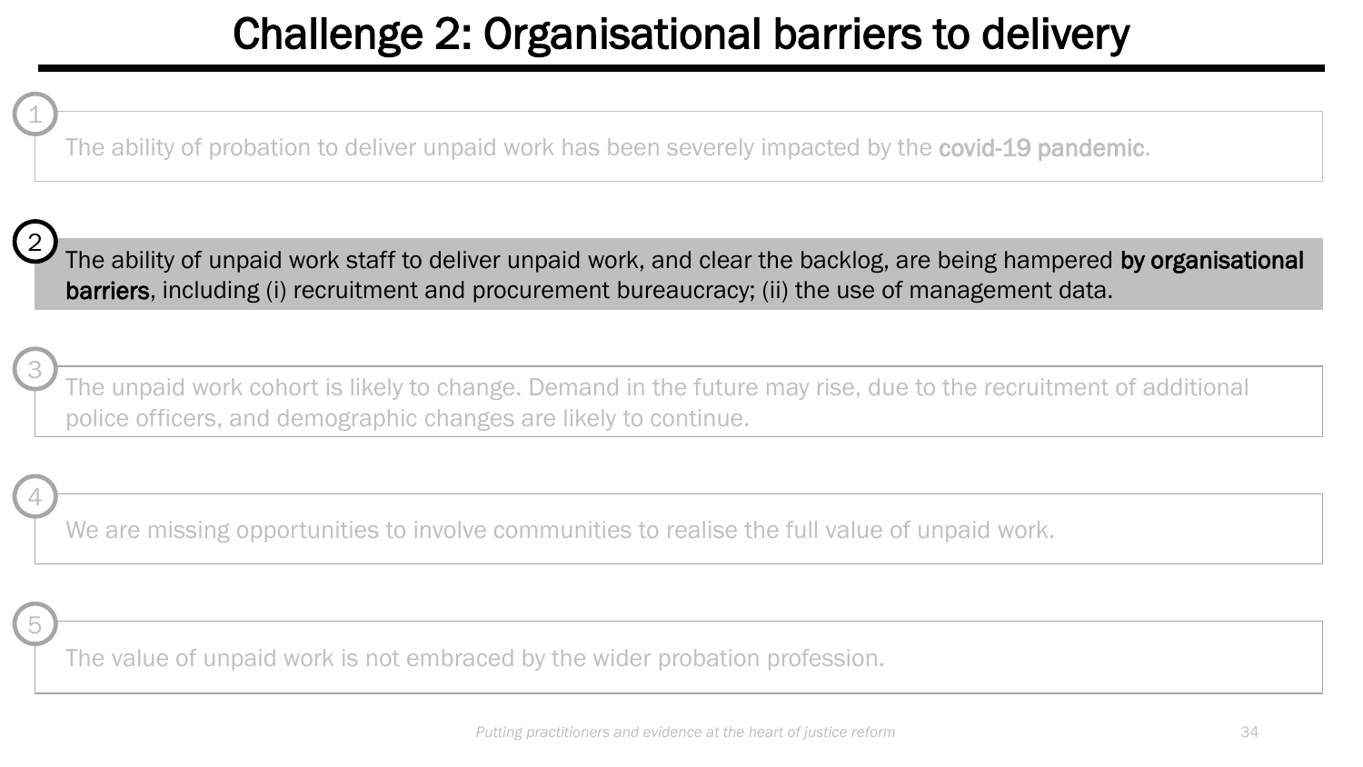# Challenge 2: Organisational barriers to delivery

1. The ability of probation to deliver unpaid work has been severely impacted by the **covid-19 pandemic**.

2. The ability of unpaid work staff to deliver unpaid work, and clear the backlog, are being hampered **by organisational barriers**, including (i) recruitment and procurement bureaucracy; (ii) the use of management data.

3. The unpaid work cohort is likely to change. Demand in the future may rise, due to the recruitment of additional police officers, and demographic changes are likely to continue.

4. We are missing opportunities to involve communities to realise the full value of unpaid work.

5. The value of unpaid work is not embraced by the wider probation profession.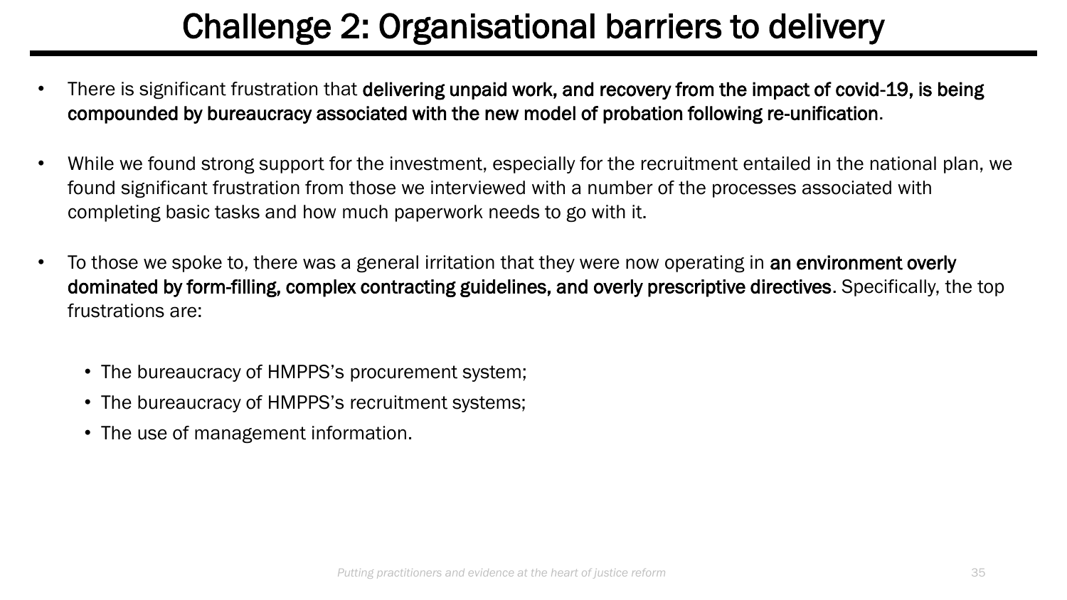# Challenge 2: Organisational barriers to delivery

- There is significant frustration that **delivering unpaid work, and recovery from the impact of covid-19, is being compounded by bureaucracy associated with the new model of probation following re-unification**.

- While we found strong support for the investment, especially for the recruitment entailed in the national plan, we found significant frustration from those we interviewed with a number of the processes associated with completing basic tasks and how much paperwork needs to go with it.

- To those we spoke to, there was a general irritation that they were now operating in **an environment overly dominated by form-filling, complex contracting guidelines, and overly prescriptive directives**. Specifically, the top frustrations are:

  - The bureaucracy of HMPPS's procurement system;
  - The bureaucracy of HMPPS's recruitment systems;
  - The use of management information.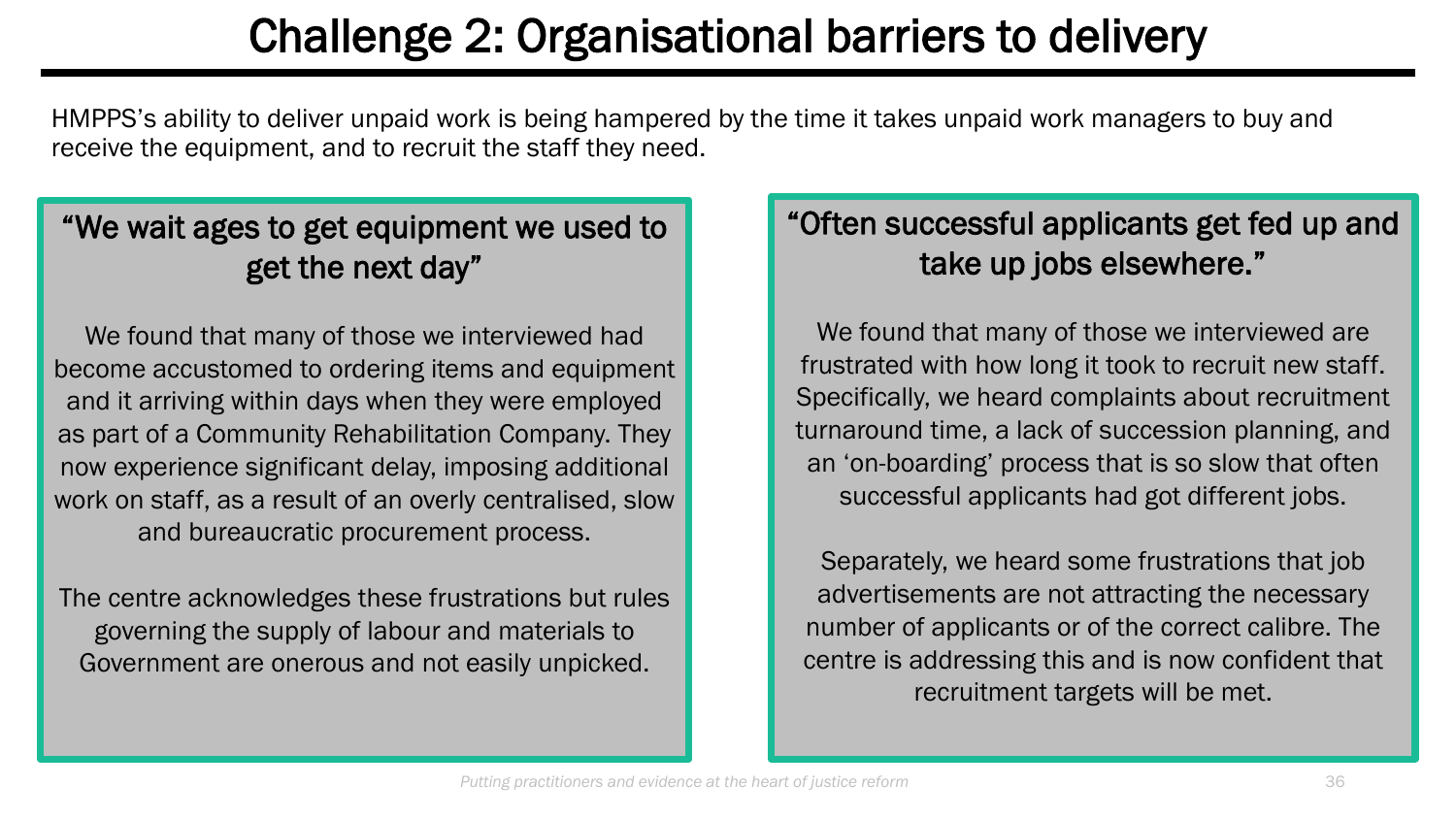# Challenge 2: Organisational barriers to delivery

HMPPS's ability to deliver unpaid work is being hampered by the time it takes unpaid work managers to buy and receive the equipment, and to recruit the staff they need.

### "We wait ages to get equipment we used to get the next day"

We found that many of those we interviewed had become accustomed to ordering items and equipment and it arriving within days when they were employed as part of a Community Rehabilitation Company. They now experience significant delay, imposing additional work on staff, as a result of an overly centralised, slow and bureaucratic procurement process.

The centre acknowledges these frustrations but rules governing the supply of labour and materials to Government are onerous and not easily unpicked.

### "Often successful applicants get fed up and take up jobs elsewhere."

We found that many of those we interviewed are frustrated with how long it took to recruit new staff. Specifically, we heard complaints about recruitment turnaround time, a lack of succession planning, and an 'on-boarding' process that is so slow that often successful applicants had got different jobs.

Separately, we heard some frustrations that job advertisements are not attracting the necessary number of applicants or of the correct calibre. The centre is addressing this and is now confident that recruitment targets will be met.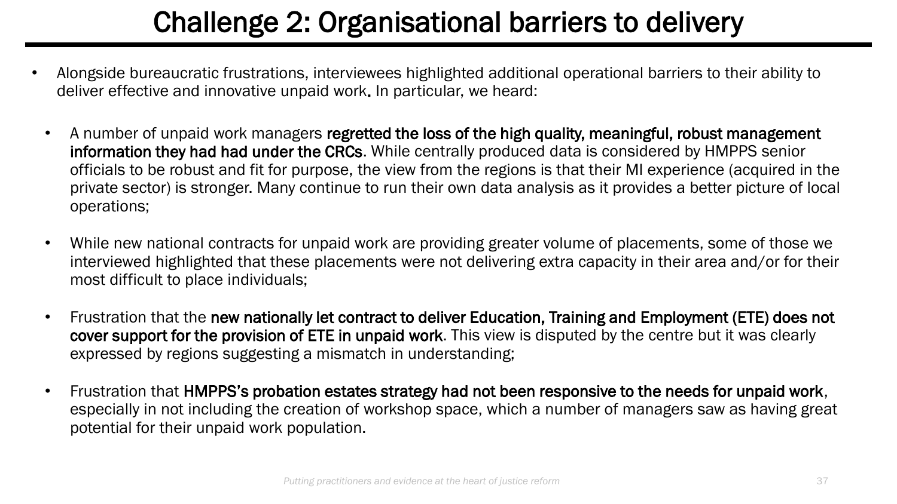# Challenge 2: Organisational barriers to delivery

- Alongside bureaucratic frustrations, interviewees highlighted additional operational barriers to their ability to deliver effective and innovative unpaid work. In particular, we heard:
  - A number of unpaid work managers **regretted the loss of the high quality, meaningful, robust management information they had had under the CRCs**. While centrally produced data is considered by HMPPS senior officials to be robust and fit for purpose, the view from the regions is that their MI experience (acquired in the private sector) is stronger. Many continue to run their own data analysis as it provides a better picture of local operations;
  - While new national contracts for unpaid work are providing greater volume of placements, some of those we interviewed highlighted that these placements were not delivering extra capacity in their area and/or for their most difficult to place individuals;
  - Frustration that the **new nationally let contract to deliver Education, Training and Employment (ETE) does not cover support for the provision of ETE in unpaid work**. This view is disputed by the centre but it was clearly expressed by regions suggesting a mismatch in understanding;
  - Frustration that **HMPPS's probation estates strategy had not been responsive to the needs for unpaid work**, especially in not including the creation of workshop space, which a number of managers saw as having great potential for their unpaid work population.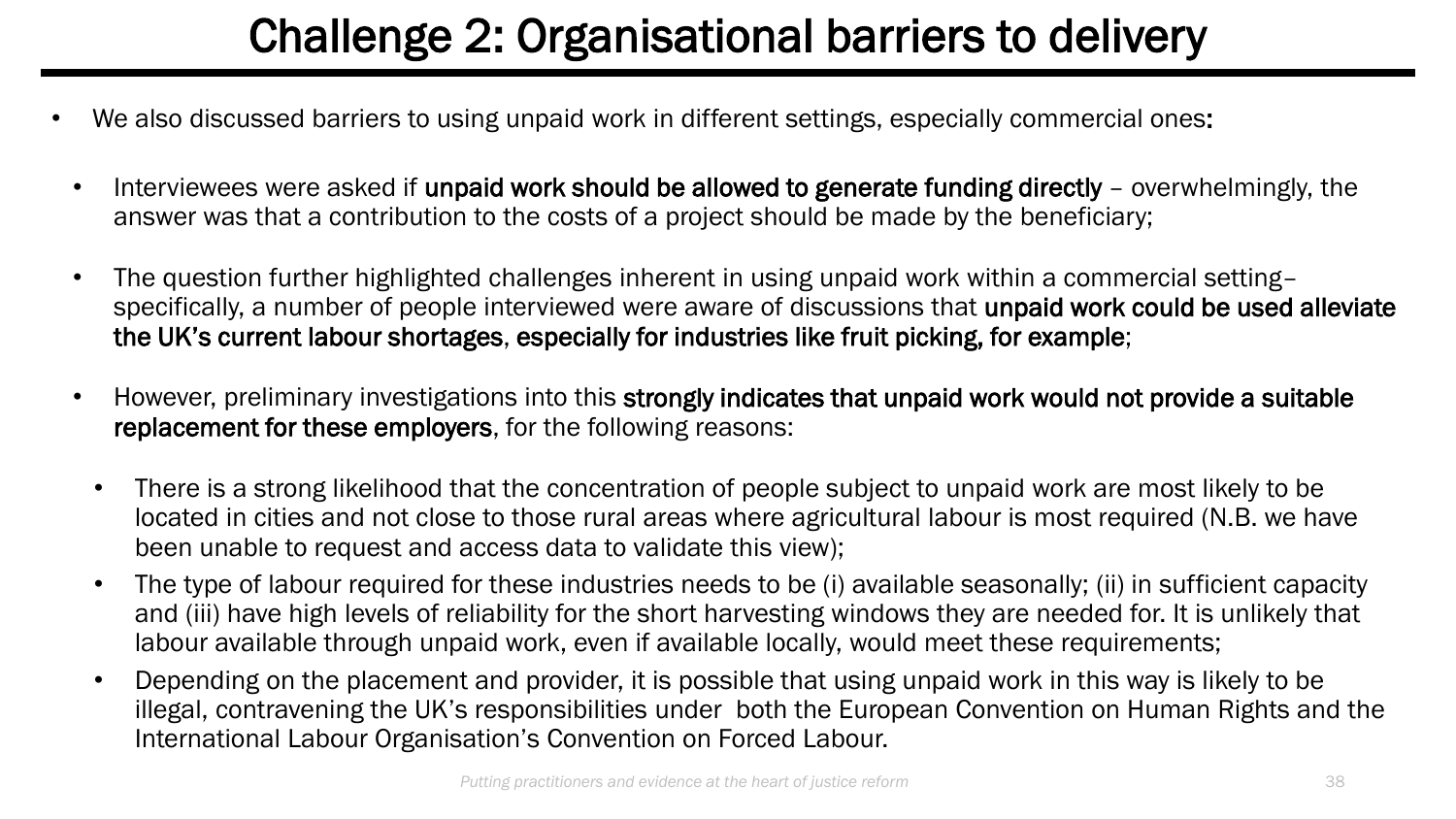# Challenge 2: Organisational barriers to delivery

- We also discussed barriers to using unpaid work in different settings, especially commercial ones**:**
  - Interviewees were asked if **unpaid work should be allowed to generate funding directly** – overwhelmingly, the answer was that a contribution to the costs of a project should be made by the beneficiary;
  - The question further highlighted challenges inherent in using unpaid work within a commercial setting– specifically, a number of people interviewed were aware of discussions that **unpaid work could be used alleviate the UK's current labour shortages**, **especially for industries like fruit picking, for example**;
  - However, preliminary investigations into this **strongly indicates that unpaid work would not provide a suitable replacement for these employers**, for the following reasons:
    - There is a strong likelihood that the concentration of people subject to unpaid work are most likely to be located in cities and not close to those rural areas where agricultural labour is most required (N.B. we have been unable to request and access data to validate this view);
    - The type of labour required for these industries needs to be (i) available seasonally; (ii) in sufficient capacity and (iii) have high levels of reliability for the short harvesting windows they are needed for. It is unlikely that labour available through unpaid work, even if available locally, would meet these requirements;
    - Depending on the placement and provider, it is possible that using unpaid work in this way is likely to be illegal, contravening the UK's responsibilities under both the European Convention on Human Rights and the International Labour Organisation's Convention on Forced Labour.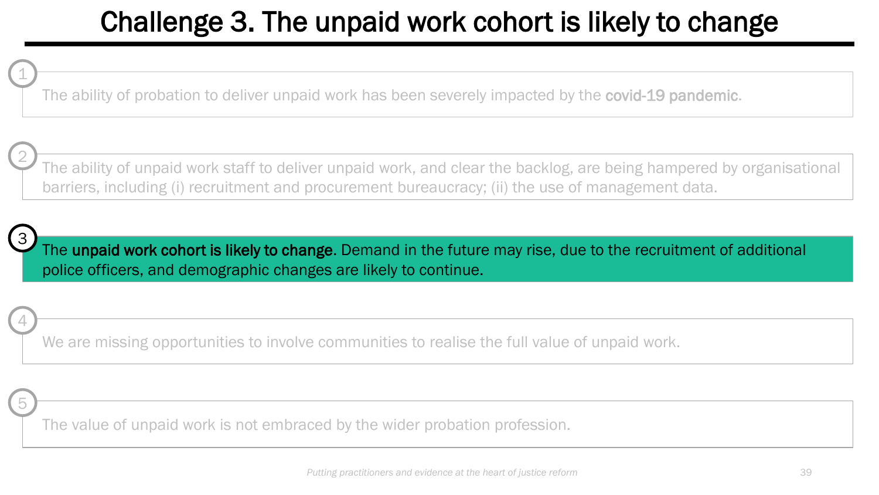# Challenge 3. The unpaid work cohort is likely to change

1. The ability of probation to deliver unpaid work has been severely impacted by the **covid-19 pandemic**.

2. The ability of unpaid work staff to deliver unpaid work, and clear the backlog, are being hampered by organisational barriers, including (i) recruitment and procurement bureaucracy; (ii) the use of management data.

3. The **unpaid work cohort is likely to change**. Demand in the future may rise, due to the recruitment of additional police officers, and demographic changes are likely to continue.

4. We are missing opportunities to involve communities to realise the full value of unpaid work.

5. The value of unpaid work is not embraced by the wider probation profession.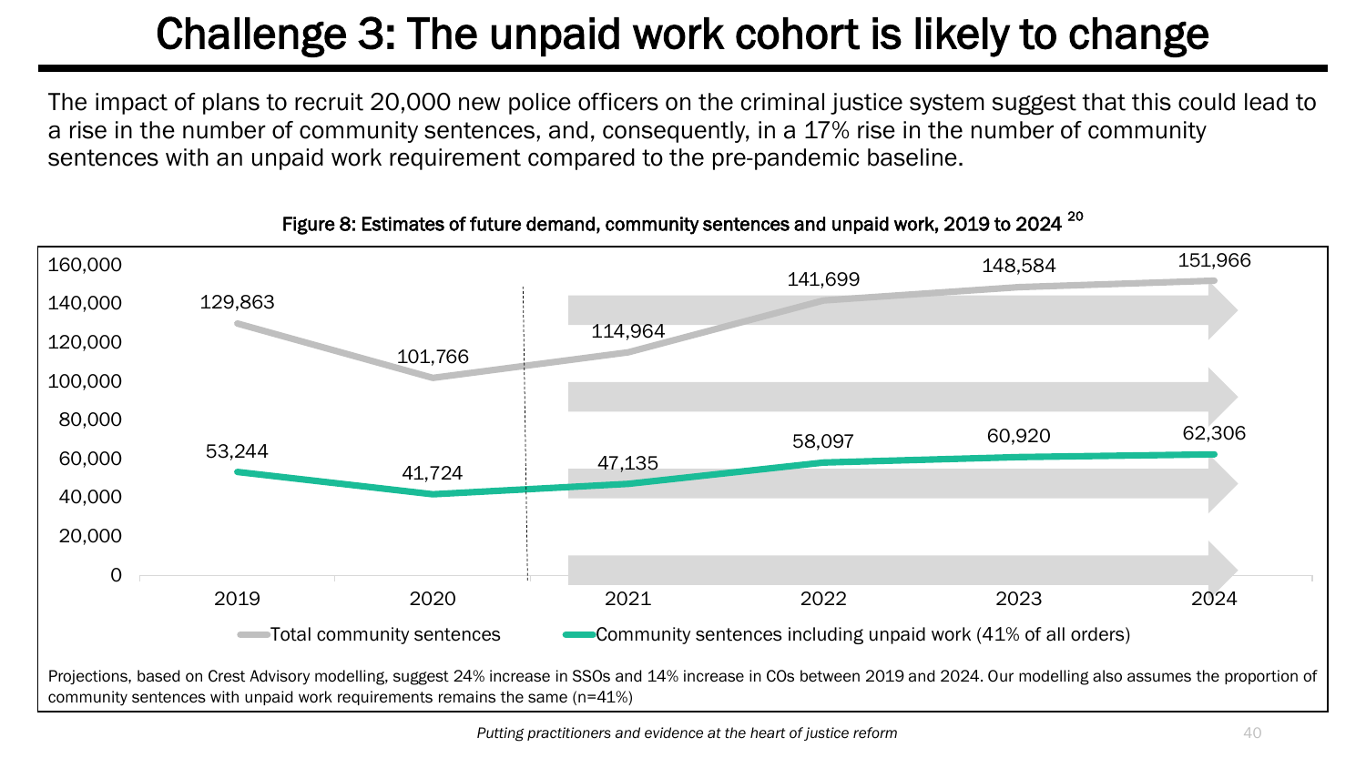# Challenge 3: The unpaid work cohort is likely to change

The impact of plans to recruit 20,000 new police officers on the criminal justice system suggest that this could lead to a rise in the number of community sentences, and, consequently, in a 17% rise in the number of community sentences with an unpaid work requirement compared to the pre-pandemic baseline.

Figure 8: Estimates of future demand, community sentences and unpaid work, 2019 to 2024 [20]

| Year | Total community sentences | Community sentences including unpaid work (41% of all orders) |
|---|---|---|
| 2019 | 129,863 | 53,244 |
| 2020 | 101,766 | 41,724 |
| 2021 | 114,964 | 47,135 |
| 2022 | 141,699 | 58,097 |
| 2023 | 148,584 | 60,920 |
| 2024 | 151,966 | 62,306 |

Projections, based on Crest Advisory modelling, suggest 24% increase in SSOs and 14% increase in COs between 2019 and 2024. Our modelling also assumes the proportion of community sentences with unpaid work requirements remains the same (n=41%)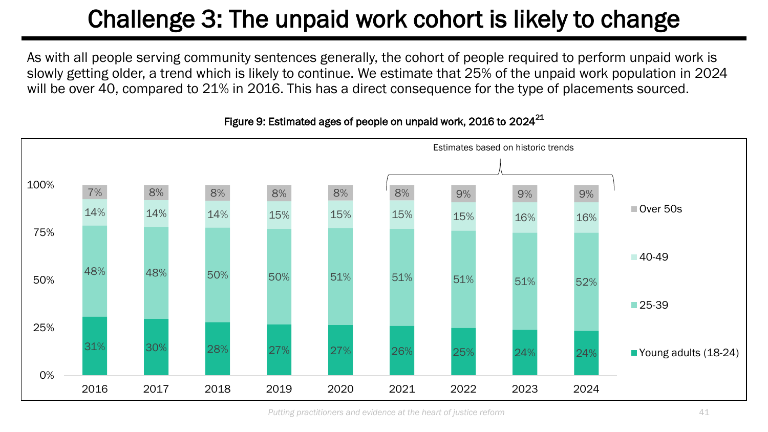# Challenge 3: The unpaid work cohort is likely to change

As with all people serving community sentences generally, the cohort of people required to perform unpaid work is slowly getting older, a trend which is likely to continue. We estimate that 25% of the unpaid work population in 2024 will be over 40, compared to 21% in 2016. This has a direct consequence for the type of placements sourced.

**Figure 9: Estimated ages of people on unpaid work, 2016 to 2024**[21]

| Age group | 2016 | 2017 | 2018 | 2019 | 2020 | 2021 | 2022 | 2023 | 2024 |
|---|---|---|---|---|---|---|---|---|---|
| Over 50s | 7% | 8% | 8% | 8% | 8% | 8% | 9% | 9% | 9% |
| 40-49 | 14% | 14% | 14% | 15% | 15% | 15% | 15% | 16% | 16% |
| 25-39 | 48% | 48% | 50% | 50% | 51% | 51% | 51% | 51% | 52% |
| Young adults (18-24) | 31% | 30% | 28% | 27% | 27% | 26% | 25% | 24% | 24% |

Estimates based on historic trends (2021–2024)

*Putting practitioners and evidence at the heart of justice reform*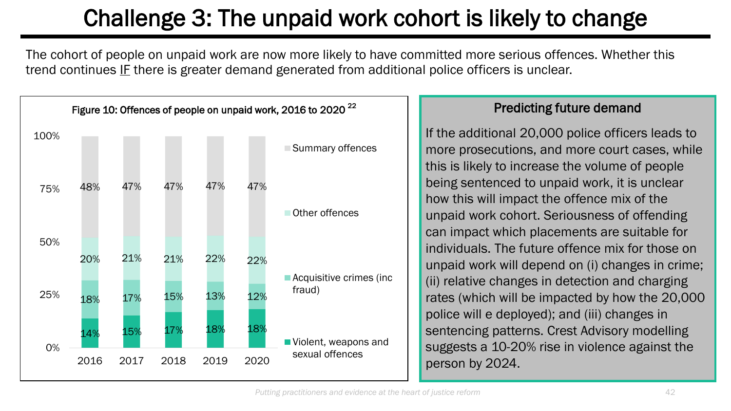# Challenge 3: The unpaid work cohort is likely to change

The cohort of people on unpaid work are now more likely to have committed more serious offences. Whether this trend continues IF there is greater demand generated from additional police officers is unclear.

Figure 10: Offences of people on unpaid work, 2016 to 2020 [22]

| | 2016 | 2017 | 2018 | 2019 | 2020 |
|---|---|---|---|---|---|
| Summary offences | 48% | 47% | 47% | 47% | 47% |
| Other offences | 20% | 21% | 21% | 22% | 22% |
| Acquisitive crimes (inc fraud) | 18% | 17% | 15% | 13% | 12% |
| Violent, weapons and sexual offences | 14% | 15% | 17% | 18% | 18% |

## Predicting future demand

If the additional 20,000 police officers leads to more prosecutions, and more court cases, while this is likely to increase the volume of people being sentenced to unpaid work, it is unclear how this will impact the offence mix of the unpaid work cohort. Seriousness of offending can impact which placements are suitable for individuals. The future offence mix for those on unpaid work will depend on (i) changes in crime; (ii) relative changes in detection and charging rates (which will be impacted by how the 20,000 police will e deployed); and (iii) changes in sentencing patterns. Crest Advisory modelling suggests a 10-20% rise in violence against the person by 2024.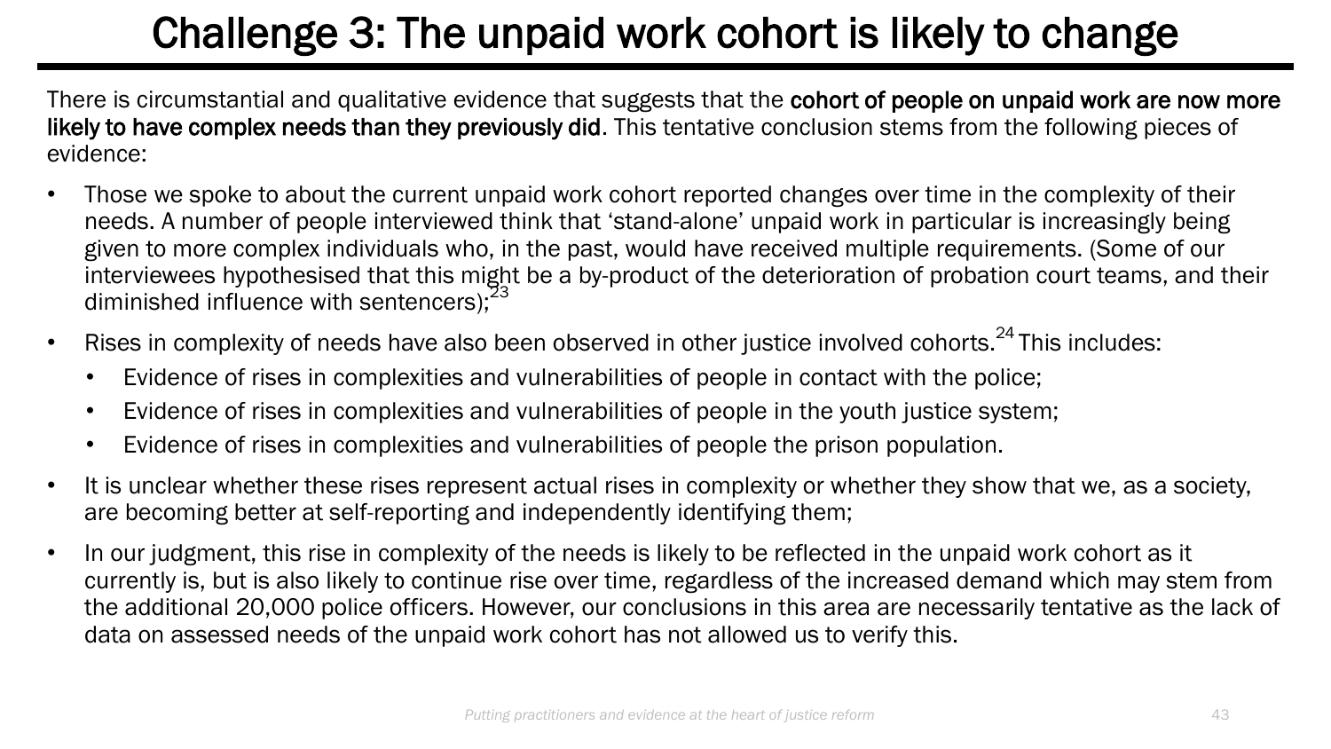# Challenge 3: The unpaid work cohort is likely to change

There is circumstantial and qualitative evidence that suggests that the **cohort of people on unpaid work are now more likely to have complex needs than they previously did**. This tentative conclusion stems from the following pieces of evidence:

- Those we spoke to about the current unpaid work cohort reported changes over time in the complexity of their needs. A number of people interviewed think that 'stand-alone' unpaid work in particular is increasingly being given to more complex individuals who, in the past, would have received multiple requirements. (Some of our interviewees hypothesised that this might be a by-product of the deterioration of probation court teams, and their diminished influence with sentencers);[23]
- Rises in complexity of needs have also been observed in other justice involved cohorts.[24] This includes:
  - Evidence of rises in complexities and vulnerabilities of people in contact with the police;
  - Evidence of rises in complexities and vulnerabilities of people in the youth justice system;
  - Evidence of rises in complexities and vulnerabilities of people the prison population.
- It is unclear whether these rises represent actual rises in complexity or whether they show that we, as a society, are becoming better at self-reporting and independently identifying them;
- In our judgment, this rise in complexity of the needs is likely to be reflected in the unpaid work cohort as it currently is, but is also likely to continue rise over time, regardless of the increased demand which may stem from the additional 20,000 police officers. However, our conclusions in this area are necessarily tentative as the lack of data on assessed needs of the unpaid work cohort has not allowed us to verify this.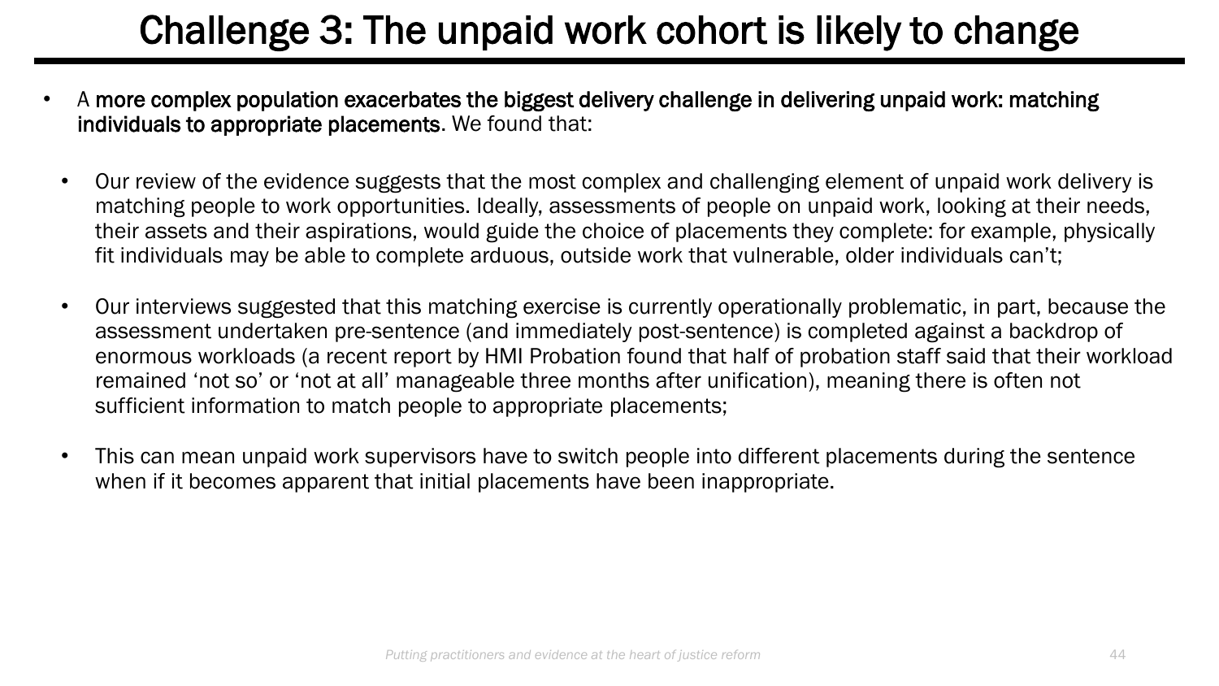# Challenge 3: The unpaid work cohort is likely to change

- A **more complex population exacerbates the biggest delivery challenge in delivering unpaid work: matching individuals to appropriate placements**. We found that:
  - Our review of the evidence suggests that the most complex and challenging element of unpaid work delivery is matching people to work opportunities. Ideally, assessments of people on unpaid work, looking at their needs, their assets and their aspirations, would guide the choice of placements they complete: for example, physically fit individuals may be able to complete arduous, outside work that vulnerable, older individuals can't;
  - Our interviews suggested that this matching exercise is currently operationally problematic, in part, because the assessment undertaken pre-sentence (and immediately post-sentence) is completed against a backdrop of enormous workloads (a recent report by HMI Probation found that half of probation staff said that their workload remained 'not so' or 'not at all' manageable three months after unification), meaning there is often not sufficient information to match people to appropriate placements;
  - This can mean unpaid work supervisors have to switch people into different placements during the sentence when if it becomes apparent that initial placements have been inappropriate.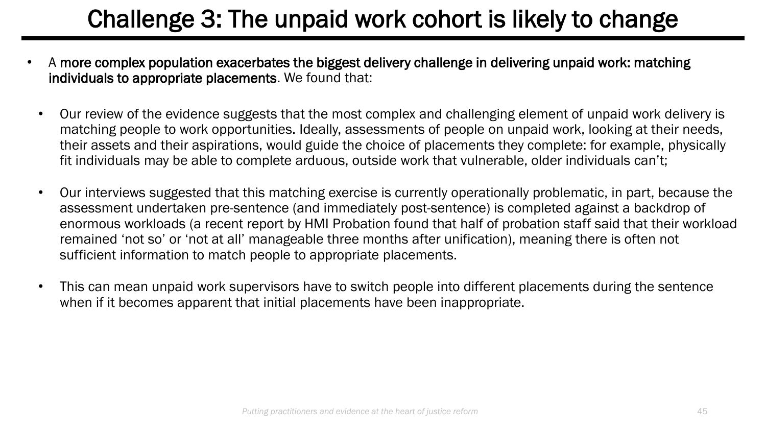# Challenge 3: The unpaid work cohort is likely to change

- A **more complex population exacerbates the biggest delivery challenge in delivering unpaid work: matching individuals to appropriate placements**. We found that:
  - Our review of the evidence suggests that the most complex and challenging element of unpaid work delivery is matching people to work opportunities. Ideally, assessments of people on unpaid work, looking at their needs, their assets and their aspirations, would guide the choice of placements they complete: for example, physically fit individuals may be able to complete arduous, outside work that vulnerable, older individuals can't;
  - Our interviews suggested that this matching exercise is currently operationally problematic, in part, because the assessment undertaken pre-sentence (and immediately post-sentence) is completed against a backdrop of enormous workloads (a recent report by HMI Probation found that half of probation staff said that their workload remained 'not so' or 'not at all' manageable three months after unification), meaning there is often not sufficient information to match people to appropriate placements.
  - This can mean unpaid work supervisors have to switch people into different placements during the sentence when if it becomes apparent that initial placements have been inappropriate.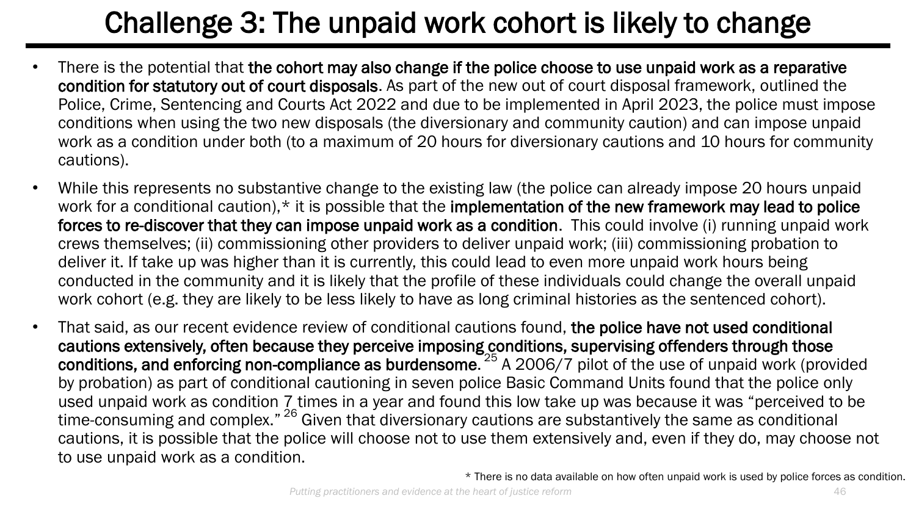# Challenge 3: The unpaid work cohort is likely to change

- There is the potential that **the cohort may also change if the police choose to use unpaid work as a reparative condition for statutory out of court disposals**. As part of the new out of court disposal framework, outlined the Police, Crime, Sentencing and Courts Act 2022 and due to be implemented in April 2023, the police must impose conditions when using the two new disposals (the diversionary and community caution) and can impose unpaid work as a condition under both (to a maximum of 20 hours for diversionary cautions and 10 hours for community cautions).
- While this represents no substantive change to the existing law (the police can already impose 20 hours unpaid work for a conditional caution),* it is possible that the **implementation of the new framework may lead to police forces to re-discover that they can impose unpaid work as a condition**. This could involve (i) running unpaid work crews themselves; (ii) commissioning other providers to deliver unpaid work; (iii) commissioning probation to deliver it. If take up was higher than it is currently, this could lead to even more unpaid work hours being conducted in the community and it is likely that the profile of these individuals could change the overall unpaid work cohort (e.g. they are likely to be less likely to have as long criminal histories as the sentenced cohort).
- That said, as our recent evidence review of conditional cautions found, **the police have not used conditional cautions extensively, often because they perceive imposing conditions, supervising offenders through those conditions, and enforcing non-compliance as burdensome.**[25] A 2006/7 pilot of the use of unpaid work (provided by probation) as part of conditional cautioning in seven police Basic Command Units found that the police only used unpaid work as condition 7 times in a year and found this low take up was because it was "perceived to be time-consuming and complex."[26] Given that diversionary cautions are substantively the same as conditional cautions, it is possible that the police will choose not to use them extensively and, even if they do, may choose not to use unpaid work as a condition.

* There is no data available on how often unpaid work is used by police forces as condition.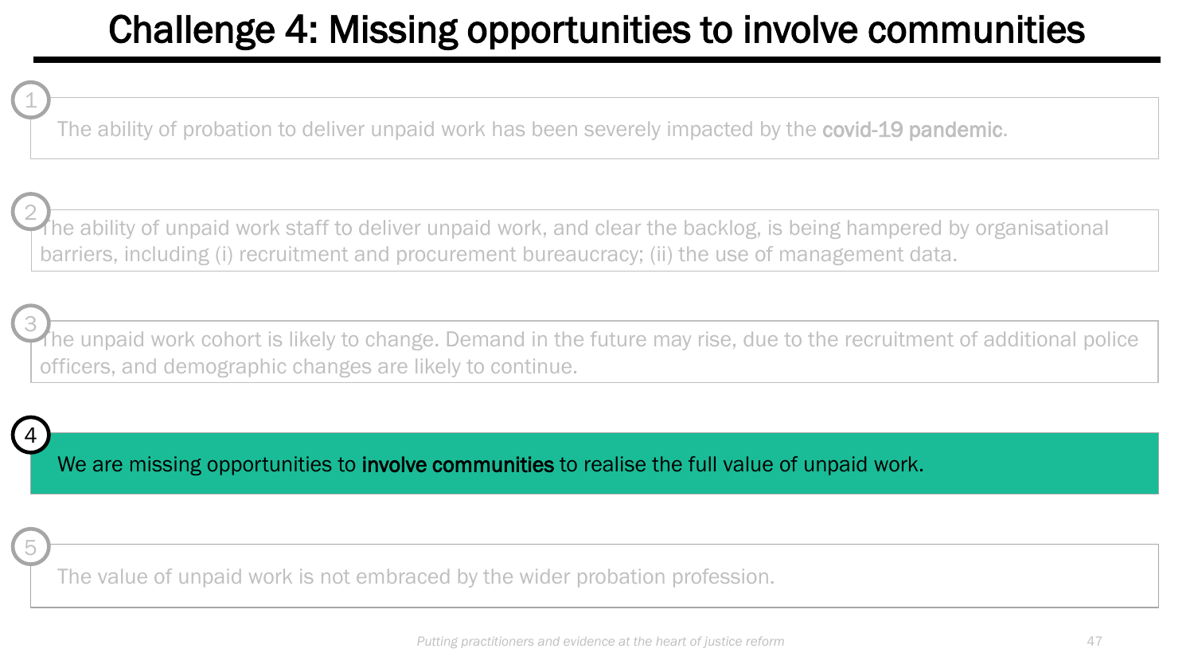# Challenge 4: Missing opportunities to involve communities

1. The ability of probation to deliver unpaid work has been severely impacted by the **covid-19 pandemic**.

2. The ability of unpaid work staff to deliver unpaid work, and clear the backlog, is being hampered by organisational barriers, including (i) recruitment and procurement bureaucracy; (ii) the use of management data.

3. The unpaid work cohort is likely to change. Demand in the future may rise, due to the recruitment of additional police officers, and demographic changes are likely to continue.

4. We are missing opportunities to **involve communities** to realise the full value of unpaid work.

5. The value of unpaid work is not embraced by the wider probation profession.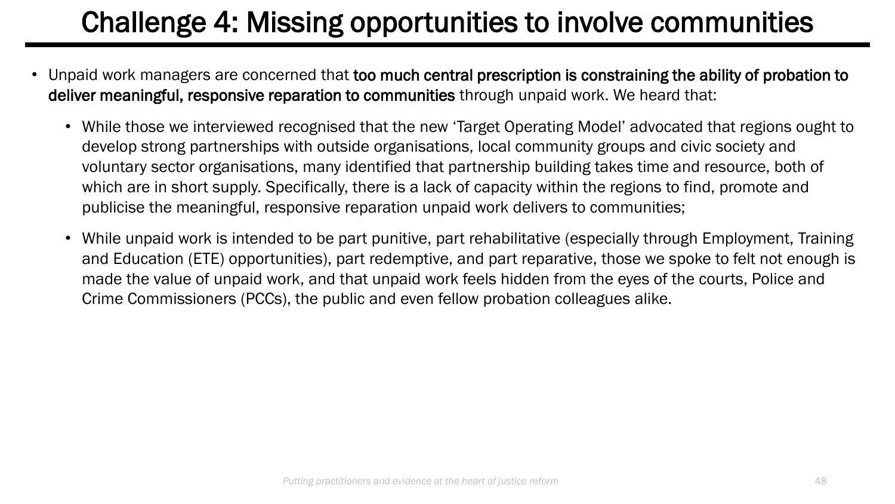# Challenge 4: Missing opportunities to involve communities

- Unpaid work managers are concerned that **too much central prescription is constraining the ability of probation to deliver meaningful, responsive reparation to communities** through unpaid work. We heard that:
  - While those we interviewed recognised that the new 'Target Operating Model' advocated that regions ought to develop strong partnerships with outside organisations, local community groups and civic society and voluntary sector organisations, many identified that partnership building takes time and resource, both of which are in short supply. Specifically, there is a lack of capacity within the regions to find, promote and publicise the meaningful, responsive reparation unpaid work delivers to communities;
  - While unpaid work is intended to be part punitive, part rehabilitative (especially through Employment, Training and Education (ETE) opportunities), part redemptive, and part reparative, those we spoke to felt not enough is made the value of unpaid work, and that unpaid work feels hidden from the eyes of the courts, Police and Crime Commissioners (PCCs), the public and even fellow probation colleagues alike.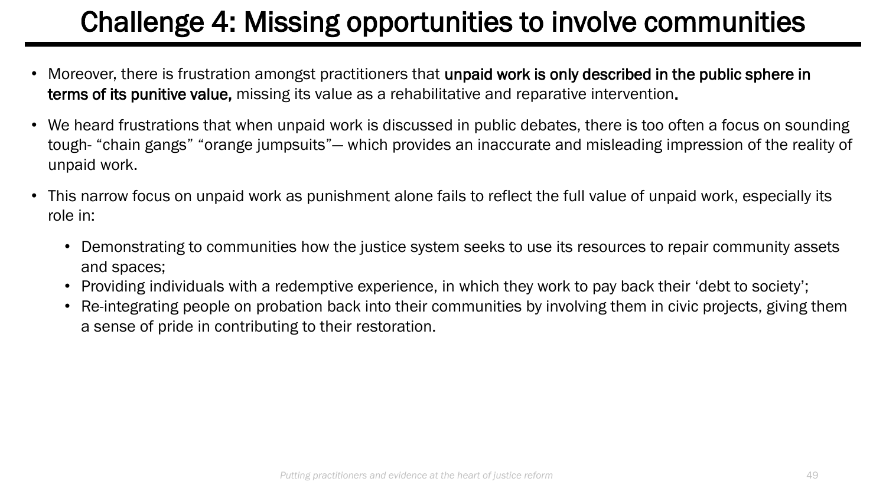# Challenge 4: Missing opportunities to involve communities

- Moreover, there is frustration amongst practitioners that **unpaid work is only described in the public sphere in terms of its punitive value,** missing its value as a rehabilitative and reparative intervention**.**
- We heard frustrations that when unpaid work is discussed in public debates, there is too often a focus on sounding tough- "chain gangs" "orange jumpsuits"— which provides an inaccurate and misleading impression of the reality of unpaid work.
- This narrow focus on unpaid work as punishment alone fails to reflect the full value of unpaid work, especially its role in:
  - Demonstrating to communities how the justice system seeks to use its resources to repair community assets and spaces;
  - Providing individuals with a redemptive experience, in which they work to pay back their 'debt to society';
  - Re-integrating people on probation back into their communities by involving them in civic projects, giving them a sense of pride in contributing to their restoration.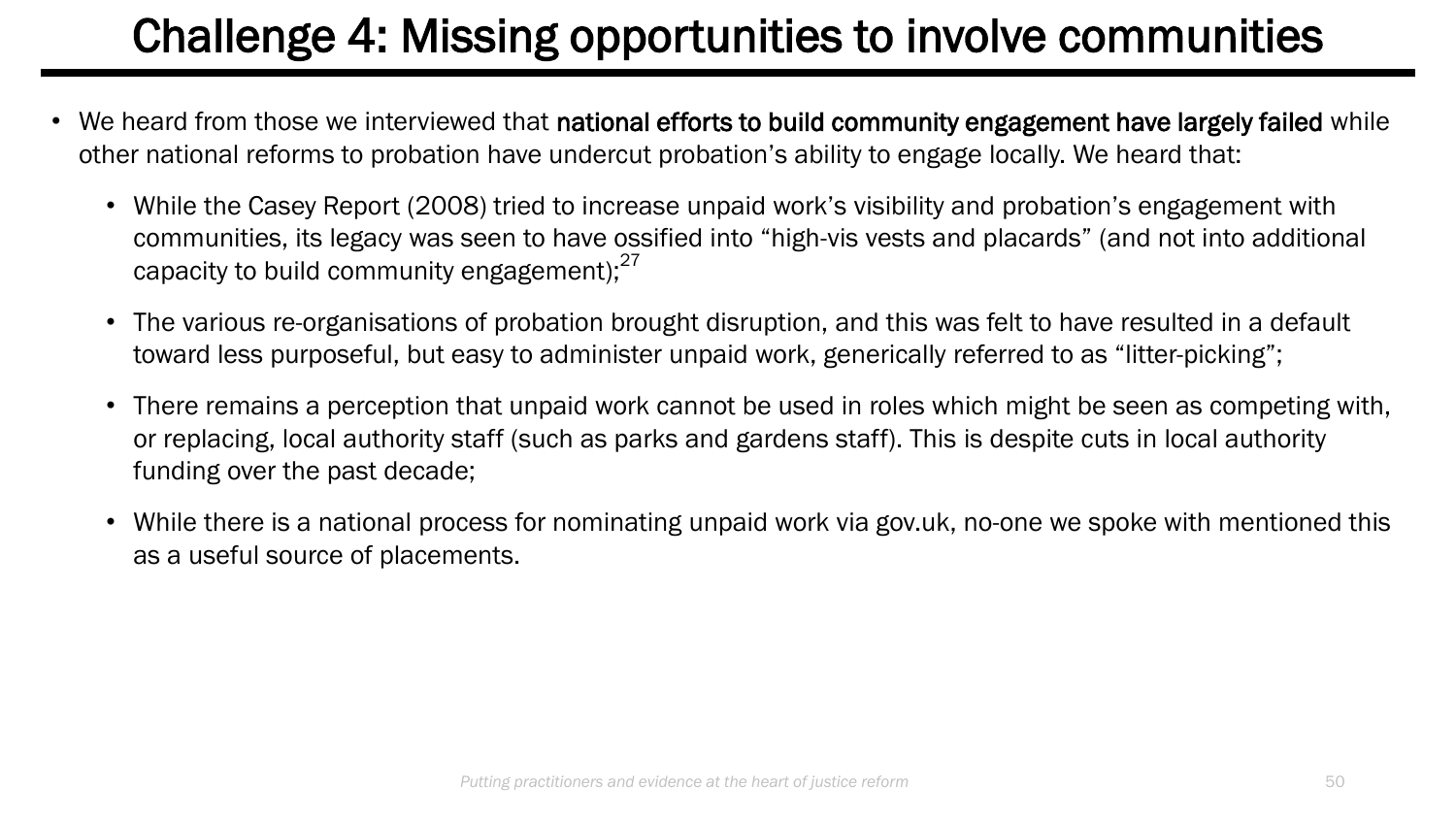# Challenge 4: Missing opportunities to involve communities

- We heard from those we interviewed that **national efforts to build community engagement have largely failed** while other national reforms to probation have undercut probation's ability to engage locally. We heard that:
  - While the Casey Report (2008) tried to increase unpaid work's visibility and probation's engagement with communities, its legacy was seen to have ossified into "high-vis vests and placards" (and not into additional capacity to build community engagement);[27]
  - The various re-organisations of probation brought disruption, and this was felt to have resulted in a default toward less purposeful, but easy to administer unpaid work, generically referred to as "litter-picking";
  - There remains a perception that unpaid work cannot be used in roles which might be seen as competing with, or replacing, local authority staff (such as parks and gardens staff). This is despite cuts in local authority funding over the past decade;
  - While there is a national process for nominating unpaid work via gov.uk, no-one we spoke with mentioned this as a useful source of placements.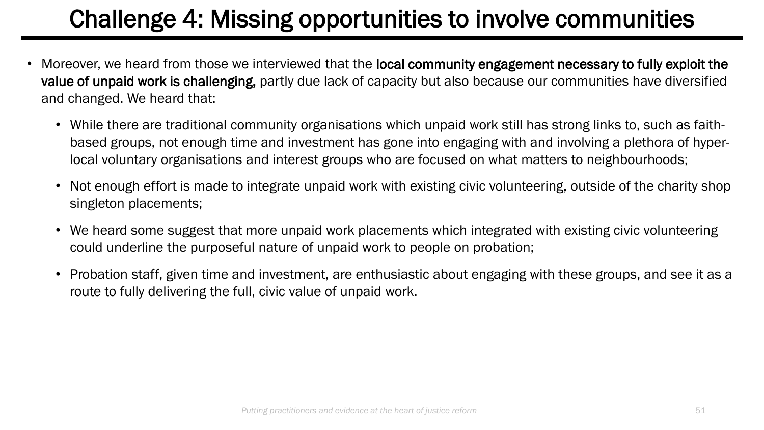# Challenge 4: Missing opportunities to involve communities

- Moreover, we heard from those we interviewed that the **local community engagement necessary to fully exploit the value of unpaid work is challenging,** partly due lack of capacity but also because our communities have diversified and changed. We heard that:
  - While there are traditional community organisations which unpaid work still has strong links to, such as faith-based groups, not enough time and investment has gone into engaging with and involving a plethora of hyper-local voluntary organisations and interest groups who are focused on what matters to neighbourhoods;
  - Not enough effort is made to integrate unpaid work with existing civic volunteering, outside of the charity shop singleton placements;
  - We heard some suggest that more unpaid work placements which integrated with existing civic volunteering could underline the purposeful nature of unpaid work to people on probation;
  - Probation staff, given time and investment, are enthusiastic about engaging with these groups, and see it as a route to fully delivering the full, civic value of unpaid work.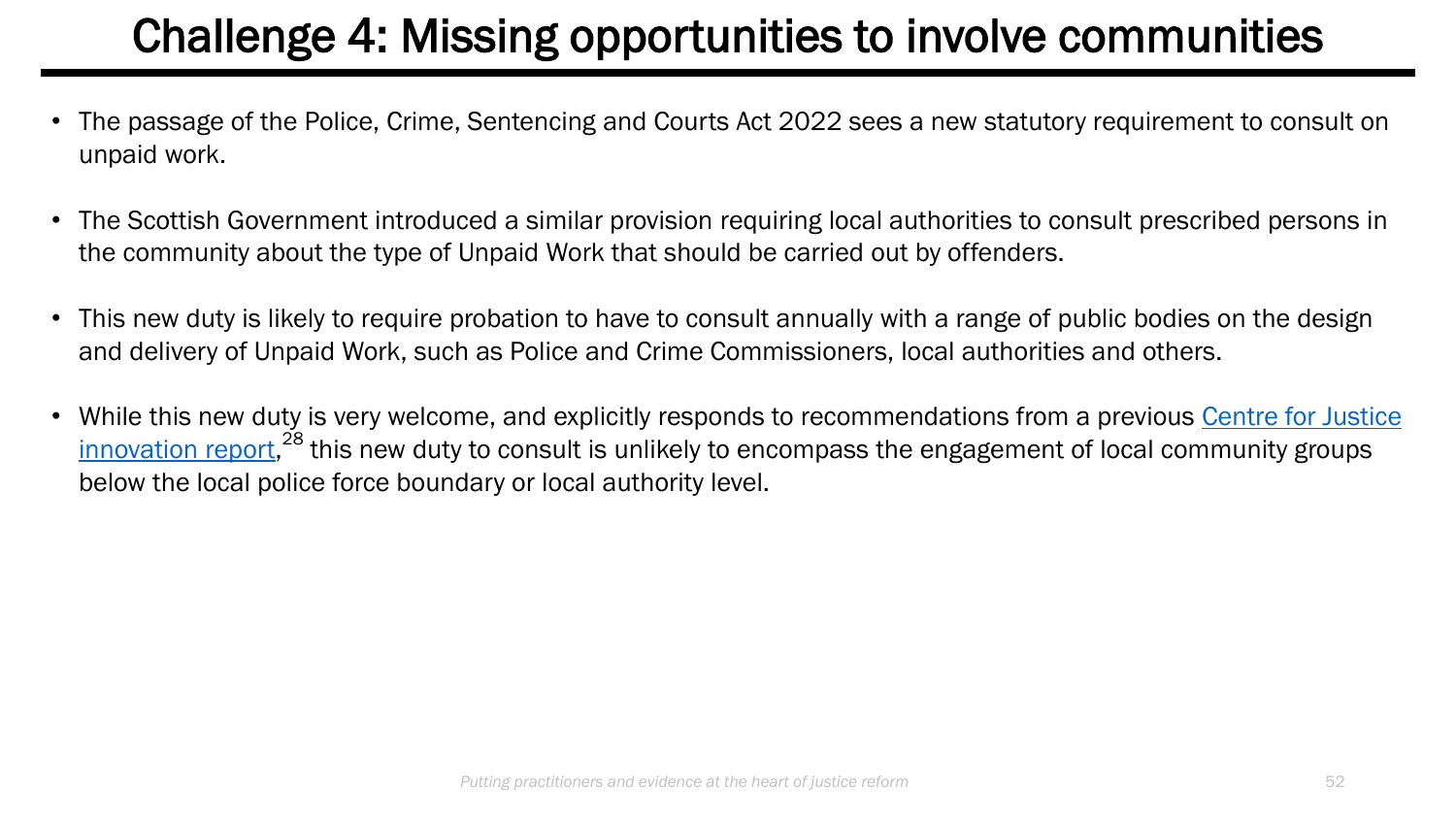# Challenge 4: Missing opportunities to involve communities

- The passage of the Police, Crime, Sentencing and Courts Act 2022 sees a new statutory requirement to consult on unpaid work.
- The Scottish Government introduced a similar provision requiring local authorities to consult prescribed persons in the community about the type of Unpaid Work that should be carried out by offenders.
- This new duty is likely to require probation to have to consult annually with a range of public bodies on the design and delivery of Unpaid Work, such as Police and Crime Commissioners, local authorities and others.
- While this new duty is very welcome, and explicitly responds to recommendations from a previous Centre for Justice innovation report,[28] this new duty to consult is unlikely to encompass the engagement of local community groups below the local police force boundary or local authority level.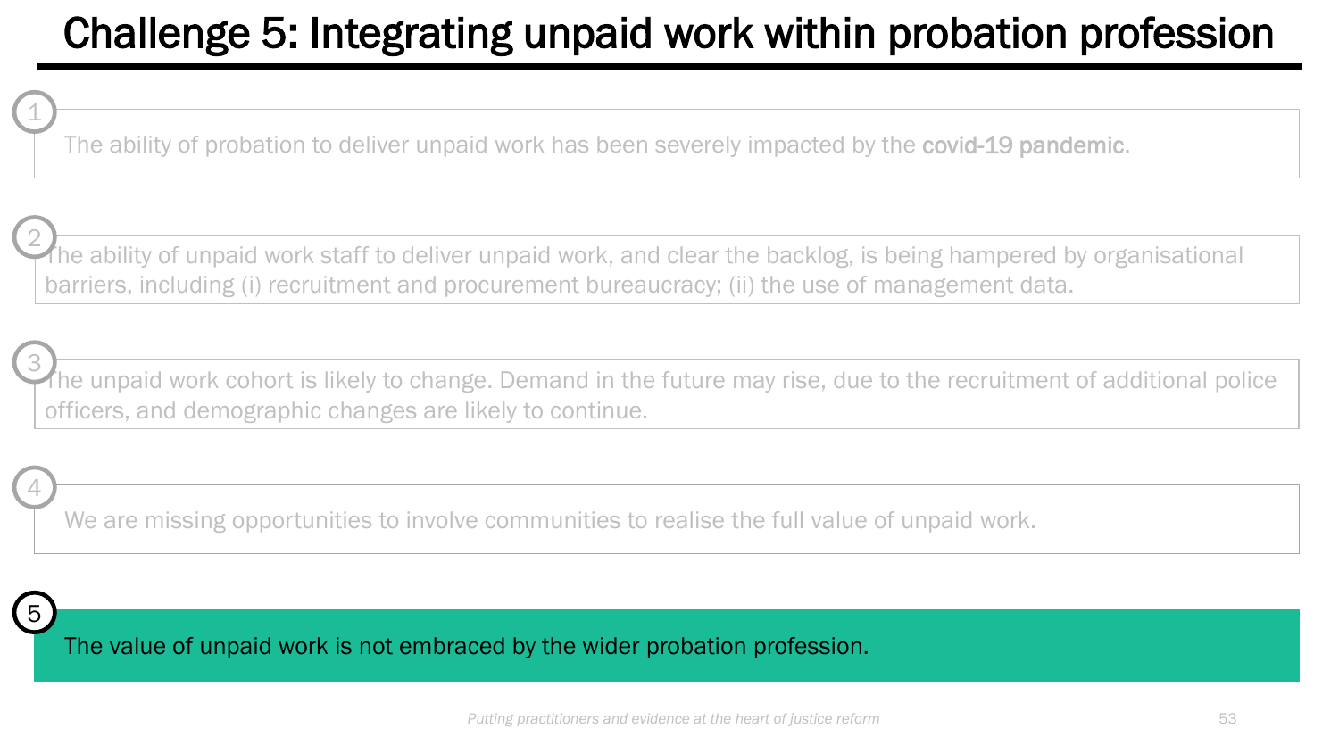# Challenge 5: Integrating unpaid work within probation profession

1. The ability of probation to deliver unpaid work has been severely impacted by the **covid-19 pandemic**.

2. The ability of unpaid work staff to deliver unpaid work, and clear the backlog, is being hampered by organisational barriers, including (i) recruitment and procurement bureaucracy; (ii) the use of management data.

3. The unpaid work cohort is likely to change. Demand in the future may rise, due to the recruitment of additional police officers, and demographic changes are likely to continue.

4. We are missing opportunities to involve communities to realise the full value of unpaid work.

5. The value of unpaid work is not embraced by the wider probation profession.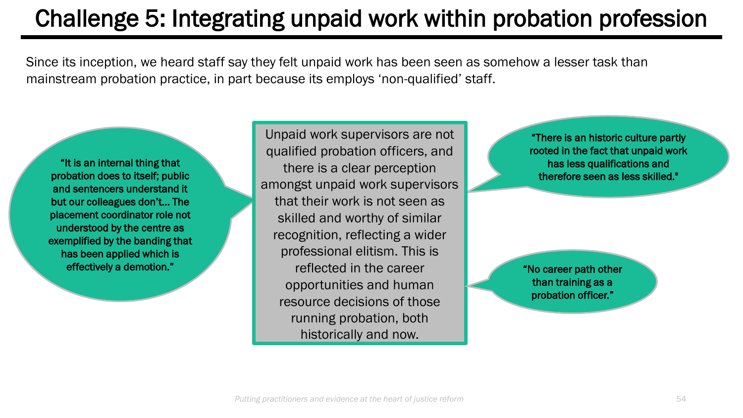# Challenge 5: Integrating unpaid work within probation profession

Since its inception, we heard staff say they felt unpaid work has been seen as somehow a lesser task than mainstream probation practice, in part because its employs 'non-qualified' staff.

Unpaid work supervisors are not qualified probation officers, and there is a clear perception amongst unpaid work supervisors that their work is not seen as skilled and worthy of similar recognition, reflecting a wider professional elitism. This is reflected in the career opportunities and human resource decisions of those running probation, both historically and now.

**"It is an internal thing that probation does to itself; public and sentencers understand it but our colleagues don't… The placement coordinator role not understood by the centre as exemplified by the banding that has been applied which is effectively a demotion."**

**"There is an historic culture partly rooted in the fact that unpaid work has less qualifications and therefore seen as less skilled."**

**"No career path other than training as a probation officer."**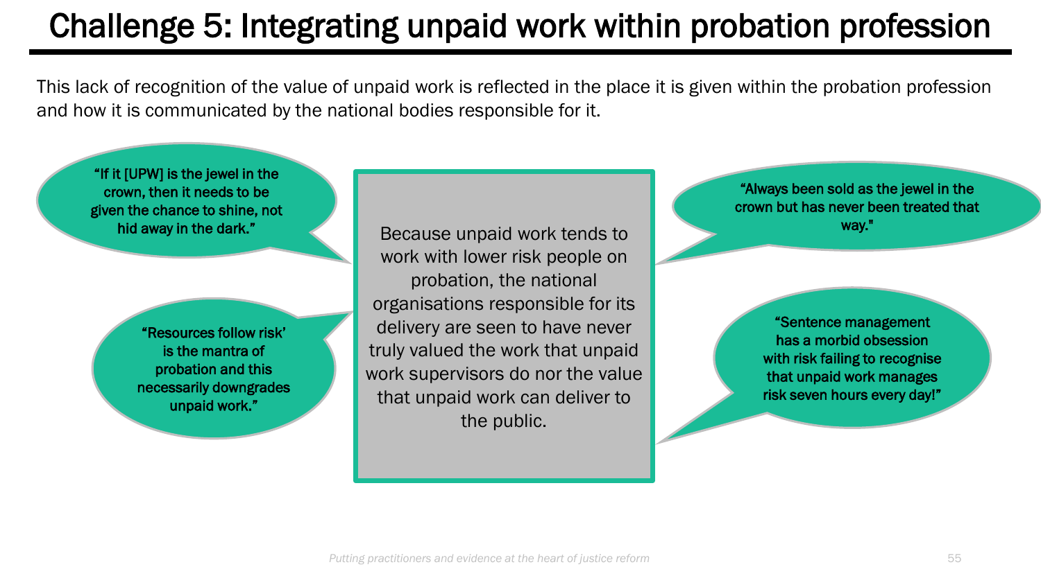# Challenge 5: Integrating unpaid work within probation profession

This lack of recognition of the value of unpaid work is reflected in the place it is given within the probation profession and how it is communicated by the national bodies responsible for it.

Because unpaid work tends to work with lower risk people on probation, the national organisations responsible for its delivery are seen to have never truly valued the work that unpaid work supervisors do nor the value that unpaid work can deliver to the public.

> "If it [UPW] is the jewel in the crown, then it needs to be given the chance to shine, not hid away in the dark."

> "Always been sold as the jewel in the crown but has never been treated that way."

> "Resources follow risk' is the mantra of probation and this necessarily downgrades unpaid work."

> "Sentence management has a morbid obsession with risk failing to recognise that unpaid work manages risk seven hours every day!"

*Putting practitioners and evidence at the heart of justice reform*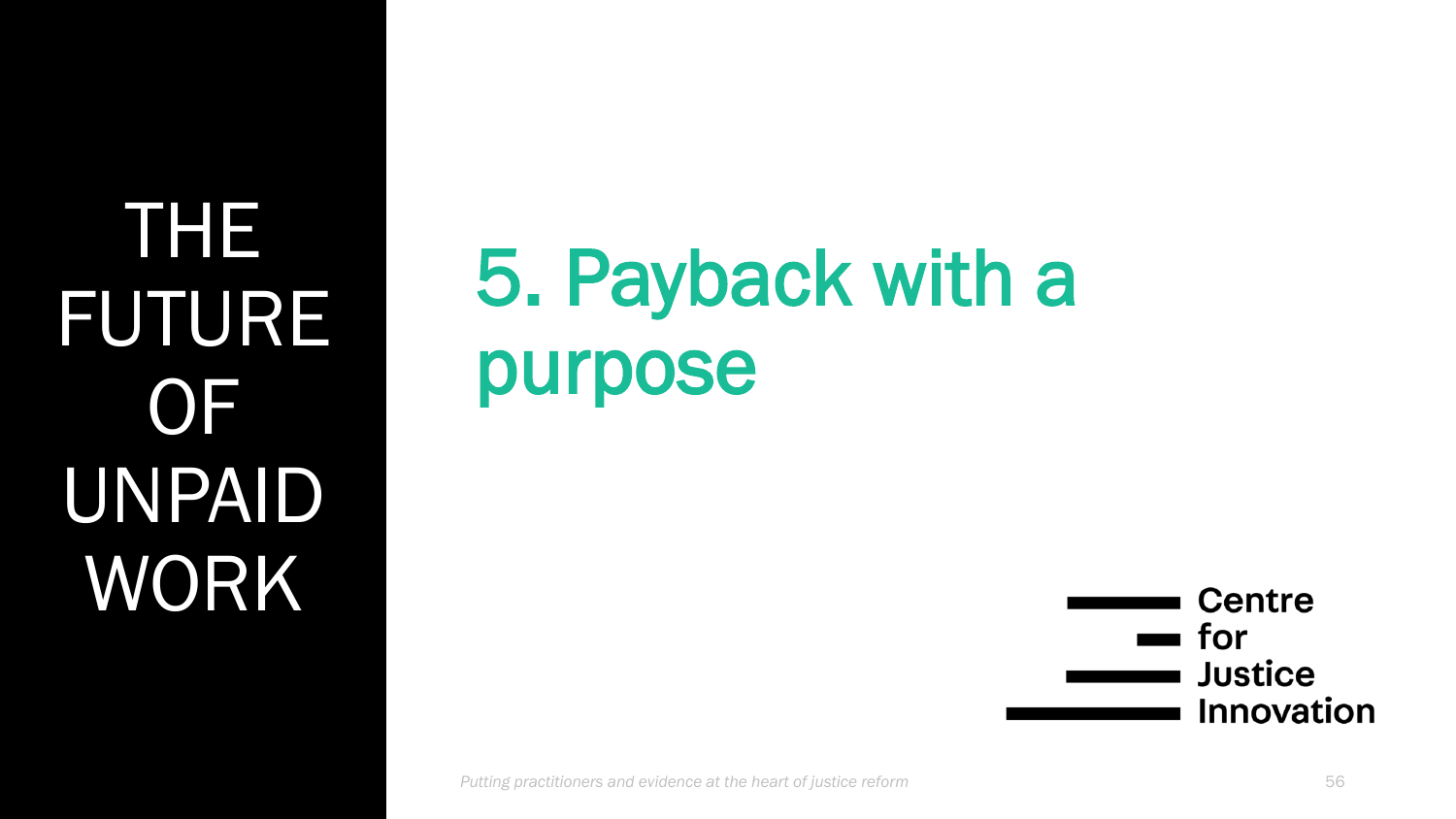THE FUTURE OF UNPAID WORK

# 5. Payback with a purpose

Centre for Justice Innovation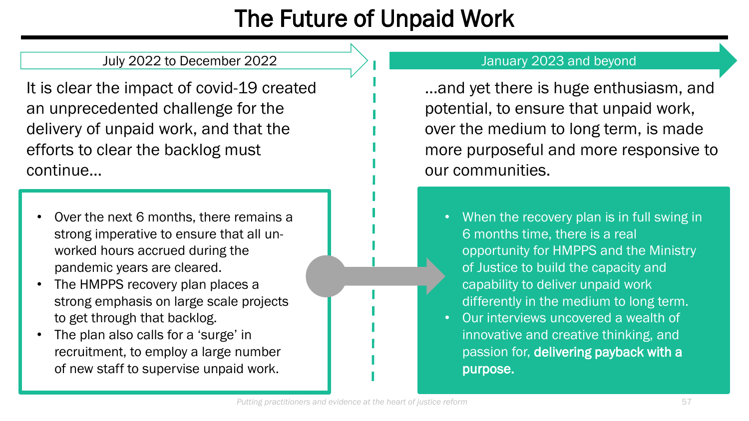# The Future of Unpaid Work

## July 2022 to December 2022

It is clear the impact of covid-19 created an unprecedented challenge for the delivery of unpaid work, and that the efforts to clear the backlog must continue…

- Over the next 6 months, there remains a strong imperative to ensure that all un-worked hours accrued during the pandemic years are cleared.
- The HMPPS recovery plan places a strong emphasis on large scale projects to get through that backlog.
- The plan also calls for a 'surge' in recruitment, to employ a large number of new staff to supervise unpaid work.

## January 2023 and beyond

…and yet there is huge enthusiasm, and potential, to ensure that unpaid work, over the medium to long term, is made more purposeful and more responsive to our communities.

- When the recovery plan is in full swing in 6 months time, there is a real opportunity for HMPPS and the Ministry of Justice to build the capacity and capability to deliver unpaid work differently in the medium to long term.
- Our interviews uncovered a wealth of innovative and creative thinking, and passion for, **delivering payback with a purpose.**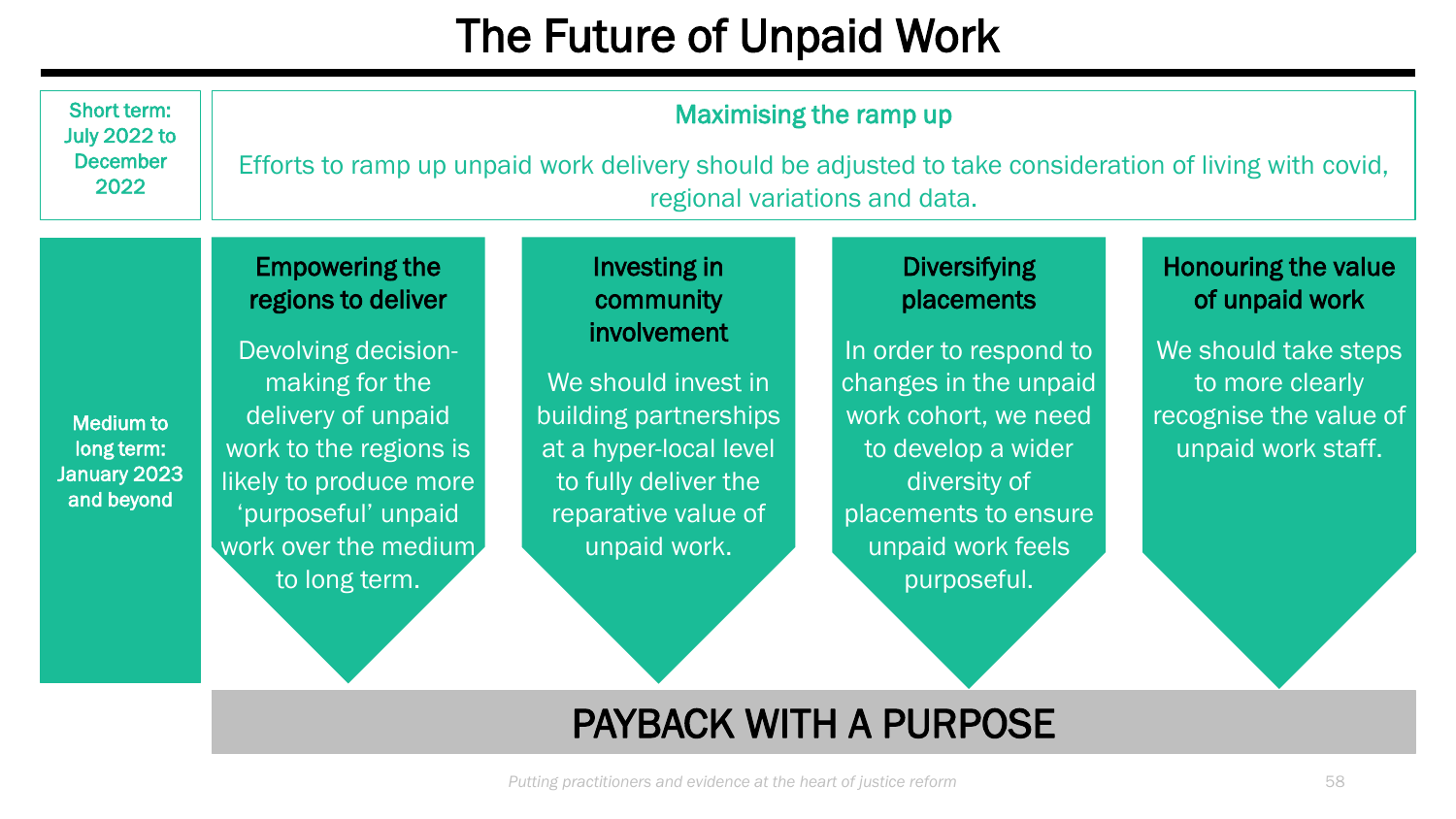# The Future of Unpaid Work

**Short term: July 2022 to December 2022**

## Maximising the ramp up

Efforts to ramp up unpaid work delivery should be adjusted to take consideration of living with covid, regional variations and data.

**Medium to long term: January 2023 and beyond**

### Empowering the regions to deliver

Devolving decision-making for the delivery of unpaid work to the regions is likely to produce more 'purposeful' unpaid work over the medium to long term.

### Investing in community involvement

We should invest in building partnerships at a hyper-local level to fully deliver the reparative value of unpaid work.

### Diversifying placements

In order to respond to changes in the unpaid work cohort, we need to develop a wider diversity of placements to ensure unpaid work feels purposeful.

### Honouring the value of unpaid work

We should take steps to more clearly recognise the value of unpaid work staff.

## PAYBACK WITH A PURPOSE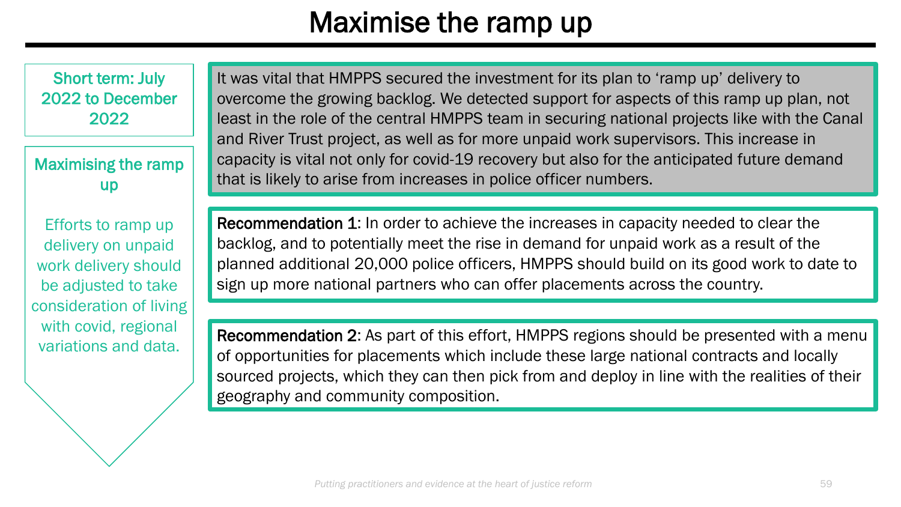# Maximise the ramp up

**Short term: July 2022 to December 2022**

**Maximising the ramp up**

Efforts to ramp up delivery on unpaid work delivery should be adjusted to take consideration of living with covid, regional variations and data.

It was vital that HMPPS secured the investment for its plan to 'ramp up' delivery to overcome the growing backlog. We detected support for aspects of this ramp up plan, not least in the role of the central HMPPS team in securing national projects like with the Canal and River Trust project, as well as for more unpaid work supervisors. This increase in capacity is vital not only for covid-19 recovery but also for the anticipated future demand that is likely to arise from increases in police officer numbers.

**Recommendation 1**: In order to achieve the increases in capacity needed to clear the backlog, and to potentially meet the rise in demand for unpaid work as a result of the planned additional 20,000 police officers, HMPPS should build on its good work to date to sign up more national partners who can offer placements across the country.

**Recommendation 2**: As part of this effort, HMPPS regions should be presented with a menu of opportunities for placements which include these large national contracts and locally sourced projects, which they can then pick from and deploy in line with the realities of their geography and community composition.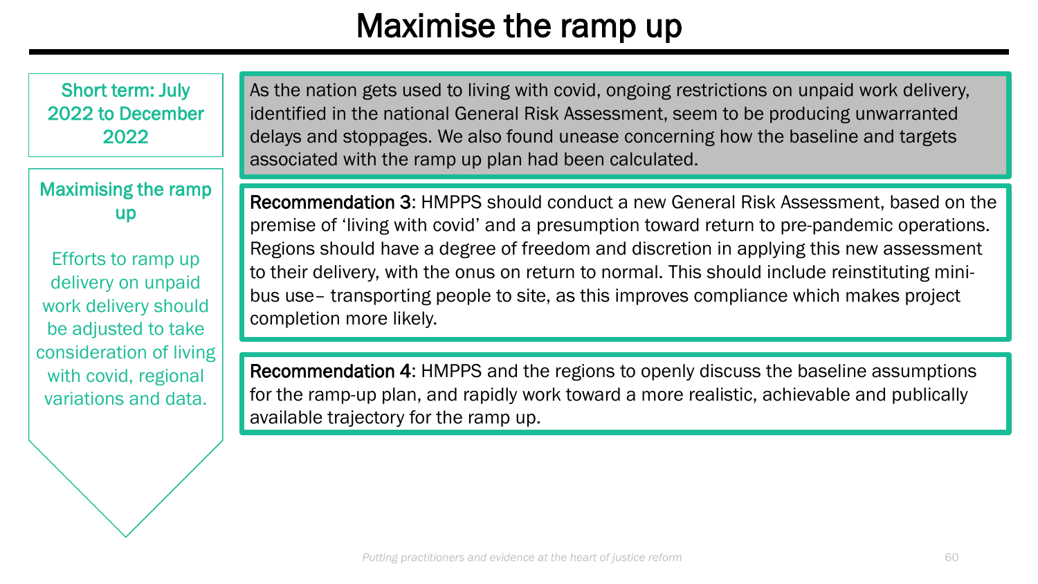# Maximise the ramp up

**Short term: July 2022 to December 2022**

**Maximising the ramp up**

Efforts to ramp up delivery on unpaid work delivery should be adjusted to take consideration of living with covid, regional variations and data.

As the nation gets used to living with covid, ongoing restrictions on unpaid work delivery, identified in the national General Risk Assessment, seem to be producing unwarranted delays and stoppages. We also found unease concerning how the baseline and targets associated with the ramp up plan had been calculated.

**Recommendation 3**: HMPPS should conduct a new General Risk Assessment, based on the premise of 'living with covid' and a presumption toward return to pre-pandemic operations. Regions should have a degree of freedom and discretion in applying this new assessment to their delivery, with the onus on return to normal. This should include reinstituting mini-bus use– transporting people to site, as this improves compliance which makes project completion more likely.

**Recommendation 4**: HMPPS and the regions to openly discuss the baseline assumptions for the ramp-up plan, and rapidly work toward a more realistic, achievable and publically available trajectory for the ramp up.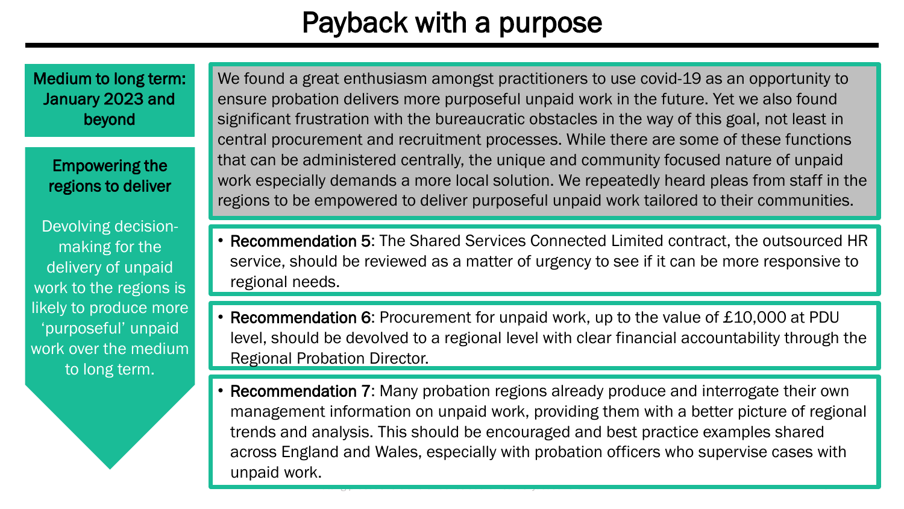# Payback with a purpose

**Medium to long term: January 2023 and beyond**

**Empowering the regions to deliver**

Devolving decision-making for the delivery of unpaid work to the regions is likely to produce more 'purposeful' unpaid work over the medium to long term.

We found a great enthusiasm amongst practitioners to use covid-19 as an opportunity to ensure probation delivers more purposeful unpaid work in the future. Yet we also found significant frustration with the bureaucratic obstacles in the way of this goal, not least in central procurement and recruitment processes. While there are some of these functions that can be administered centrally, the unique and community focused nature of unpaid work especially demands a more local solution. We repeatedly heard pleas from staff in the regions to be empowered to deliver purposeful unpaid work tailored to their communities.

- **Recommendation 5**: The Shared Services Connected Limited contract, the outsourced HR service, should be reviewed as a matter of urgency to see if it can be more responsive to regional needs.

- **Recommendation 6**: Procurement for unpaid work, up to the value of £10,000 at PDU level, should be devolved to a regional level with clear financial accountability through the Regional Probation Director.

- **Recommendation 7**: Many probation regions already produce and interrogate their own management information on unpaid work, providing them with a better picture of regional trends and analysis. This should be encouraged and best practice examples shared across England and Wales, especially with probation officers who supervise cases with unpaid work.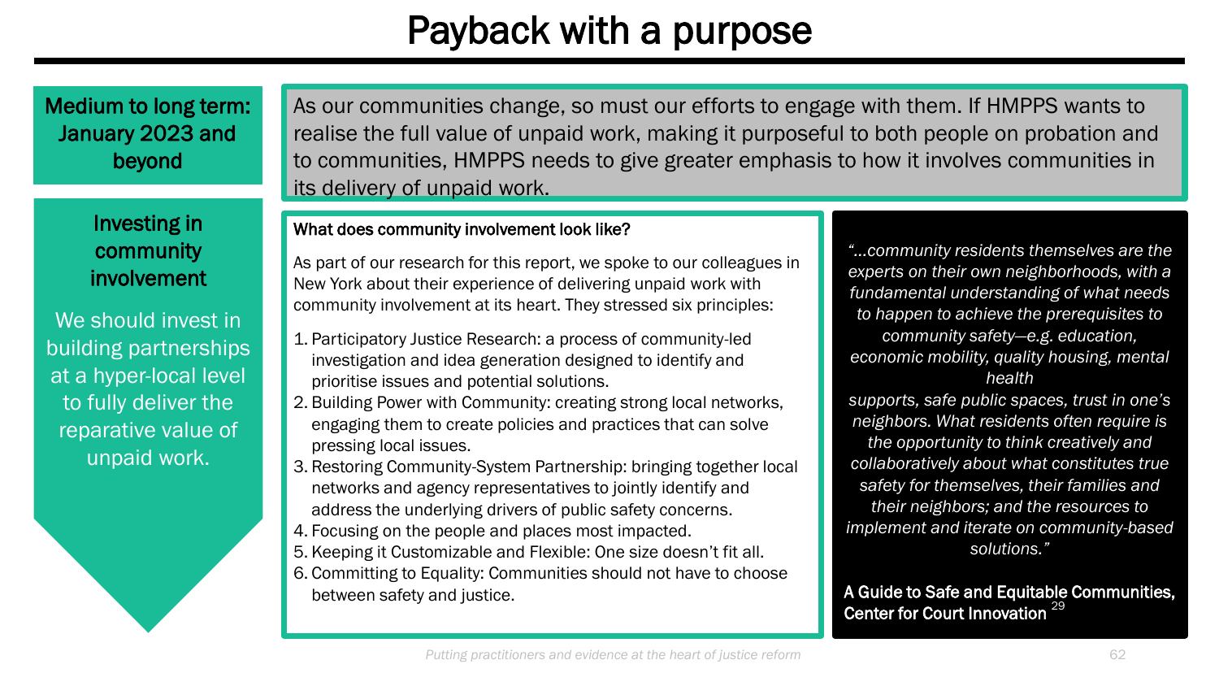# Payback with a purpose

**Medium to long term: January 2023 and beyond**

As our communities change, so must our efforts to engage with them. If HMPPS wants to realise the full value of unpaid work, making it purposeful to both people on probation and to communities, HMPPS needs to give greater emphasis to how it involves communities in its delivery of unpaid work.

**Investing in community involvement**

We should invest in building partnerships at a hyper-local level to fully deliver the reparative value of unpaid work.

**What does community involvement look like?**

As part of our research for this report, we spoke to our colleagues in New York about their experience of delivering unpaid work with community involvement at its heart. They stressed six principles:

1. Participatory Justice Research: a process of community-led investigation and idea generation designed to identify and prioritise issues and potential solutions.
2. Building Power with Community: creating strong local networks, engaging them to create policies and practices that can solve pressing local issues.
3. Restoring Community-System Partnership: bringing together local networks and agency representatives to jointly identify and address the underlying drivers of public safety concerns.
4. Focusing on the people and places most impacted.
5. Keeping it Customizable and Flexible: One size doesn't fit all.
6. Committing to Equality: Communities should not have to choose between safety and justice.

*"...community residents themselves are the experts on their own neighborhoods, with a fundamental understanding of what needs to happen to achieve the prerequisites to community safety—e.g. education, economic mobility, quality housing, mental health supports, safe public spaces, trust in one's neighbors. What residents often require is the opportunity to think creatively and collaboratively about what constitutes true safety for themselves, their families and their neighbors; and the resources to implement and iterate on community-based solutions."*

**A Guide to Safe and Equitable Communities, Center for Court Innovation** [29]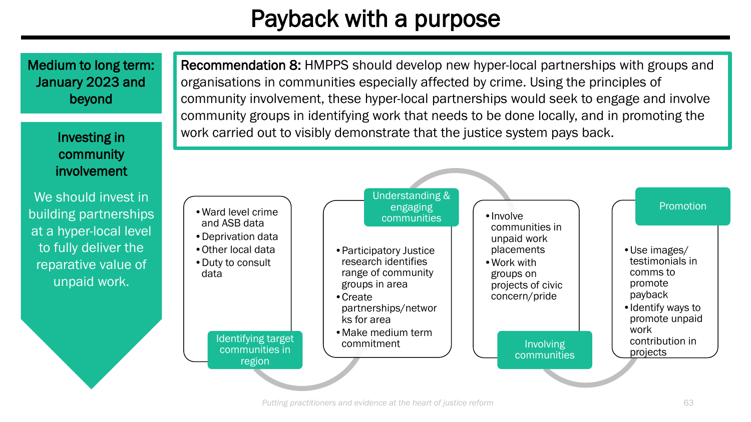# Payback with a purpose

**Medium to long term: January 2023 and beyond**

**Investing in community involvement**

We should invest in building partnerships at a hyper-local level to fully deliver the reparative value of unpaid work.

**Recommendation 8:** HMPPS should develop new hyper-local partnerships with groups and organisations in communities especially affected by crime. Using the principles of community involvement, these hyper-local partnerships would seek to engage and involve community groups in identifying work that needs to be done locally, and in promoting the work carried out to visibly demonstrate that the justice system pays back.

**Identifying target communities in region**

- Ward level crime and ASB data
- Deprivation data
- Other local data
- Duty to consult data

**Understanding & engaging communities**

- Participatory Justice research identifies range of community groups in area
- Create partnerships/networks for area
- Make medium term commitment

**Involving communities**

- Involve communities in unpaid work placements
- Work with groups on projects of civic concern/pride

**Promotion**

- Use images/ testimonials in comms to promote payback
- Identify ways to promote unpaid work contribution in projects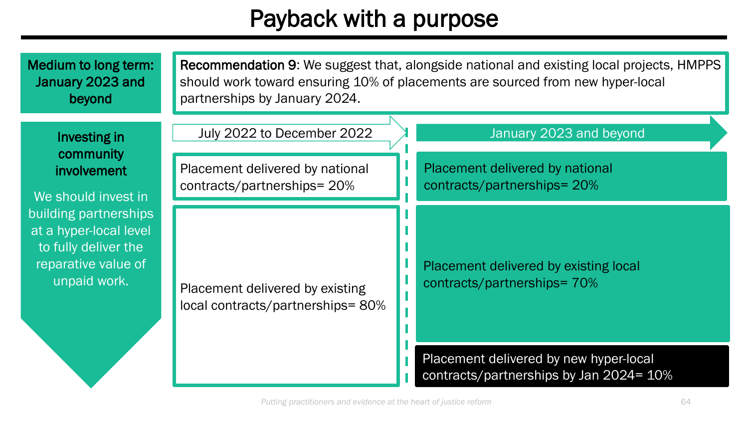# Payback with a purpose

**Medium to long term: January 2023 and beyond**

**Recommendation 9**: We suggest that, alongside national and existing local projects, HMPPS should work toward ensuring 10% of placements are sourced from new hyper-local partnerships by January 2024.

**Investing in community involvement**

We should invest in building partnerships at a hyper-local level to fully deliver the reparative value of unpaid work.

| July 2022 to December 2022 | January 2023 and beyond |
|---|---|
| Placement delivered by national contracts/partnerships= 20% | Placement delivered by national contracts/partnerships= 20% |
| Placement delivered by existing local contracts/partnerships= 80% | Placement delivered by existing local contracts/partnerships= 70% |
| | Placement delivered by new hyper-local contracts/partnerships by Jan 2024= 10% |

*Putting practitioners and evidence at the heart of justice reform*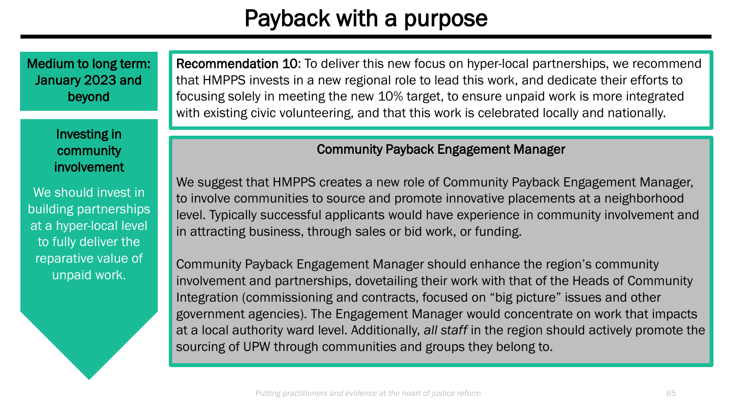# Payback with a purpose

**Medium to long term: January 2023 and beyond**

**Investing in community involvement**

We should invest in building partnerships at a hyper-local level to fully deliver the reparative value of unpaid work.

**Recommendation 10**: To deliver this new focus on hyper-local partnerships, we recommend that HMPPS invests in a new regional role to lead this work, and dedicate their efforts to focusing solely in meeting the new 10% target, to ensure unpaid work is more integrated with existing civic volunteering, and that this work is celebrated locally and nationally.

### Community Payback Engagement Manager

We suggest that HMPPS creates a new role of Community Payback Engagement Manager, to involve communities to source and promote innovative placements at a neighborhood level. Typically successful applicants would have experience in community involvement and in attracting business, through sales or bid work, or funding.

Community Payback Engagement Manager should enhance the region's community involvement and partnerships, dovetailing their work with that of the Heads of Community Integration (commissioning and contracts, focused on "big picture" issues and other government agencies). The Engagement Manager would concentrate on work that impacts at a local authority ward level. Additionally, *all staff* in the region should actively promote the sourcing of UPW through communities and groups they belong to.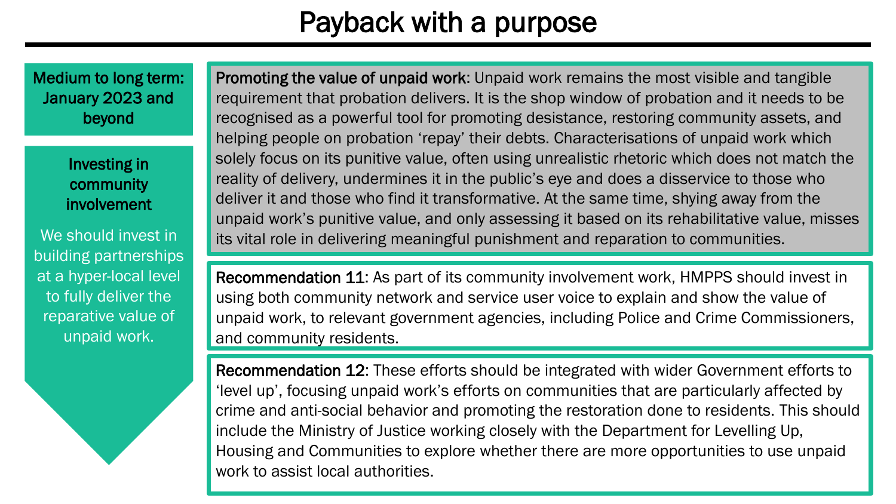# Payback with a purpose

**Medium to long term: January 2023 and beyond**

**Investing in community involvement**

We should invest in building partnerships at a hyper-local level to fully deliver the reparative value of unpaid work.

**Promoting the value of unpaid work**: Unpaid work remains the most visible and tangible requirement that probation delivers. It is the shop window of probation and it needs to be recognised as a powerful tool for promoting desistance, restoring community assets, and helping people on probation 'repay' their debts. Characterisations of unpaid work which solely focus on its punitive value, often using unrealistic rhetoric which does not match the reality of delivery, undermines it in the public's eye and does a disservice to those who deliver it and those who find it transformative. At the same time, shying away from the unpaid work's punitive value, and only assessing it based on its rehabilitative value, misses its vital role in delivering meaningful punishment and reparation to communities.

**Recommendation 11**: As part of its community involvement work, HMPPS should invest in using both community network and service user voice to explain and show the value of unpaid work, to relevant government agencies, including Police and Crime Commissioners, and community residents.

**Recommendation 12**: These efforts should be integrated with wider Government efforts to 'level up', focusing unpaid work's efforts on communities that are particularly affected by crime and anti-social behavior and promoting the restoration done to residents. This should include the Ministry of Justice working closely with the Department for Levelling Up, Housing and Communities to explore whether there are more opportunities to use unpaid work to assist local authorities.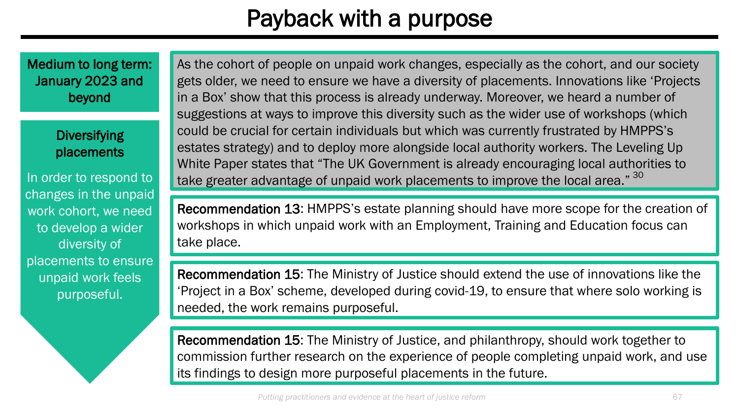# Payback with a purpose

**Medium to long term: January 2023 and beyond**

**Diversifying placements**

In order to respond to changes in the unpaid work cohort, we need to develop a wider diversity of placements to ensure unpaid work feels purposeful.

As the cohort of people on unpaid work changes, especially as the cohort, and our society gets older, we need to ensure we have a diversity of placements. Innovations like 'Projects in a Box' show that this process is already underway. Moreover, we heard a number of suggestions at ways to improve this diversity such as the wider use of workshops (which could be crucial for certain individuals but which was currently frustrated by HMPPS's estates strategy) and to deploy more alongside local authority workers. The Leveling Up White Paper states that "The UK Government is already encouraging local authorities to take greater advantage of unpaid work placements to improve the local area." [30]

**Recommendation 13**: HMPPS's estate planning should have more scope for the creation of workshops in which unpaid work with an Employment, Training and Education focus can take place.

**Recommendation 15**: The Ministry of Justice should extend the use of innovations like the 'Project in a Box' scheme, developed during covid-19, to ensure that where solo working is needed, the work remains purposeful.

**Recommendation 15**: The Ministry of Justice, and philanthropy, should work together to commission further research on the experience of people completing unpaid work, and use its findings to design more purposeful placements in the future.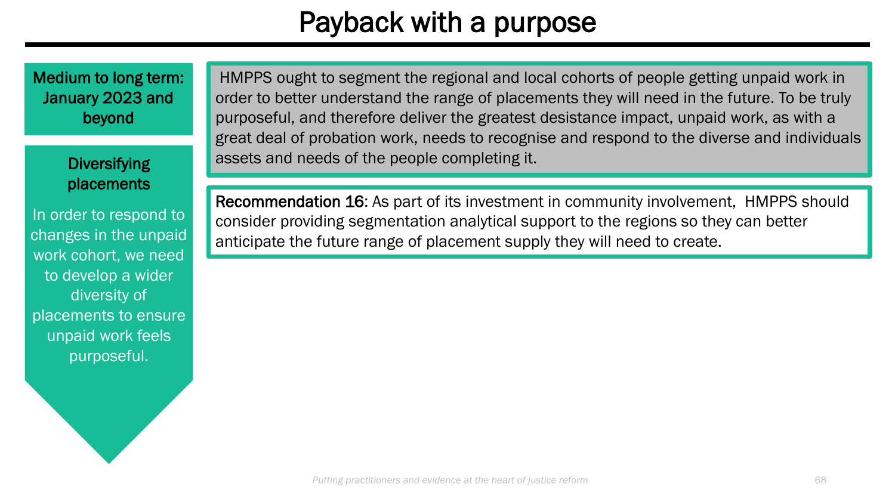# Payback with a purpose

**Medium to long term: January 2023 and beyond**

**Diversifying placements**

In order to respond to changes in the unpaid work cohort, we need to develop a wider diversity of placements to ensure unpaid work feels purposeful.

HMPPS ought to segment the regional and local cohorts of people getting unpaid work in order to better understand the range of placements they will need in the future. To be truly purposeful, and therefore deliver the greatest desistance impact, unpaid work, as with a great deal of probation work, needs to recognise and respond to the diverse and individuals assets and needs of the people completing it.

**Recommendation 16**: As part of its investment in community involvement, HMPPS should consider providing segmentation analytical support to the regions so they can better anticipate the future range of placement supply they will need to create.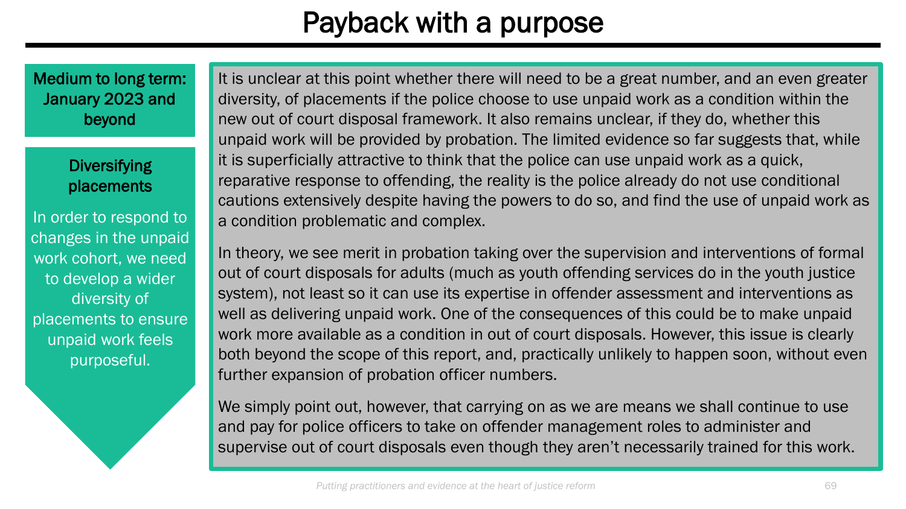# Payback with a purpose

**Medium to long term: January 2023 and beyond**

**Diversifying placements**

In order to respond to changes in the unpaid work cohort, we need to develop a wider diversity of placements to ensure unpaid work feels purposeful.

It is unclear at this point whether there will need to be a great number, and an even greater diversity, of placements if the police choose to use unpaid work as a condition within the new out of court disposal framework. It also remains unclear, if they do, whether this unpaid work will be provided by probation. The limited evidence so far suggests that, while it is superficially attractive to think that the police can use unpaid work as a quick, reparative response to offending, the reality is the police already do not use conditional cautions extensively despite having the powers to do so, and find the use of unpaid work as a condition problematic and complex.

In theory, we see merit in probation taking over the supervision and interventions of formal out of court disposals for adults (much as youth offending services do in the youth justice system), not least so it can use its expertise in offender assessment and interventions as well as delivering unpaid work. One of the consequences of this could be to make unpaid work more available as a condition in out of court disposals. However, this issue is clearly both beyond the scope of this report, and, practically unlikely to happen soon, without even further expansion of probation officer numbers.

We simply point out, however, that carrying on as we are means we shall continue to use and pay for police officers to take on offender management roles to administer and supervise out of court disposals even though they aren't necessarily trained for this work.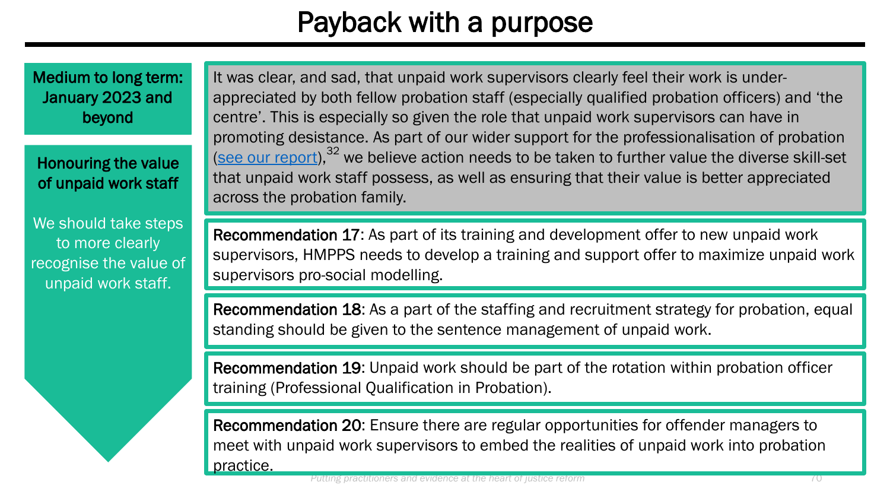# Payback with a purpose

**Medium to long term: January 2023 and beyond**

**Honouring the value of unpaid work staff**

We should take steps to more clearly recognise the value of unpaid work staff.

It was clear, and sad, that unpaid work supervisors clearly feel their work is under-appreciated by both fellow probation staff (especially qualified probation officers) and 'the centre'. This is especially so given the role that unpaid work supervisors can have in promoting desistance. As part of our wider support for the professionalisation of probation (see our report),[32] we believe action needs to be taken to further value the diverse skill-set that unpaid work staff possess, as well as ensuring that their value is better appreciated across the probation family.

**Recommendation 17**: As part of its training and development offer to new unpaid work supervisors, HMPPS needs to develop a training and support offer to maximize unpaid work supervisors pro-social modelling.

**Recommendation 18**: As a part of the staffing and recruitment strategy for probation, equal standing should be given to the sentence management of unpaid work.

**Recommendation 19**: Unpaid work should be part of the rotation within probation officer training (Professional Qualification in Probation).

**Recommendation 20**: Ensure there are regular opportunities for offender managers to meet with unpaid work supervisors to embed the realities of unpaid work into probation practice.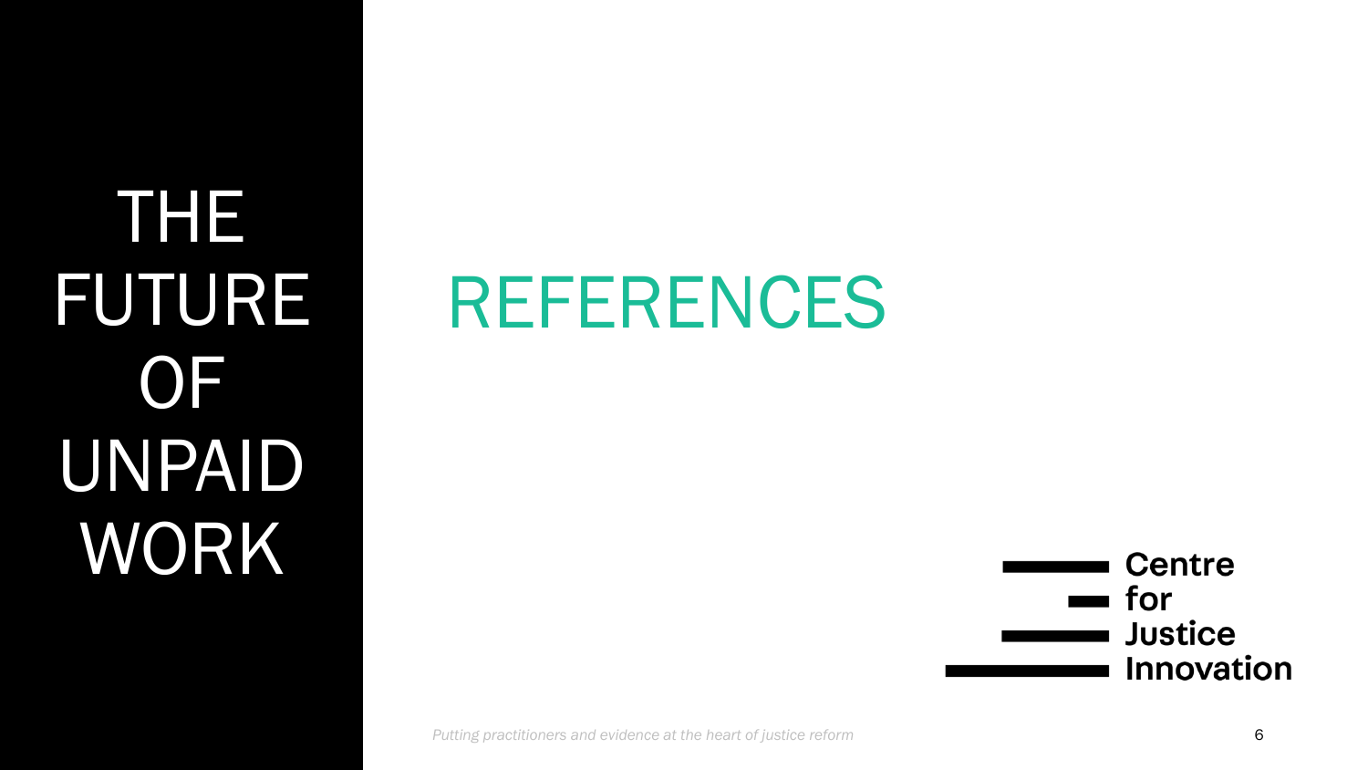THE FUTURE OF UNPAID WORK

# REFERENCES

Centre for Justice Innovation

*Putting practitioners and evidence at the heart of justice reform*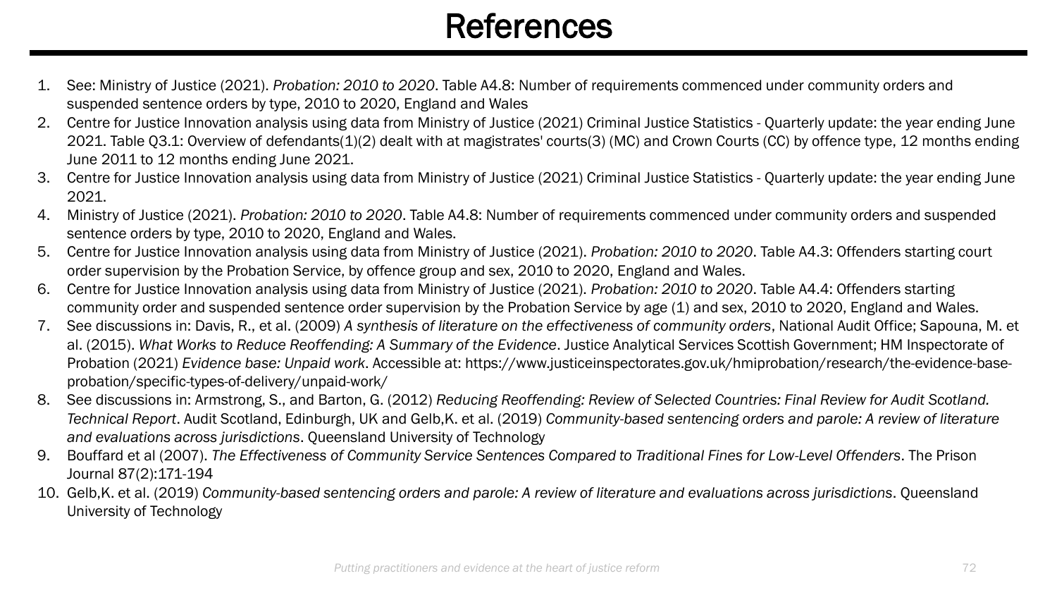# References

1. See: Ministry of Justice (2021). *Probation: 2010 to 2020*. Table A4.8: Number of requirements commenced under community orders and suspended sentence orders by type, 2010 to 2020, England and Wales
2. Centre for Justice Innovation analysis using data from Ministry of Justice (2021) Criminal Justice Statistics - Quarterly update: the year ending June 2021. Table Q3.1: Overview of defendants(1)(2) dealt with at magistrates' courts(3) (MC) and Crown Courts (CC) by offence type, 12 months ending June 2011 to 12 months ending June 2021.
3. Centre for Justice Innovation analysis using data from Ministry of Justice (2021) Criminal Justice Statistics - Quarterly update: the year ending June 2021.
4. Ministry of Justice (2021). *Probation: 2010 to 2020*. Table A4.8: Number of requirements commenced under community orders and suspended sentence orders by type, 2010 to 2020, England and Wales.
5. Centre for Justice Innovation analysis using data from Ministry of Justice (2021). *Probation: 2010 to 2020*. Table A4.3: Offenders starting court order supervision by the Probation Service, by offence group and sex, 2010 to 2020, England and Wales.
6. Centre for Justice Innovation analysis using data from Ministry of Justice (2021). *Probation: 2010 to 2020*. Table A4.4: Offenders starting community order and suspended sentence order supervision by the Probation Service by age (1) and sex, 2010 to 2020, England and Wales.
7. See discussions in: Davis, R., et al. (2009) *A synthesis of literature on the effectiveness of community orders*, National Audit Office; Sapouna, M. et al. (2015). *What Works to Reduce Reoffending: A Summary of the Evidence*. Justice Analytical Services Scottish Government; HM Inspectorate of Probation (2021) *Evidence base: Unpaid work*. Accessible at: https://www.justiceinspectorates.gov.uk/hmiprobation/research/the-evidence-base-probation/specific-types-of-delivery/unpaid-work/
8. See discussions in: Armstrong, S., and Barton, G. (2012) *Reducing Reoffending: Review of Selected Countries: Final Review for Audit Scotland. Technical Report*. Audit Scotland, Edinburgh, UK and Gelb,K. et al. (2019) *Community-based sentencing orders and parole: A review of literature and evaluations across jurisdictions*. Queensland University of Technology
9. Bouffard et al (2007). *The Effectiveness of Community Service Sentences Compared to Traditional Fines for Low-Level Offenders*. The Prison Journal 87(2):171-194
10. Gelb,K. et al. (2019) *Community-based sentencing orders and parole: A review of literature and evaluations across jurisdictions*. Queensland University of Technology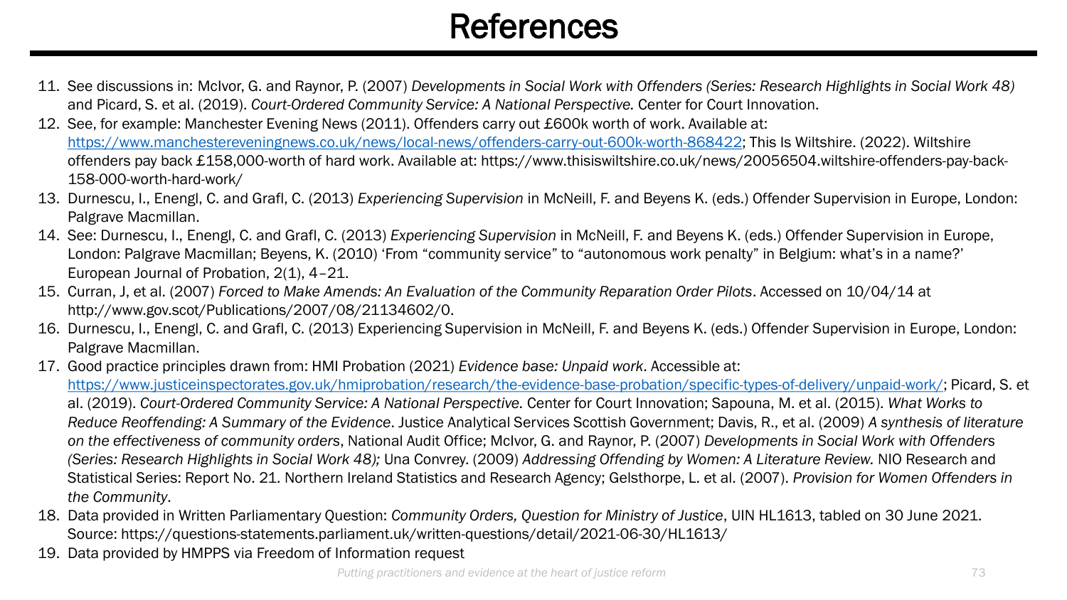# References

11. See discussions in: McIvor, G. and Raynor, P. (2007) *Developments in Social Work with Offenders (Series: Research Highlights in Social Work 48)* and Picard, S. et al. (2019). *Court-Ordered Community Service: A National Perspective.* Center for Court Innovation.
12. See, for example: Manchester Evening News (2011). Offenders carry out £600k worth of work. Available at: [https://www.manchestereveningnews.co.uk/news/local-news/offenders-carry-out-600k-worth-868422](https://www.manchestereveningnews.co.uk/news/local-news/offenders-carry-out-600k-worth-868422); This Is Wiltshire. (2022). Wiltshire offenders pay back £158,000-worth of hard work. Available at: https://www.thisiswiltshire.co.uk/news/20056504.wiltshire-offenders-pay-back-158-000-worth-hard-work/
13. Durnescu, I., Enengl, C. and Grafl, C. (2013) *Experiencing Supervision* in McNeill, F. and Beyens K. (eds.) Offender Supervision in Europe, London: Palgrave Macmillan.
14. See: Durnescu, I., Enengl, C. and Grafl, C. (2013) *Experiencing Supervision* in McNeill, F. and Beyens K. (eds.) Offender Supervision in Europe, London: Palgrave Macmillan; Beyens, K. (2010) 'From "community service" to "autonomous work penalty" in Belgium: what's in a name?' European Journal of Probation, 2(1), 4–21.
15. Curran, J, et al. (2007) *Forced to Make Amends: An Evaluation of the Community Reparation Order Pilots*. Accessed on 10/04/14 at http://www.gov.scot/Publications/2007/08/21134602/0.
16. Durnescu, I., Enengl, C. and Grafl, C. (2013) Experiencing Supervision in McNeill, F. and Beyens K. (eds.) Offender Supervision in Europe, London: Palgrave Macmillan.
17. Good practice principles drawn from: HMI Probation (2021) *Evidence base: Unpaid work*. Accessible at: [https://www.justiceinspectorates.gov.uk/hmiprobation/research/the-evidence-base-probation/specific-types-of-delivery/unpaid-work/](https://www.justiceinspectorates.gov.uk/hmiprobation/research/the-evidence-base-probation/specific-types-of-delivery/unpaid-work/); Picard, S. et al. (2019). *Court-Ordered Community Service: A National Perspective.* Center for Court Innovation; Sapouna, M. et al. (2015). *What Works to Reduce Reoffending: A Summary of the Evidence*. Justice Analytical Services Scottish Government; Davis, R., et al. (2009) *A synthesis of literature on the effectiveness of community orders*, National Audit Office; McIvor, G. and Raynor, P. (2007) *Developments in Social Work with Offenders (Series: Research Highlights in Social Work 48);* Una Convrey. (2009) *Addressing Offending by Women: A Literature Review.* NIO Research and Statistical Series: Report No. 21. Northern Ireland Statistics and Research Agency; Gelsthorpe, L. et al. (2007). *Provision for Women Offenders in the Community*.
18. Data provided in Written Parliamentary Question: *Community Orders, Question for Ministry of Justice*, UIN HL1613, tabled on 30 June 2021. Source: https://questions-statements.parliament.uk/written-questions/detail/2021-06-30/HL1613/
19. Data provided by HMPPS via Freedom of Information request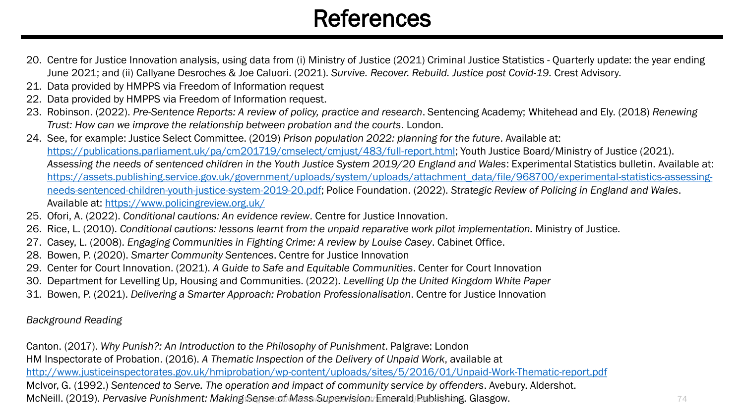# References

20. Centre for Justice Innovation analysis, using data from (i) Ministry of Justice (2021) Criminal Justice Statistics - Quarterly update: the year ending June 2021; and (ii) Callyane Desroches & Joe Caluori. (2021). *Survive. Recover. Rebuild. Justice post Covid-19.* Crest Advisory.
21. Data provided by HMPPS via Freedom of Information request
22. Data provided by HMPPS via Freedom of Information request.
23. Robinson. (2022). *Pre-Sentence Reports: A review of policy, practice and research*. Sentencing Academy; Whitehead and Ely. (2018) *Renewing Trust: How can we improve the relationship between probation and the courts*. London.
24. See, for example: Justice Select Committee. (2019) *Prison population 2022: planning for the future*. Available at: https://publications.parliament.uk/pa/cm201719/cmselect/cmjust/483/full-report.html; Youth Justice Board/Ministry of Justice (2021). *Assessing the needs of sentenced children in the Youth Justice System 2019/20 England and Wales*: Experimental Statistics bulletin. Available at: https://assets.publishing.service.gov.uk/government/uploads/system/uploads/attachment_data/file/968700/experimental-statistics-assessing-needs-sentenced-children-youth-justice-system-2019-20.pdf; Police Foundation. (2022). *Strategic Review of Policing in England and Wales*. Available at: https://www.policingreview.org.uk/
25. Ofori, A. (2022). *Conditional cautions: An evidence review*. Centre for Justice Innovation.
26. Rice, L. (2010). *Conditional cautions: lessons learnt from the unpaid reparative work pilot implementation.* Ministry of Justice.
27. Casey, L. (2008). *Engaging Communities in Fighting Crime: A review by Louise Casey*. Cabinet Office.
28. Bowen, P. (2020). *Smarter Community Sentences*. Centre for Justice Innovation
29. Center for Court Innovation. (2021). *A Guide to Safe and Equitable Communities*. Center for Court Innovation
30. Department for Levelling Up, Housing and Communities. (2022). *Levelling Up the United Kingdom White Paper*
31. Bowen, P. (2021). *Delivering a Smarter Approach: Probation Professionalisation*. Centre for Justice Innovation

*Background Reading*

Canton. (2017). *Why Punish?: An Introduction to the Philosophy of Punishment*. Palgrave: London
HM Inspectorate of Probation. (2016). *A Thematic Inspection of the Delivery of Unpaid Work*, available at http://www.justiceinspectorates.gov.uk/hmiprobation/wp-content/uploads/sites/5/2016/01/Unpaid-Work-Thematic-report.pdf
McIvor, G. (1992.) *Sentenced to Serve. The operation and impact of community service by offenders*. Avebury. Aldershot.
McNeill. (2019). *Pervasive Punishment: Making Sense of Mass Supervision*. Emerald Publishing. Glasgow.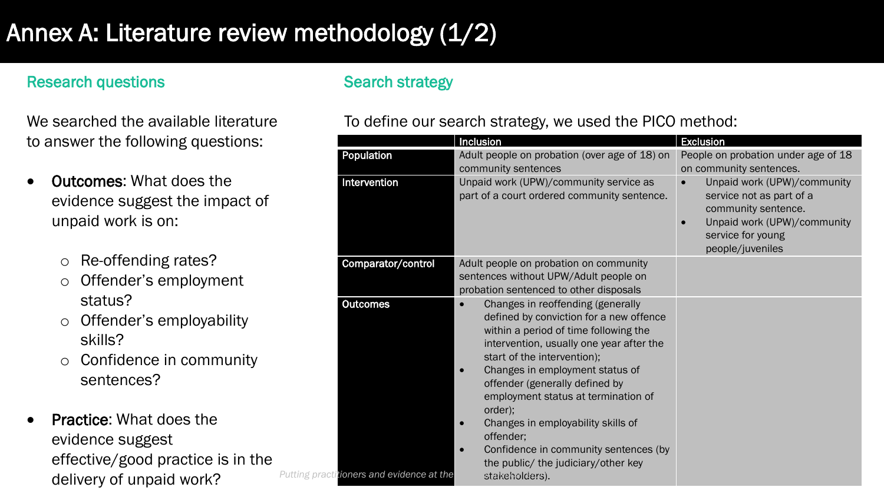# Annex A: Literature review methodology (1/2)

## Research questions

We searched the available literature to answer the following questions:

- **Outcomes**: What does the evidence suggest the impact of unpaid work is on:
  - Re-offending rates?
  - Offender's employment status?
  - Offender's employability skills?
  - Confidence in community sentences?
- **Practice**: What does the evidence suggest effective/good practice is in the delivery of unpaid work?

## Search strategy

To define our search strategy, we used the PICO method:

| | Inclusion | Exclusion |
|---|---|---|
| **Population** | Adult people on probation (over age of 18) on community sentences | People on probation under age of 18 on community sentences. |
| **Intervention** | Unpaid work (UPW)/community service as part of a court ordered community sentence. | • Unpaid work (UPW)/community service not as part of a community sentence.<br>• Unpaid work (UPW)/community service for young people/juveniles |
| **Comparator/control** | Adult people on probation on community sentences without UPW/Adult people on probation sentenced to other disposals | |
| **Outcomes** | • Changes in reoffending (generally defined by conviction for a new offence within a period of time following the intervention, usually one year after the start of the intervention);<br>• Changes in employment status of offender (generally defined by employment status at termination of order);<br>• Changes in employability skills of offender;<br>• Confidence in community sentences (by the public/ the judiciary/other key stakeholders). | |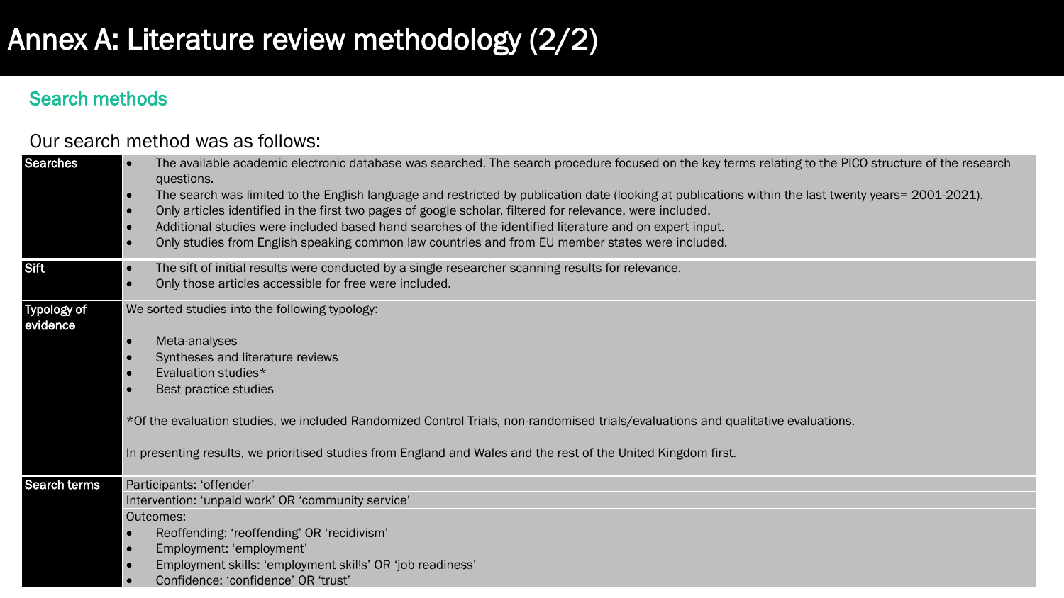# Annex A: Literature review methodology (2/2)

## Search methods

Our search method was as follows:

| | |
|---|---|
| **Searches** | • The available academic electronic database was searched. The search procedure focused on the key terms relating to the PICO structure of the research questions.<br>• The search was limited to the English language and restricted by publication date (looking at publications within the last twenty years= 2001-2021).<br>• Only articles identified in the first two pages of google scholar, filtered for relevance, were included.<br>• Additional studies were included based hand searches of the identified literature and on expert input.<br>• Only studies from English speaking common law countries and from EU member states were included. |
| **Sift** | • The sift of initial results were conducted by a single researcher scanning results for relevance.<br>• Only those articles accessible for free were included. |
| **Typology of evidence** | We sorted studies into the following typology:<br><br>• Meta-analyses<br>• Syntheses and literature reviews<br>• Evaluation studies*<br>• Best practice studies<br><br>*Of the evaluation studies, we included Randomized Control Trials, non-randomised trials/evaluations and qualitative evaluations.<br><br>In presenting results, we prioritised studies from England and Wales and the rest of the United Kingdom first. |
| **Search terms** | Participants: 'offender' |
| | Intervention: 'unpaid work' OR 'community service' |
| | Outcomes:<br>• Reoffending: 'reoffending' OR 'recidivism'<br>• Employment: 'employment'<br>• Employment skills: 'employment skills' OR 'job readiness'<br>• Confidence: 'confidence' OR 'trust' |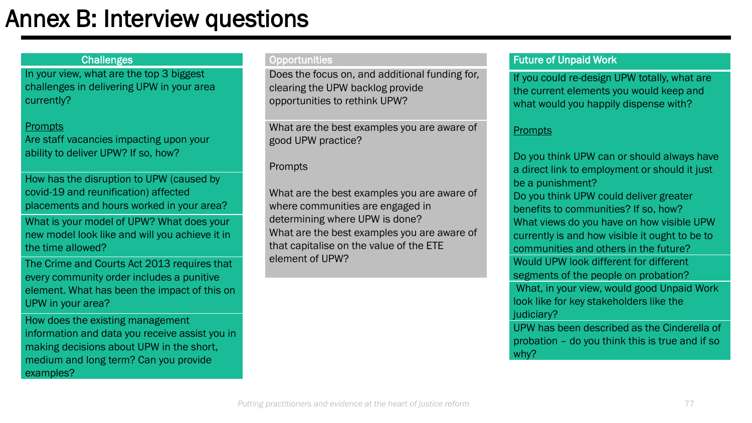# Annex B: Interview questions

## Challenges

In your view, what are the top 3 biggest challenges in delivering UPW in your area currently?

Prompts

Are staff vacancies impacting upon your ability to deliver UPW? If so, how?

How has the disruption to UPW (caused by covid-19 and reunification) affected placements and hours worked in your area?

What is your model of UPW? What does your new model look like and will you achieve it in the time allowed?

The Crime and Courts Act 2013 requires that every community order includes a punitive element. What has been the impact of this on UPW in your area?

How does the existing management information and data you receive assist you in making decisions about UPW in the short, medium and long term? Can you provide examples?

## Opportunities

Does the focus on, and additional funding for, clearing the UPW backlog provide opportunities to rethink UPW?

What are the best examples you are aware of good UPW practice?

Prompts

What are the best examples you are aware of where communities are engaged in determining where UPW is done?

What are the best examples you are aware of that capitalise on the value of the ETE element of UPW?

## Future of Unpaid Work

If you could re-design UPW totally, what are the current elements you would keep and what would you happily dispense with?

Prompts

Do you think UPW can or should always have a direct link to employment or should it just be a punishment?

Do you think UPW could deliver greater benefits to communities? If so, how?

What views do you have on how visible UPW currently is and how visible it ought to be to communities and others in the future?

Would UPW look different for different segments of the people on probation?

What, in your view, would good Unpaid Work look like for key stakeholders like the judiciary?

UPW has been described as the Cinderella of probation – do you think this is true and if so why?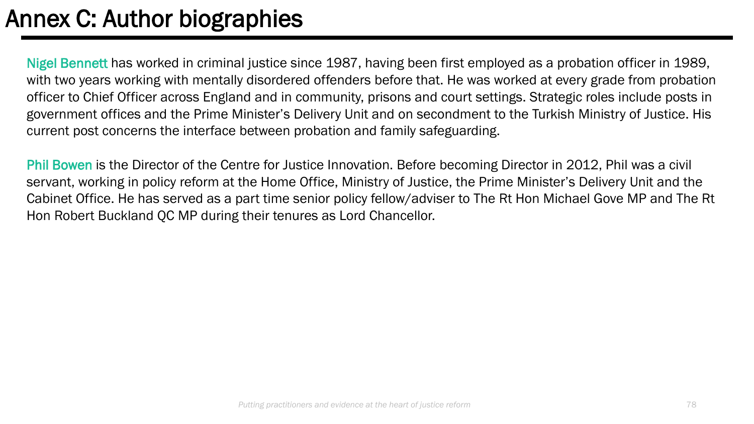# Annex C: Author biographies

Nigel Bennett has worked in criminal justice since 1987, having been first employed as a probation officer in 1989, with two years working with mentally disordered offenders before that. He was worked at every grade from probation officer to Chief Officer across England and in community, prisons and court settings. Strategic roles include posts in government offices and the Prime Minister's Delivery Unit and on secondment to the Turkish Ministry of Justice. His current post concerns the interface between probation and family safeguarding.

Phil Bowen is the Director of the Centre for Justice Innovation. Before becoming Director in 2012, Phil was a civil servant, working in policy reform at the Home Office, Ministry of Justice, the Prime Minister's Delivery Unit and the Cabinet Office. He has served as a part time senior policy fellow/adviser to The Rt Hon Michael Gove MP and The Rt Hon Robert Buckland QC MP during their tenures as Lord Chancellor.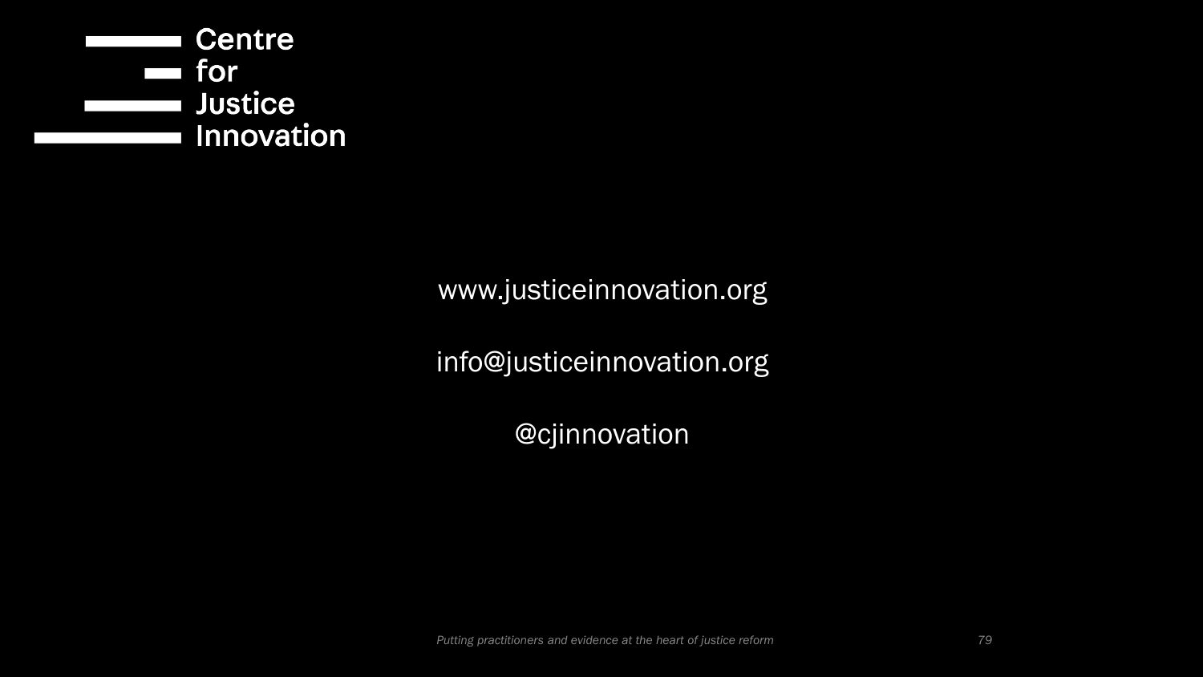Centre
for
Justice
Innovation

www.justiceinnovation.org

info@justiceinnovation.org

@cjinnovation